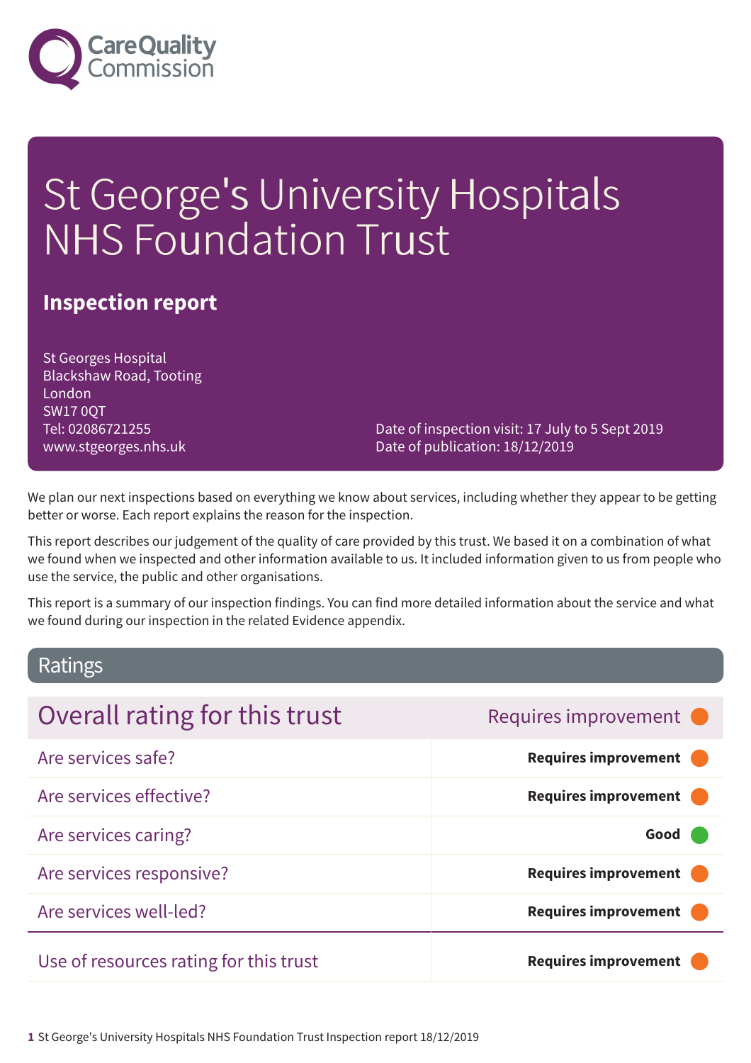Care Quality Commission

# St George's University Hospitals NHS Foundation Trust

## Inspection report

St Georges Hospital
Blackshaw Road, Tooting
London
SW17 0QT
Tel: 02086721255
www.stgeorges.nhs.uk

Date of inspection visit: 17 July to 5 Sept 2019
Date of publication: 18/12/2019

We plan our next inspections based on everything we know about services, including whether they appear to be getting better or worse. Each report explains the reason for the inspection.

This report describes our judgement of the quality of care provided by this trust. We based it on a combination of what we found when we inspected and other information available to us. It included information given to us from people who use the service, the public and other organisations.

This report is a summary of our inspection findings. You can find more detailed information about the service and what we found during our inspection in the related Evidence appendix.

## Ratings

| Overall rating for this trust | Requires improvement |
| --- | --- |
| Are services safe? | **Requires improvement** |
| Are services effective? | **Requires improvement** |
| Are services caring? | **Good** |
| Are services responsive? | **Requires improvement** |
| Are services well-led? | **Requires improvement** |
| Use of resources rating for this trust | **Requires improvement** |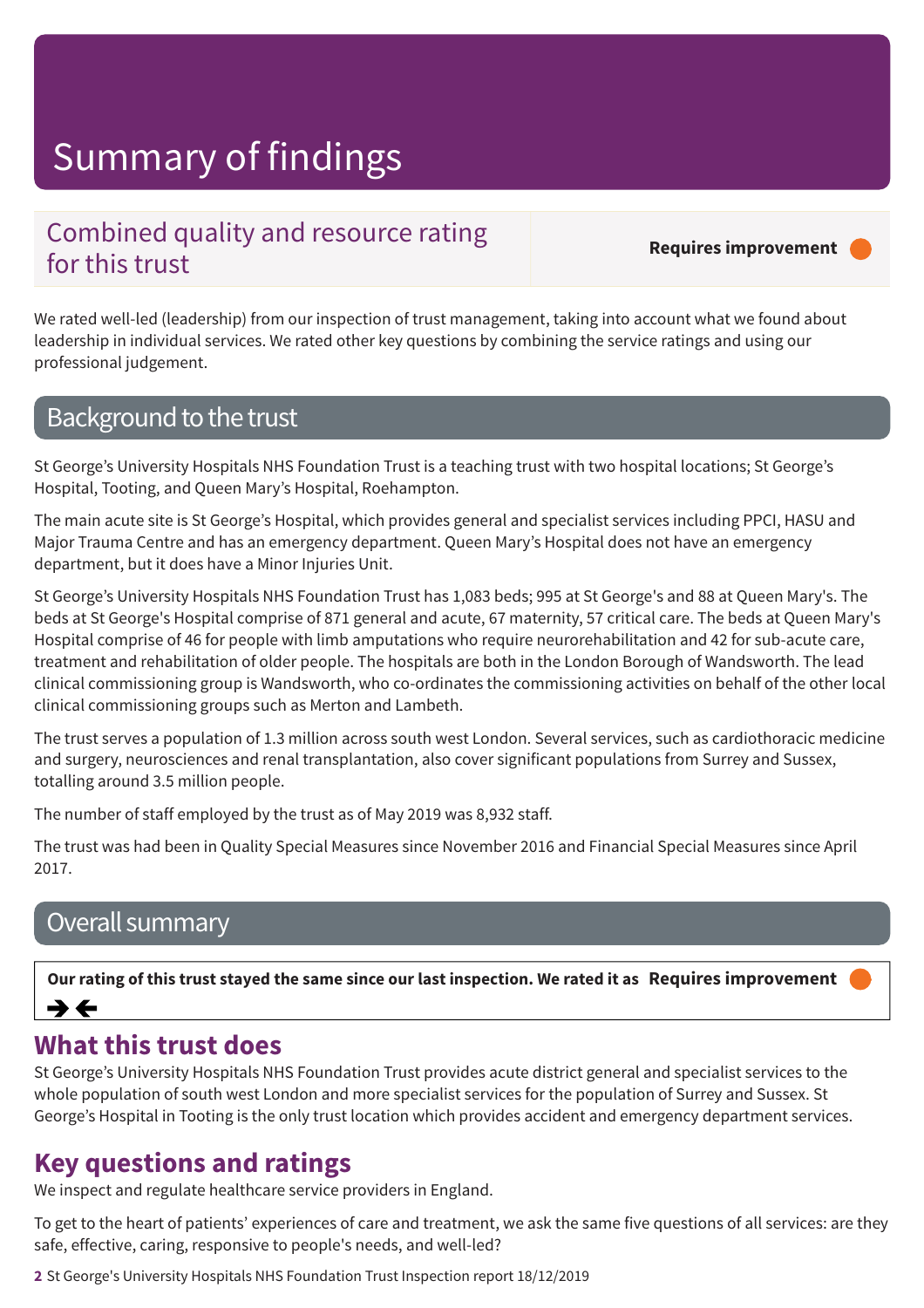# Summary of findings

## Combined quality and resource rating for this trust

**Requires improvement**

We rated well-led (leadership) from our inspection of trust management, taking into account what we found about leadership in individual services. We rated other key questions by combining the service ratings and using our professional judgement.

## Background to the trust

St George's University Hospitals NHS Foundation Trust is a teaching trust with two hospital locations; St George's Hospital, Tooting, and Queen Mary's Hospital, Roehampton.

The main acute site is St George's Hospital, which provides general and specialist services including PPCI, HASU and Major Trauma Centre and has an emergency department. Queen Mary's Hospital does not have an emergency department, but it does have a Minor Injuries Unit.

St George's University Hospitals NHS Foundation Trust has 1,083 beds; 995 at St George's and 88 at Queen Mary's. The beds at St George's Hospital comprise of 871 general and acute, 67 maternity, 57 critical care. The beds at Queen Mary's Hospital comprise of 46 for people with limb amputations who require neurorehabilitation and 42 for sub-acute care, treatment and rehabilitation of older people. The hospitals are both in the London Borough of Wandsworth. The lead clinical commissioning group is Wandsworth, who co-ordinates the commissioning activities on behalf of the other local clinical commissioning groups such as Merton and Lambeth.

The trust serves a population of 1.3 million across south west London. Several services, such as cardiothoracic medicine and surgery, neurosciences and renal transplantation, also cover significant populations from Surrey and Sussex, totalling around 3.5 million people.

The number of staff employed by the trust as of May 2019 was 8,932 staff.

The trust was had been in Quality Special Measures since November 2016 and Financial Special Measures since April 2017.

## Overall summary

**Our rating of this trust stayed the same since our last inspection. We rated it as Requires improvement**

➔ ←

## What this trust does

St George's University Hospitals NHS Foundation Trust provides acute district general and specialist services to the whole population of south west London and more specialist services for the population of Surrey and Sussex. St George's Hospital in Tooting is the only trust location which provides accident and emergency department services.

## Key questions and ratings

We inspect and regulate healthcare service providers in England.

To get to the heart of patients' experiences of care and treatment, we ask the same five questions of all services: are they safe, effective, caring, responsive to people's needs, and well-led?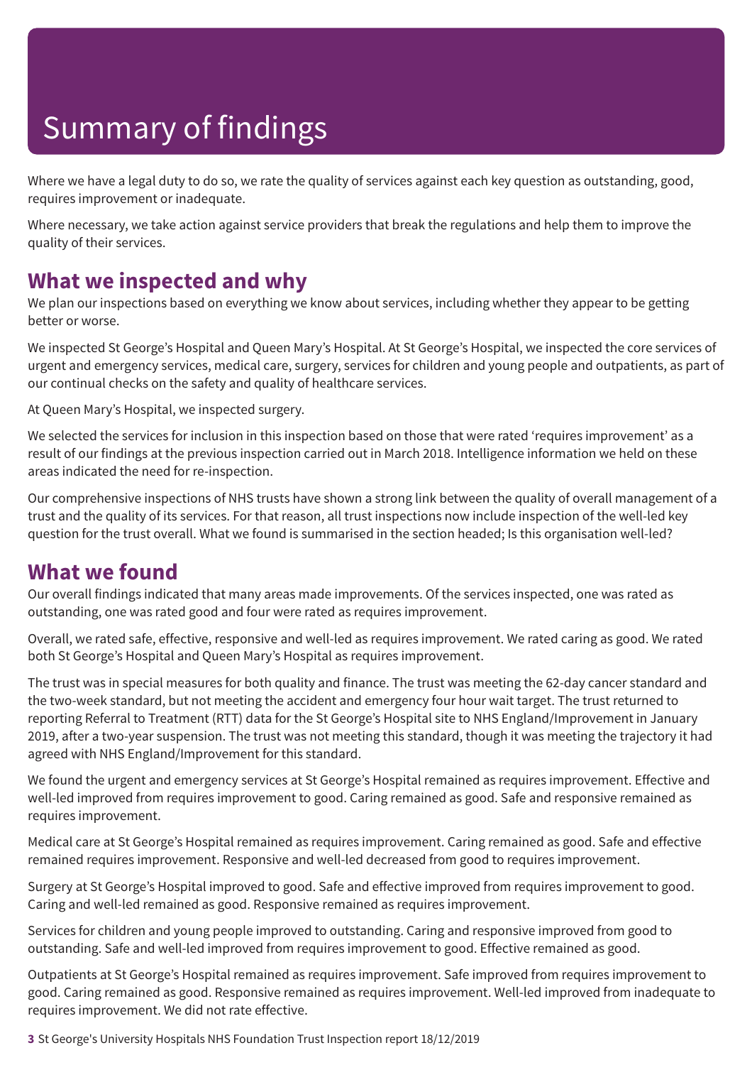# Summary of findings

Where we have a legal duty to do so, we rate the quality of services against each key question as outstanding, good, requires improvement or inadequate.

Where necessary, we take action against service providers that break the regulations and help them to improve the quality of their services.

## What we inspected and why

We plan our inspections based on everything we know about services, including whether they appear to be getting better or worse.

We inspected St George's Hospital and Queen Mary's Hospital. At St George's Hospital, we inspected the core services of urgent and emergency services, medical care, surgery, services for children and young people and outpatients, as part of our continual checks on the safety and quality of healthcare services.

At Queen Mary's Hospital, we inspected surgery.

We selected the services for inclusion in this inspection based on those that were rated 'requires improvement' as a result of our findings at the previous inspection carried out in March 2018. Intelligence information we held on these areas indicated the need for re-inspection.

Our comprehensive inspections of NHS trusts have shown a strong link between the quality of overall management of a trust and the quality of its services. For that reason, all trust inspections now include inspection of the well-led key question for the trust overall. What we found is summarised in the section headed; Is this organisation well-led?

## What we found

Our overall findings indicated that many areas made improvements. Of the services inspected, one was rated as outstanding, one was rated good and four were rated as requires improvement.

Overall, we rated safe, effective, responsive and well-led as requires improvement. We rated caring as good. We rated both St George's Hospital and Queen Mary's Hospital as requires improvement.

The trust was in special measures for both quality and finance. The trust was meeting the 62-day cancer standard and the two-week standard, but not meeting the accident and emergency four hour wait target. The trust returned to reporting Referral to Treatment (RTT) data for the St George's Hospital site to NHS England/Improvement in January 2019, after a two-year suspension. The trust was not meeting this standard, though it was meeting the trajectory it had agreed with NHS England/Improvement for this standard.

We found the urgent and emergency services at St George's Hospital remained as requires improvement. Effective and well-led improved from requires improvement to good. Caring remained as good. Safe and responsive remained as requires improvement.

Medical care at St George's Hospital remained as requires improvement. Caring remained as good. Safe and effective remained requires improvement. Responsive and well-led decreased from good to requires improvement.

Surgery at St George's Hospital improved to good. Safe and effective improved from requires improvement to good. Caring and well-led remained as good. Responsive remained as requires improvement.

Services for children and young people improved to outstanding. Caring and responsive improved from good to outstanding. Safe and well-led improved from requires improvement to good. Effective remained as good.

Outpatients at St George's Hospital remained as requires improvement. Safe improved from requires improvement to good. Caring remained as good. Responsive remained as requires improvement. Well-led improved from inadequate to requires improvement. We did not rate effective.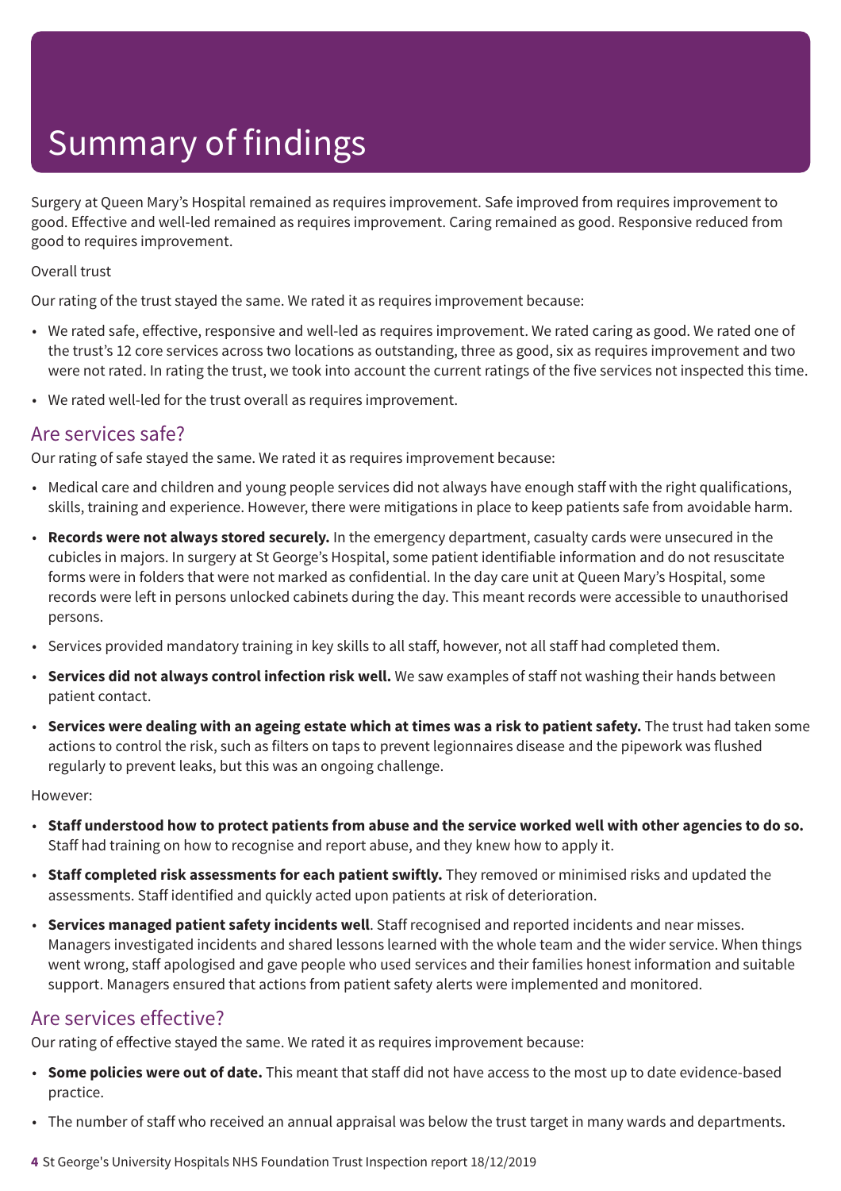# Summary of findings

Surgery at Queen Mary's Hospital remained as requires improvement. Safe improved from requires improvement to good. Effective and well-led remained as requires improvement. Caring remained as good. Responsive reduced from good to requires improvement.

Overall trust

Our rating of the trust stayed the same. We rated it as requires improvement because:

- We rated safe, effective, responsive and well-led as requires improvement. We rated caring as good. We rated one of the trust's 12 core services across two locations as outstanding, three as good, six as requires improvement and two were not rated. In rating the trust, we took into account the current ratings of the five services not inspected this time.
- We rated well-led for the trust overall as requires improvement.

## Are services safe?

Our rating of safe stayed the same. We rated it as requires improvement because:

- Medical care and children and young people services did not always have enough staff with the right qualifications, skills, training and experience. However, there were mitigations in place to keep patients safe from avoidable harm.
- **Records were not always stored securely.** In the emergency department, casualty cards were unsecured in the cubicles in majors. In surgery at St George's Hospital, some patient identifiable information and do not resuscitate forms were in folders that were not marked as confidential. In the day care unit at Queen Mary's Hospital, some records were left in persons unlocked cabinets during the day. This meant records were accessible to unauthorised persons.
- Services provided mandatory training in key skills to all staff, however, not all staff had completed them.
- **Services did not always control infection risk well.** We saw examples of staff not washing their hands between patient contact.
- **Services were dealing with an ageing estate which at times was a risk to patient safety.** The trust had taken some actions to control the risk, such as filters on taps to prevent legionnaires disease and the pipework was flushed regularly to prevent leaks, but this was an ongoing challenge.

However:

- **Staff understood how to protect patients from abuse and the service worked well with other agencies to do so.** Staff had training on how to recognise and report abuse, and they knew how to apply it.
- **Staff completed risk assessments for each patient swiftly.** They removed or minimised risks and updated the assessments. Staff identified and quickly acted upon patients at risk of deterioration.
- **Services managed patient safety incidents well**. Staff recognised and reported incidents and near misses. Managers investigated incidents and shared lessons learned with the whole team and the wider service. When things went wrong, staff apologised and gave people who used services and their families honest information and suitable support. Managers ensured that actions from patient safety alerts were implemented and monitored.

## Are services effective?

Our rating of effective stayed the same. We rated it as requires improvement because:

- **Some policies were out of date.** This meant that staff did not have access to the most up to date evidence-based practice.
- The number of staff who received an annual appraisal was below the trust target in many wards and departments.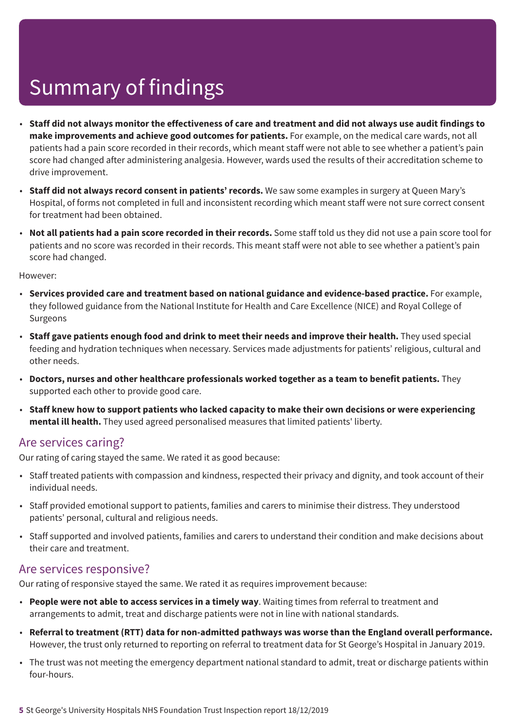# Summary of findings

- **Staff did not always monitor the effectiveness of care and treatment and did not always use audit findings to make improvements and achieve good outcomes for patients.** For example, on the medical care wards, not all patients had a pain score recorded in their records, which meant staff were not able to see whether a patient's pain score had changed after administering analgesia. However, wards used the results of their accreditation scheme to drive improvement.
- **Staff did not always record consent in patients' records.** We saw some examples in surgery at Queen Mary's Hospital, of forms not completed in full and inconsistent recording which meant staff were not sure correct consent for treatment had been obtained.
- **Not all patients had a pain score recorded in their records.** Some staff told us they did not use a pain score tool for patients and no score was recorded in their records. This meant staff were not able to see whether a patient's pain score had changed.

However:

- **Services provided care and treatment based on national guidance and evidence-based practice.** For example, they followed guidance from the National Institute for Health and Care Excellence (NICE) and Royal College of Surgeons
- **Staff gave patients enough food and drink to meet their needs and improve their health.** They used special feeding and hydration techniques when necessary. Services made adjustments for patients' religious, cultural and other needs.
- **Doctors, nurses and other healthcare professionals worked together as a team to benefit patients.** They supported each other to provide good care.
- **Staff knew how to support patients who lacked capacity to make their own decisions or were experiencing mental ill health.** They used agreed personalised measures that limited patients' liberty.

## Are services caring?

Our rating of caring stayed the same. We rated it as good because:

- Staff treated patients with compassion and kindness, respected their privacy and dignity, and took account of their individual needs.
- Staff provided emotional support to patients, families and carers to minimise their distress. They understood patients' personal, cultural and religious needs.
- Staff supported and involved patients, families and carers to understand their condition and make decisions about their care and treatment.

## Are services responsive?

Our rating of responsive stayed the same. We rated it as requires improvement because:

- **People were not able to access services in a timely way**. Waiting times from referral to treatment and arrangements to admit, treat and discharge patients were not in line with national standards.
- **Referral to treatment (RTT) data for non-admitted pathways was worse than the England overall performance.** However, the trust only returned to reporting on referral to treatment data for St George's Hospital in January 2019.
- The trust was not meeting the emergency department national standard to admit, treat or discharge patients within four-hours.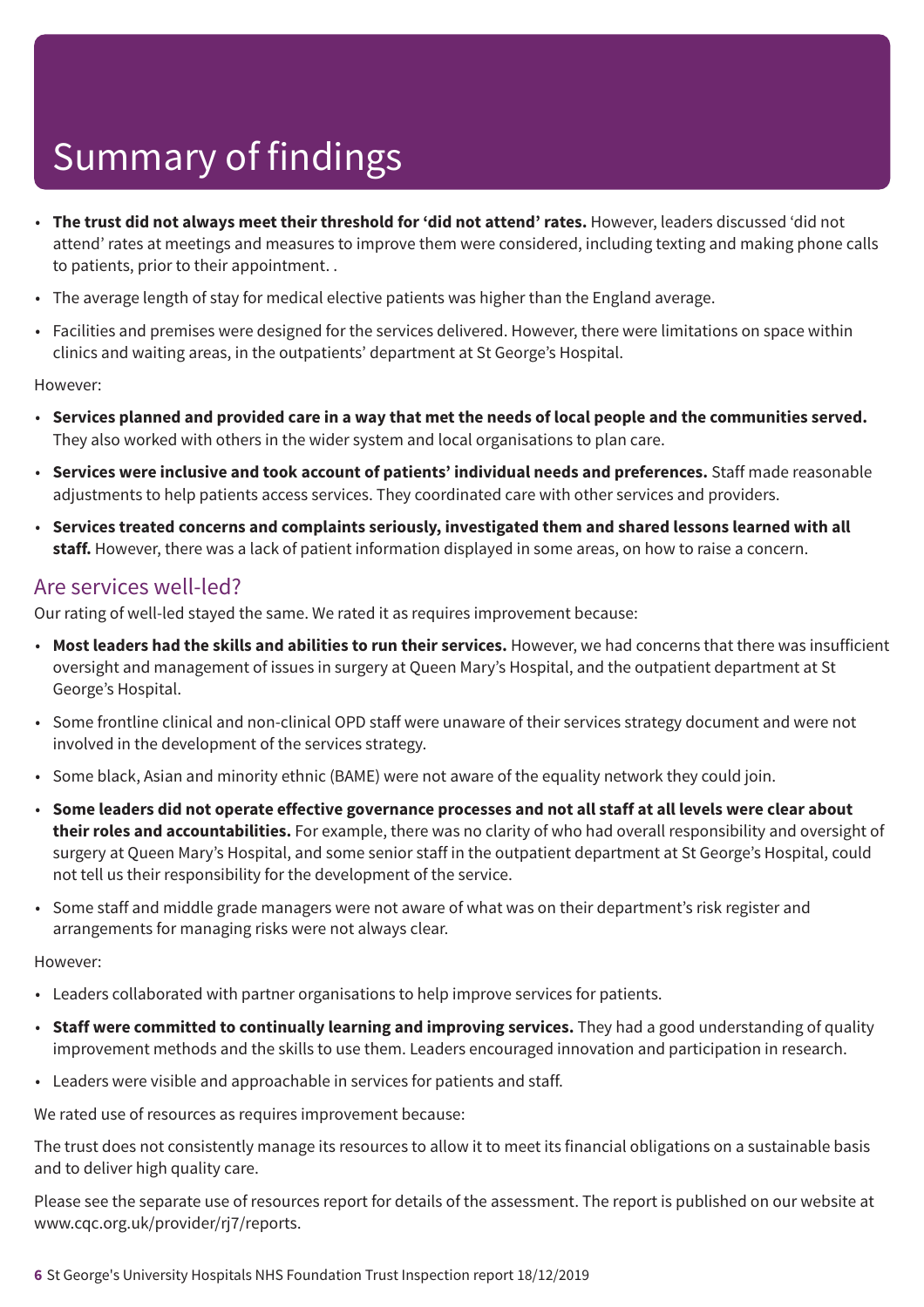# Summary of findings

- **The trust did not always meet their threshold for 'did not attend' rates.** However, leaders discussed 'did not attend' rates at meetings and measures to improve them were considered, including texting and making phone calls to patients, prior to their appointment. .
- The average length of stay for medical elective patients was higher than the England average.
- Facilities and premises were designed for the services delivered. However, there were limitations on space within clinics and waiting areas, in the outpatients' department at St George's Hospital.

However:

- **Services planned and provided care in a way that met the needs of local people and the communities served.** They also worked with others in the wider system and local organisations to plan care.
- **Services were inclusive and took account of patients' individual needs and preferences.** Staff made reasonable adjustments to help patients access services. They coordinated care with other services and providers.
- **Services treated concerns and complaints seriously, investigated them and shared lessons learned with all staff.** However, there was a lack of patient information displayed in some areas, on how to raise a concern.

## Are services well-led?

Our rating of well-led stayed the same. We rated it as requires improvement because:

- **Most leaders had the skills and abilities to run their services.** However, we had concerns that there was insufficient oversight and management of issues in surgery at Queen Mary's Hospital, and the outpatient department at St George's Hospital.
- Some frontline clinical and non-clinical OPD staff were unaware of their services strategy document and were not involved in the development of the services strategy.
- Some black, Asian and minority ethnic (BAME) were not aware of the equality network they could join.
- **Some leaders did not operate effective governance processes and not all staff at all levels were clear about their roles and accountabilities.** For example, there was no clarity of who had overall responsibility and oversight of surgery at Queen Mary's Hospital, and some senior staff in the outpatient department at St George's Hospital, could not tell us their responsibility for the development of the service.
- Some staff and middle grade managers were not aware of what was on their department's risk register and arrangements for managing risks were not always clear.

However:

- Leaders collaborated with partner organisations to help improve services for patients.
- **Staff were committed to continually learning and improving services.** They had a good understanding of quality improvement methods and the skills to use them. Leaders encouraged innovation and participation in research.
- Leaders were visible and approachable in services for patients and staff.

We rated use of resources as requires improvement because:

The trust does not consistently manage its resources to allow it to meet its financial obligations on a sustainable basis and to deliver high quality care.

Please see the separate use of resources report for details of the assessment. The report is published on our website at www.cqc.org.uk/provider/rj7/reports.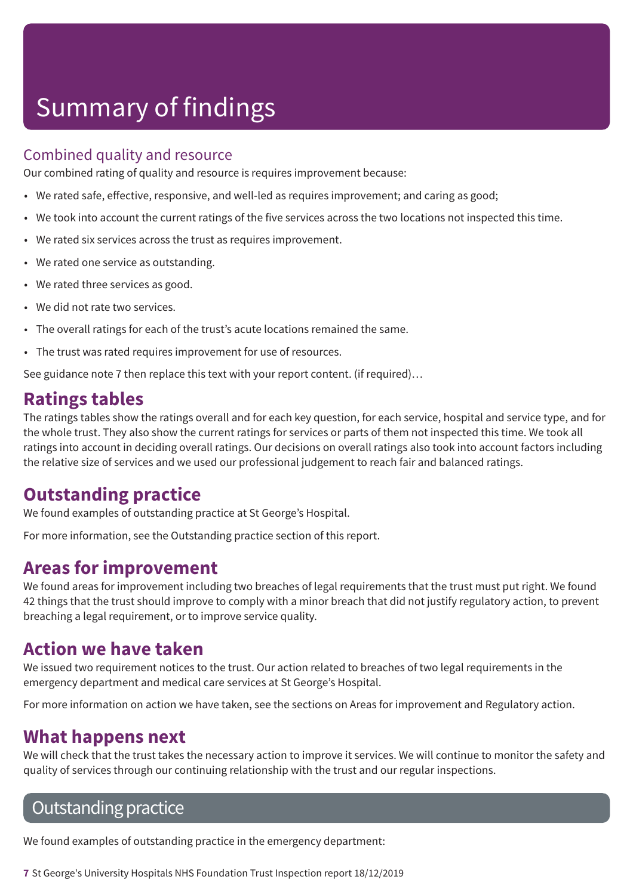# Summary of findings

## Combined quality and resource

Our combined rating of quality and resource is requires improvement because:

- We rated safe, effective, responsive, and well-led as requires improvement; and caring as good;
- We took into account the current ratings of the five services across the two locations not inspected this time.
- We rated six services across the trust as requires improvement.
- We rated one service as outstanding.
- We rated three services as good.
- We did not rate two services.
- The overall ratings for each of the trust's acute locations remained the same.
- The trust was rated requires improvement for use of resources.

See guidance note 7 then replace this text with your report content. (if required)…

## Ratings tables

The ratings tables show the ratings overall and for each key question, for each service, hospital and service type, and for the whole trust. They also show the current ratings for services or parts of them not inspected this time. We took all ratings into account in deciding overall ratings. Our decisions on overall ratings also took into account factors including the relative size of services and we used our professional judgement to reach fair and balanced ratings.

## Outstanding practice

We found examples of outstanding practice at St George's Hospital.

For more information, see the Outstanding practice section of this report.

## Areas for improvement

We found areas for improvement including two breaches of legal requirements that the trust must put right. We found 42 things that the trust should improve to comply with a minor breach that did not justify regulatory action, to prevent breaching a legal requirement, or to improve service quality.

## Action we have taken

We issued two requirement notices to the trust. Our action related to breaches of two legal requirements in the emergency department and medical care services at St George's Hospital.

For more information on action we have taken, see the sections on Areas for improvement and Regulatory action.

## What happens next

We will check that the trust takes the necessary action to improve it services. We will continue to monitor the safety and quality of services through our continuing relationship with the trust and our regular inspections.

# Outstanding practice

We found examples of outstanding practice in the emergency department: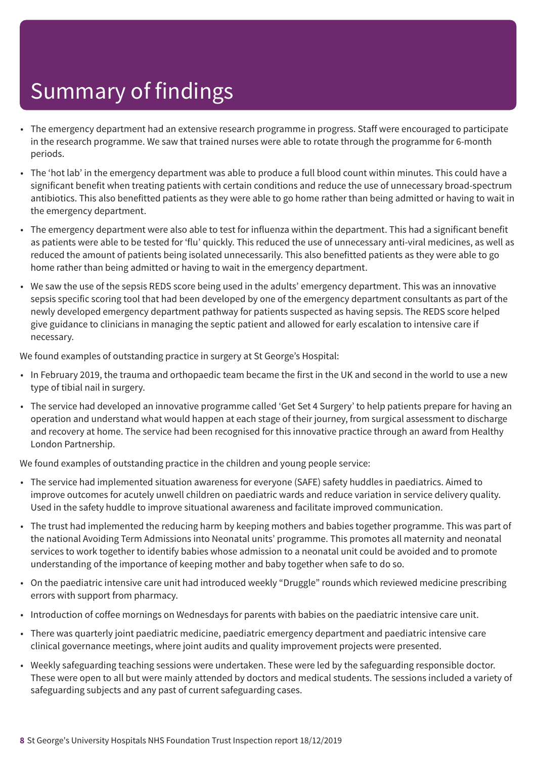# Summary of findings

- The emergency department had an extensive research programme in progress. Staff were encouraged to participate in the research programme. We saw that trained nurses were able to rotate through the programme for 6-month periods.
- The 'hot lab' in the emergency department was able to produce a full blood count within minutes. This could have a significant benefit when treating patients with certain conditions and reduce the use of unnecessary broad-spectrum antibiotics. This also benefitted patients as they were able to go home rather than being admitted or having to wait in the emergency department.
- The emergency department were also able to test for influenza within the department. This had a significant benefit as patients were able to be tested for 'flu' quickly. This reduced the use of unnecessary anti-viral medicines, as well as reduced the amount of patients being isolated unnecessarily. This also benefitted patients as they were able to go home rather than being admitted or having to wait in the emergency department.
- We saw the use of the sepsis REDS score being used in the adults' emergency department. This was an innovative sepsis specific scoring tool that had been developed by one of the emergency department consultants as part of the newly developed emergency department pathway for patients suspected as having sepsis. The REDS score helped give guidance to clinicians in managing the septic patient and allowed for early escalation to intensive care if necessary.

We found examples of outstanding practice in surgery at St George's Hospital:

- In February 2019, the trauma and orthopaedic team became the first in the UK and second in the world to use a new type of tibial nail in surgery.
- The service had developed an innovative programme called 'Get Set 4 Surgery' to help patients prepare for having an operation and understand what would happen at each stage of their journey, from surgical assessment to discharge and recovery at home. The service had been recognised for this innovative practice through an award from Healthy London Partnership.

We found examples of outstanding practice in the children and young people service:

- The service had implemented situation awareness for everyone (SAFE) safety huddles in paediatrics. Aimed to improve outcomes for acutely unwell children on paediatric wards and reduce variation in service delivery quality. Used in the safety huddle to improve situational awareness and facilitate improved communication.
- The trust had implemented the reducing harm by keeping mothers and babies together programme. This was part of the national Avoiding Term Admissions into Neonatal units' programme. This promotes all maternity and neonatal services to work together to identify babies whose admission to a neonatal unit could be avoided and to promote understanding of the importance of keeping mother and baby together when safe to do so.
- On the paediatric intensive care unit had introduced weekly "Druggle" rounds which reviewed medicine prescribing errors with support from pharmacy.
- Introduction of coffee mornings on Wednesdays for parents with babies on the paediatric intensive care unit.
- There was quarterly joint paediatric medicine, paediatric emergency department and paediatric intensive care clinical governance meetings, where joint audits and quality improvement projects were presented.
- Weekly safeguarding teaching sessions were undertaken. These were led by the safeguarding responsible doctor. These were open to all but were mainly attended by doctors and medical students. The sessions included a variety of safeguarding subjects and any past of current safeguarding cases.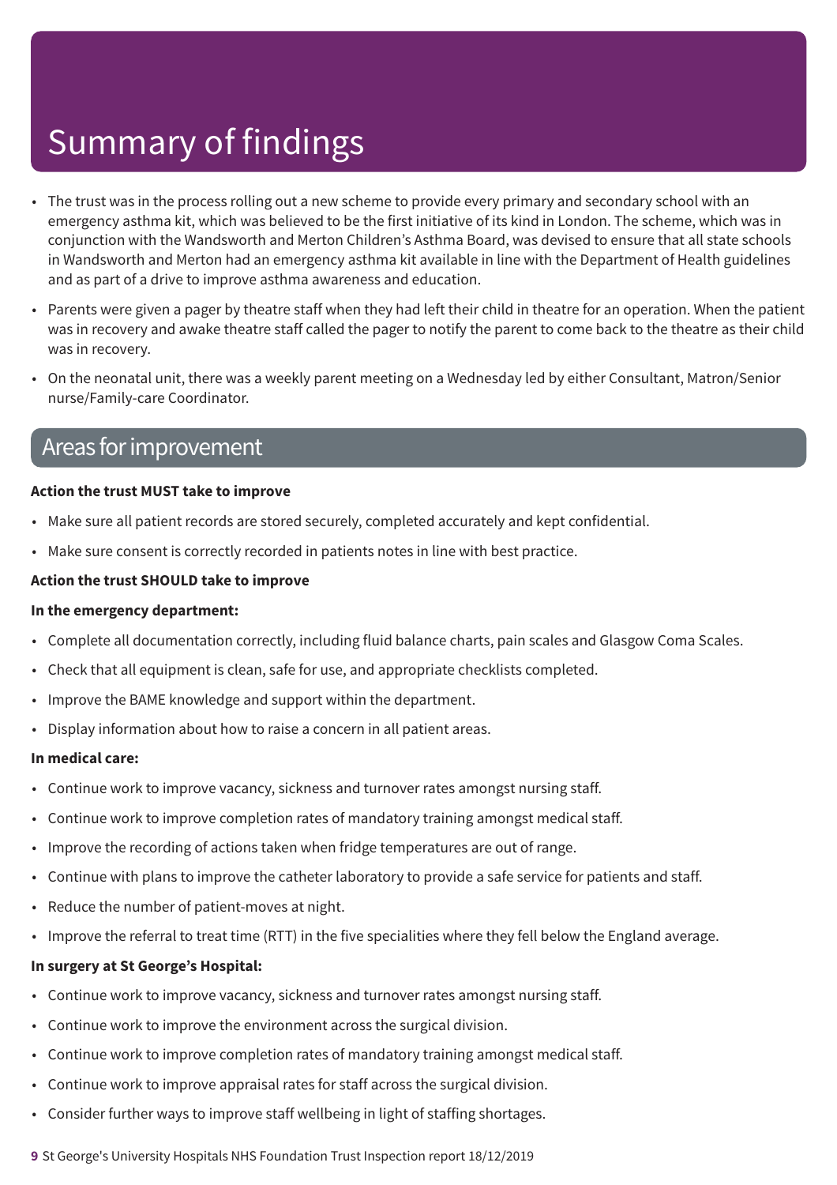# Summary of findings

- The trust was in the process rolling out a new scheme to provide every primary and secondary school with an emergency asthma kit, which was believed to be the first initiative of its kind in London. The scheme, which was in conjunction with the Wandsworth and Merton Children's Asthma Board, was devised to ensure that all state schools in Wandsworth and Merton had an emergency asthma kit available in line with the Department of Health guidelines and as part of a drive to improve asthma awareness and education.
- Parents were given a pager by theatre staff when they had left their child in theatre for an operation. When the patient was in recovery and awake theatre staff called the pager to notify the parent to come back to the theatre as their child was in recovery.
- On the neonatal unit, there was a weekly parent meeting on a Wednesday led by either Consultant, Matron/Senior nurse/Family-care Coordinator.

## Areas for improvement

**Action the trust MUST take to improve**

- Make sure all patient records are stored securely, completed accurately and kept confidential.
- Make sure consent is correctly recorded in patients notes in line with best practice.

**Action the trust SHOULD take to improve**

**In the emergency department:**

- Complete all documentation correctly, including fluid balance charts, pain scales and Glasgow Coma Scales.
- Check that all equipment is clean, safe for use, and appropriate checklists completed.
- Improve the BAME knowledge and support within the department.
- Display information about how to raise a concern in all patient areas.

**In medical care:**

- Continue work to improve vacancy, sickness and turnover rates amongst nursing staff.
- Continue work to improve completion rates of mandatory training amongst medical staff.
- Improve the recording of actions taken when fridge temperatures are out of range.
- Continue with plans to improve the catheter laboratory to provide a safe service for patients and staff.
- Reduce the number of patient-moves at night.
- Improve the referral to treat time (RTT) in the five specialities where they fell below the England average.

**In surgery at St George's Hospital:**

- Continue work to improve vacancy, sickness and turnover rates amongst nursing staff.
- Continue work to improve the environment across the surgical division.
- Continue work to improve completion rates of mandatory training amongst medical staff.
- Continue work to improve appraisal rates for staff across the surgical division.
- Consider further ways to improve staff wellbeing in light of staffing shortages.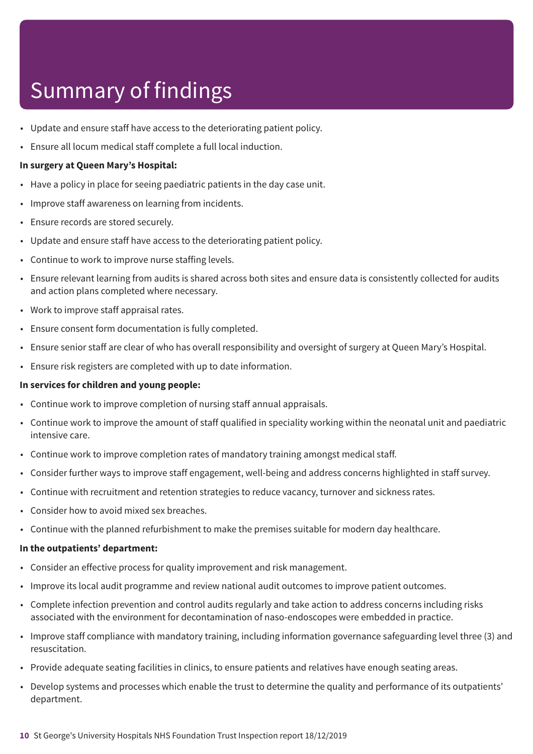# Summary of findings

- Update and ensure staff have access to the deteriorating patient policy.
- Ensure all locum medical staff complete a full local induction.

**In surgery at Queen Mary's Hospital:**

- Have a policy in place for seeing paediatric patients in the day case unit.
- Improve staff awareness on learning from incidents.
- Ensure records are stored securely.
- Update and ensure staff have access to the deteriorating patient policy.
- Continue to work to improve nurse staffing levels.
- Ensure relevant learning from audits is shared across both sites and ensure data is consistently collected for audits and action plans completed where necessary.
- Work to improve staff appraisal rates.
- Ensure consent form documentation is fully completed.
- Ensure senior staff are clear of who has overall responsibility and oversight of surgery at Queen Mary's Hospital.
- Ensure risk registers are completed with up to date information.

**In services for children and young people:**

- Continue work to improve completion of nursing staff annual appraisals.
- Continue work to improve the amount of staff qualified in speciality working within the neonatal unit and paediatric intensive care.
- Continue work to improve completion rates of mandatory training amongst medical staff.
- Consider further ways to improve staff engagement, well-being and address concerns highlighted in staff survey.
- Continue with recruitment and retention strategies to reduce vacancy, turnover and sickness rates.
- Consider how to avoid mixed sex breaches.
- Continue with the planned refurbishment to make the premises suitable for modern day healthcare.

**In the outpatients' department:**

- Consider an effective process for quality improvement and risk management.
- Improve its local audit programme and review national audit outcomes to improve patient outcomes.
- Complete infection prevention and control audits regularly and take action to address concerns including risks associated with the environment for decontamination of naso-endoscopes were embedded in practice.
- Improve staff compliance with mandatory training, including information governance safeguarding level three (3) and resuscitation.
- Provide adequate seating facilities in clinics, to ensure patients and relatives have enough seating areas.
- Develop systems and processes which enable the trust to determine the quality and performance of its outpatients' department.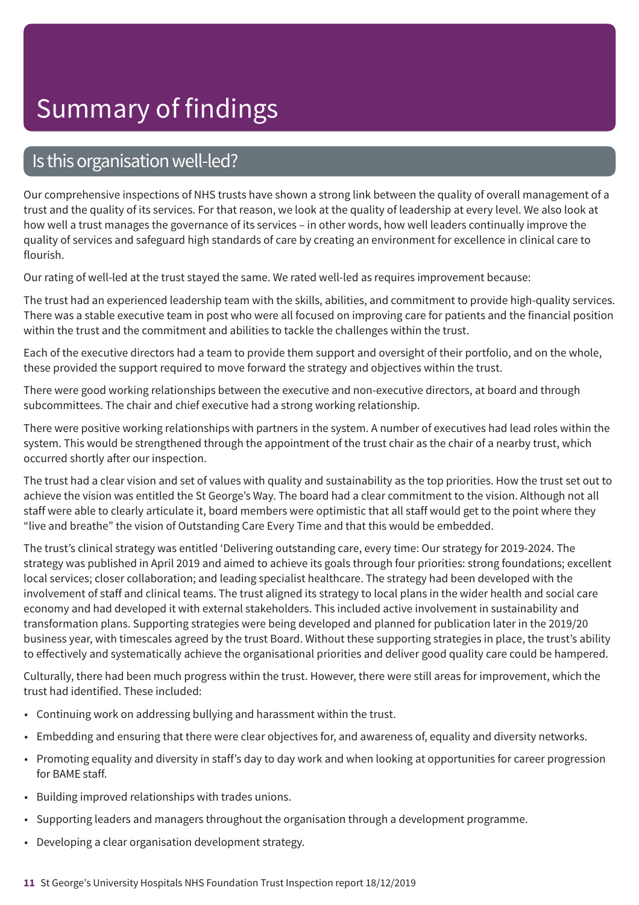# Summary of findings

## Is this organisation well-led?

Our comprehensive inspections of NHS trusts have shown a strong link between the quality of overall management of a trust and the quality of its services. For that reason, we look at the quality of leadership at every level. We also look at how well a trust manages the governance of its services – in other words, how well leaders continually improve the quality of services and safeguard high standards of care by creating an environment for excellence in clinical care to flourish.

Our rating of well-led at the trust stayed the same. We rated well-led as requires improvement because:

The trust had an experienced leadership team with the skills, abilities, and commitment to provide high-quality services. There was a stable executive team in post who were all focused on improving care for patients and the financial position within the trust and the commitment and abilities to tackle the challenges within the trust.

Each of the executive directors had a team to provide them support and oversight of their portfolio, and on the whole, these provided the support required to move forward the strategy and objectives within the trust.

There were good working relationships between the executive and non-executive directors, at board and through subcommittees. The chair and chief executive had a strong working relationship.

There were positive working relationships with partners in the system. A number of executives had lead roles within the system. This would be strengthened through the appointment of the trust chair as the chair of a nearby trust, which occurred shortly after our inspection.

The trust had a clear vision and set of values with quality and sustainability as the top priorities. How the trust set out to achieve the vision was entitled the St George's Way. The board had a clear commitment to the vision. Although not all staff were able to clearly articulate it, board members were optimistic that all staff would get to the point where they "live and breathe" the vision of Outstanding Care Every Time and that this would be embedded.

The trust's clinical strategy was entitled 'Delivering outstanding care, every time: Our strategy for 2019-2024. The strategy was published in April 2019 and aimed to achieve its goals through four priorities: strong foundations; excellent local services; closer collaboration; and leading specialist healthcare. The strategy had been developed with the involvement of staff and clinical teams. The trust aligned its strategy to local plans in the wider health and social care economy and had developed it with external stakeholders. This included active involvement in sustainability and transformation plans. Supporting strategies were being developed and planned for publication later in the 2019/20 business year, with timescales agreed by the trust Board. Without these supporting strategies in place, the trust's ability to effectively and systematically achieve the organisational priorities and deliver good quality care could be hampered.

Culturally, there had been much progress within the trust. However, there were still areas for improvement, which the trust had identified. These included:

- Continuing work on addressing bullying and harassment within the trust.
- Embedding and ensuring that there were clear objectives for, and awareness of, equality and diversity networks.
- Promoting equality and diversity in staff's day to day work and when looking at opportunities for career progression for BAME staff.
- Building improved relationships with trades unions.
- Supporting leaders and managers throughout the organisation through a development programme.
- Developing a clear organisation development strategy.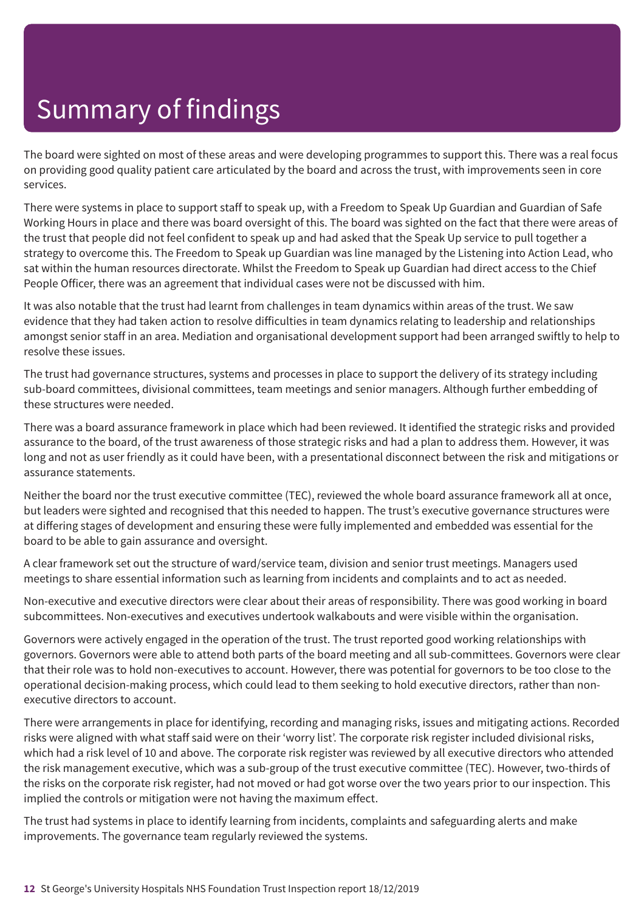# Summary of findings

The board were sighted on most of these areas and were developing programmes to support this. There was a real focus on providing good quality patient care articulated by the board and across the trust, with improvements seen in core services.

There were systems in place to support staff to speak up, with a Freedom to Speak Up Guardian and Guardian of Safe Working Hours in place and there was board oversight of this. The board was sighted on the fact that there were areas of the trust that people did not feel confident to speak up and had asked that the Speak Up service to pull together a strategy to overcome this. The Freedom to Speak up Guardian was line managed by the Listening into Action Lead, who sat within the human resources directorate. Whilst the Freedom to Speak up Guardian had direct access to the Chief People Officer, there was an agreement that individual cases were not be discussed with him.

It was also notable that the trust had learnt from challenges in team dynamics within areas of the trust. We saw evidence that they had taken action to resolve difficulties in team dynamics relating to leadership and relationships amongst senior staff in an area. Mediation and organisational development support had been arranged swiftly to help to resolve these issues.

The trust had governance structures, systems and processes in place to support the delivery of its strategy including sub-board committees, divisional committees, team meetings and senior managers. Although further embedding of these structures were needed.

There was a board assurance framework in place which had been reviewed. It identified the strategic risks and provided assurance to the board, of the trust awareness of those strategic risks and had a plan to address them. However, it was long and not as user friendly as it could have been, with a presentational disconnect between the risk and mitigations or assurance statements.

Neither the board nor the trust executive committee (TEC), reviewed the whole board assurance framework all at once, but leaders were sighted and recognised that this needed to happen. The trust's executive governance structures were at differing stages of development and ensuring these were fully implemented and embedded was essential for the board to be able to gain assurance and oversight.

A clear framework set out the structure of ward/service team, division and senior trust meetings. Managers used meetings to share essential information such as learning from incidents and complaints and to act as needed.

Non-executive and executive directors were clear about their areas of responsibility. There was good working in board subcommittees. Non-executives and executives undertook walkabouts and were visible within the organisation.

Governors were actively engaged in the operation of the trust. The trust reported good working relationships with governors. Governors were able to attend both parts of the board meeting and all sub-committees. Governors were clear that their role was to hold non-executives to account. However, there was potential for governors to be too close to the operational decision-making process, which could lead to them seeking to hold executive directors, rather than non-executive directors to account.

There were arrangements in place for identifying, recording and managing risks, issues and mitigating actions. Recorded risks were aligned with what staff said were on their 'worry list'. The corporate risk register included divisional risks, which had a risk level of 10 and above. The corporate risk register was reviewed by all executive directors who attended the risk management executive, which was a sub-group of the trust executive committee (TEC). However, two-thirds of the risks on the corporate risk register, had not moved or had got worse over the two years prior to our inspection. This implied the controls or mitigation were not having the maximum effect.

The trust had systems in place to identify learning from incidents, complaints and safeguarding alerts and make improvements. The governance team regularly reviewed the systems.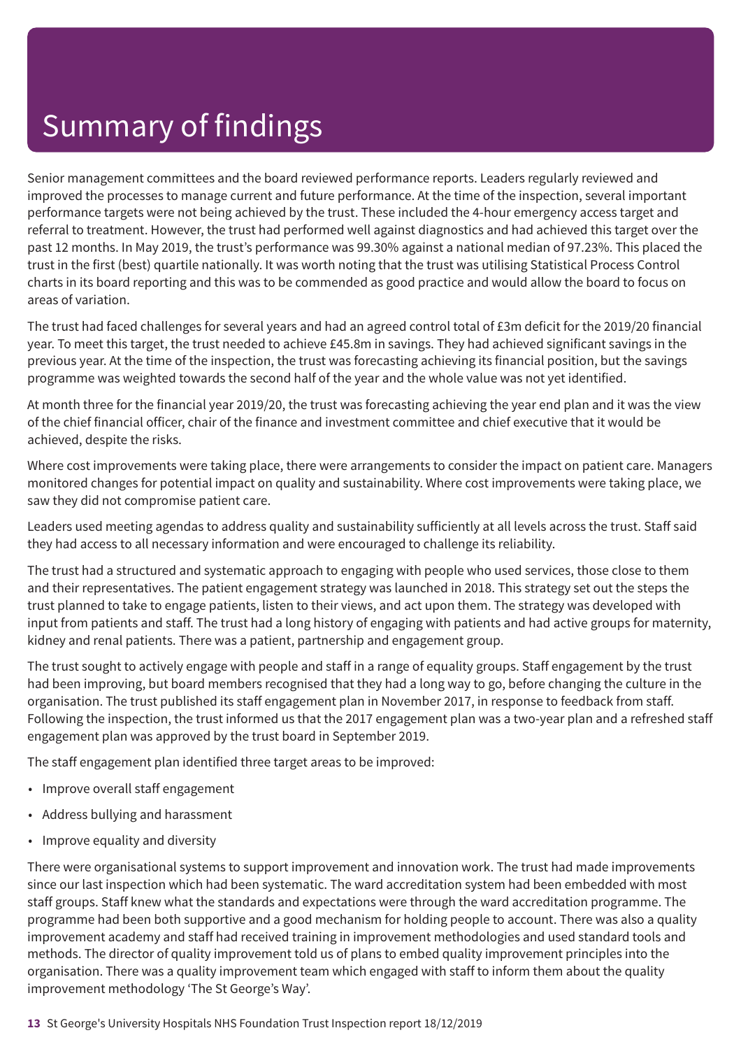# Summary of findings

Senior management committees and the board reviewed performance reports. Leaders regularly reviewed and improved the processes to manage current and future performance. At the time of the inspection, several important performance targets were not being achieved by the trust. These included the 4-hour emergency access target and referral to treatment. However, the trust had performed well against diagnostics and had achieved this target over the past 12 months. In May 2019, the trust's performance was 99.30% against a national median of 97.23%. This placed the trust in the first (best) quartile nationally. It was worth noting that the trust was utilising Statistical Process Control charts in its board reporting and this was to be commended as good practice and would allow the board to focus on areas of variation.

The trust had faced challenges for several years and had an agreed control total of £3m deficit for the 2019/20 financial year. To meet this target, the trust needed to achieve £45.8m in savings. They had achieved significant savings in the previous year. At the time of the inspection, the trust was forecasting achieving its financial position, but the savings programme was weighted towards the second half of the year and the whole value was not yet identified.

At month three for the financial year 2019/20, the trust was forecasting achieving the year end plan and it was the view of the chief financial officer, chair of the finance and investment committee and chief executive that it would be achieved, despite the risks.

Where cost improvements were taking place, there were arrangements to consider the impact on patient care. Managers monitored changes for potential impact on quality and sustainability. Where cost improvements were taking place, we saw they did not compromise patient care.

Leaders used meeting agendas to address quality and sustainability sufficiently at all levels across the trust. Staff said they had access to all necessary information and were encouraged to challenge its reliability.

The trust had a structured and systematic approach to engaging with people who used services, those close to them and their representatives. The patient engagement strategy was launched in 2018. This strategy set out the steps the trust planned to take to engage patients, listen to their views, and act upon them. The strategy was developed with input from patients and staff. The trust had a long history of engaging with patients and had active groups for maternity, kidney and renal patients. There was a patient, partnership and engagement group.

The trust sought to actively engage with people and staff in a range of equality groups. Staff engagement by the trust had been improving, but board members recognised that they had a long way to go, before changing the culture in the organisation. The trust published its staff engagement plan in November 2017, in response to feedback from staff. Following the inspection, the trust informed us that the 2017 engagement plan was a two-year plan and a refreshed staff engagement plan was approved by the trust board in September 2019.

The staff engagement plan identified three target areas to be improved:

- Improve overall staff engagement
- Address bullying and harassment
- Improve equality and diversity

There were organisational systems to support improvement and innovation work. The trust had made improvements since our last inspection which had been systematic. The ward accreditation system had been embedded with most staff groups. Staff knew what the standards and expectations were through the ward accreditation programme. The programme had been both supportive and a good mechanism for holding people to account. There was also a quality improvement academy and staff had received training in improvement methodologies and used standard tools and methods. The director of quality improvement told us of plans to embed quality improvement principles into the organisation. There was a quality improvement team which engaged with staff to inform them about the quality improvement methodology 'The St George's Way'.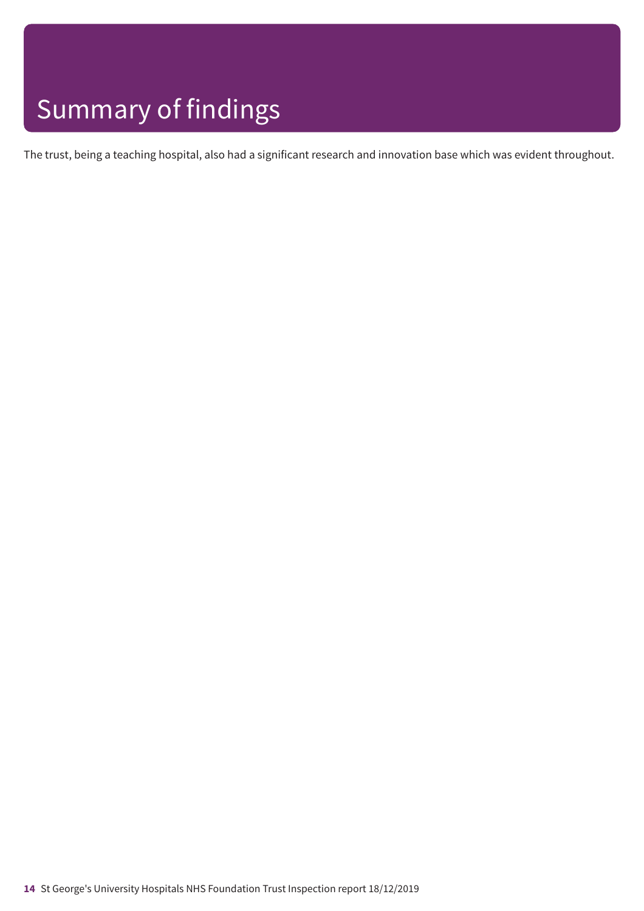# Summary of findings

The trust, being a teaching hospital, also had a significant research and innovation base which was evident throughout.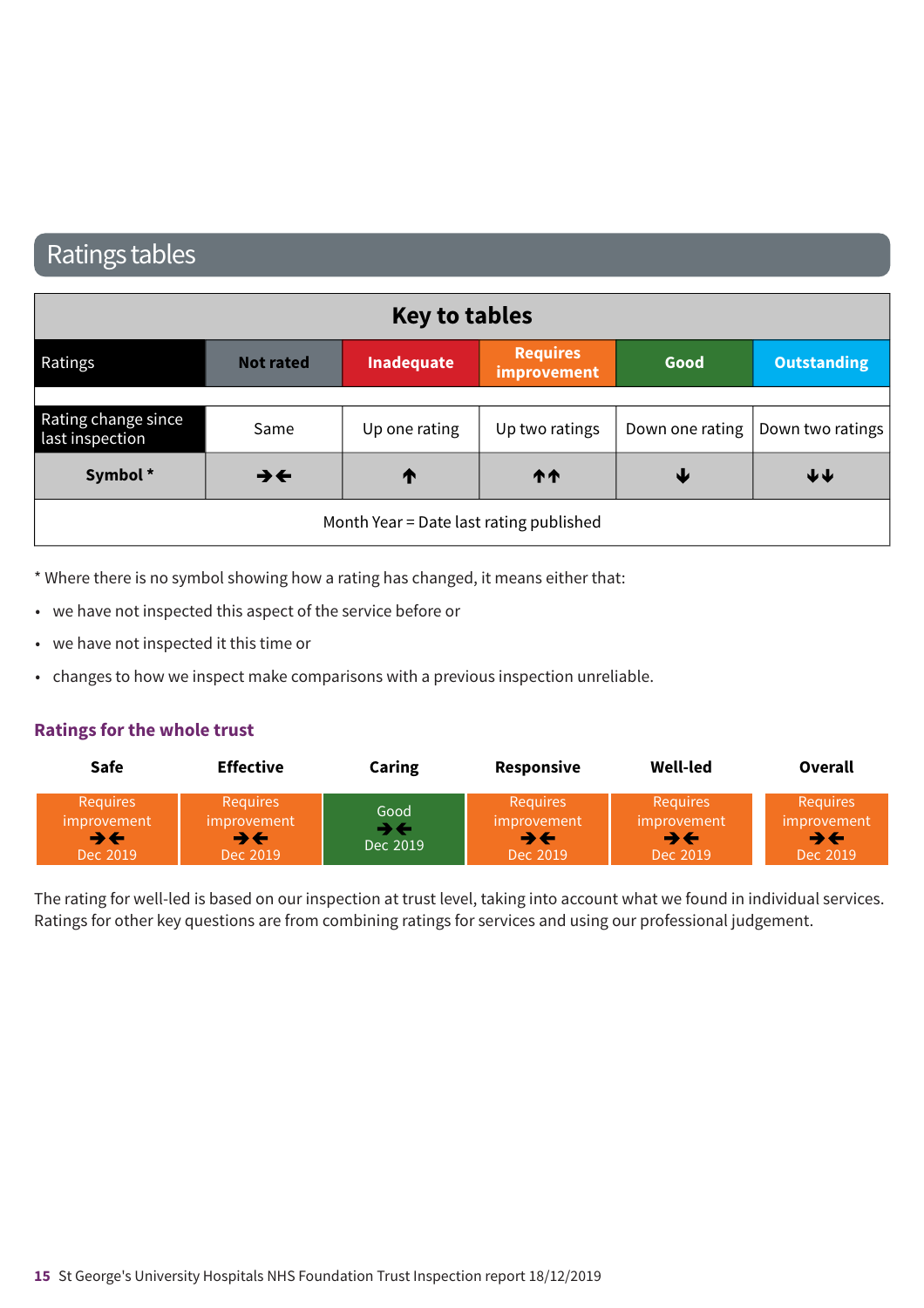# Ratings tables

| Key to tables | | | | | |
|---|---|---|---|---|---|
| Ratings | Not rated | Inadequate | Requires improvement | Good | Outstanding |
| Rating change since last inspection | Same | Up one rating | Up two ratings | Down one rating | Down two ratings |
| **Symbol *** | →← | ↑ | ↑↑ | ↓ | ↓↓ |
| Month Year = Date last rating published | | | | | |

* Where there is no symbol showing how a rating has changed, it means either that:

- we have not inspected this aspect of the service before or
- we have not inspected it this time or
- changes to how we inspect make comparisons with a previous inspection unreliable.

## Ratings for the whole trust

| Safe | Effective | Caring | Responsive | Well-led | Overall |
|---|---|---|---|---|---|
| Requires improvement →← Dec 2019 | Requires improvement →← Dec 2019 | Good →← Dec 2019 | Requires improvement →← Dec 2019 | Requires improvement →← Dec 2019 | Requires improvement →← Dec 2019 |

The rating for well-led is based on our inspection at trust level, taking into account what we found in individual services. Ratings for other key questions are from combining ratings for services and using our professional judgement.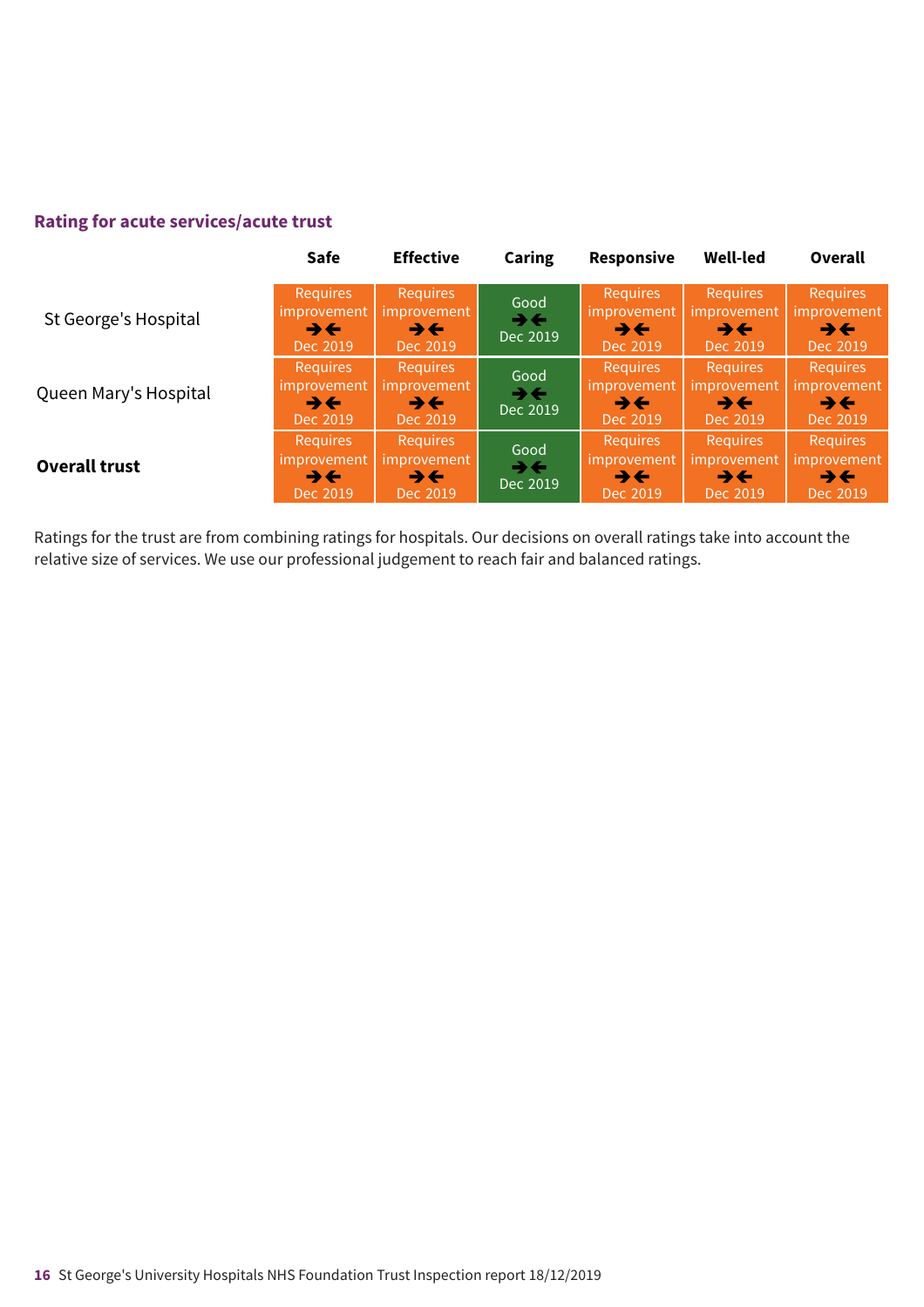### Rating for acute services/acute trust

| | Safe | Effective | Caring | Responsive | Well-led | Overall |
|---|---|---|---|---|---|---|
| St George's Hospital | Requires improvement ➔⬅ Dec 2019 | Requires improvement ➔⬅ Dec 2019 | Good ➔⬅ Dec 2019 | Requires improvement ➔⬅ Dec 2019 | Requires improvement ➔⬅ Dec 2019 | Requires improvement ➔⬅ Dec 2019 |
| Queen Mary's Hospital | Requires improvement ➔⬅ Dec 2019 | Requires improvement ➔⬅ Dec 2019 | Good ➔⬅ Dec 2019 | Requires improvement ➔⬅ Dec 2019 | Requires improvement ➔⬅ Dec 2019 | Requires improvement ➔⬅ Dec 2019 |
| **Overall trust** | Requires improvement ➔⬅ Dec 2019 | Requires improvement ➔⬅ Dec 2019 | Good ➔⬅ Dec 2019 | Requires improvement ➔⬅ Dec 2019 | Requires improvement ➔⬅ Dec 2019 | Requires improvement ➔⬅ Dec 2019 |

Ratings for the trust are from combining ratings for hospitals. Our decisions on overall ratings take into account the relative size of services. We use our professional judgement to reach fair and balanced ratings.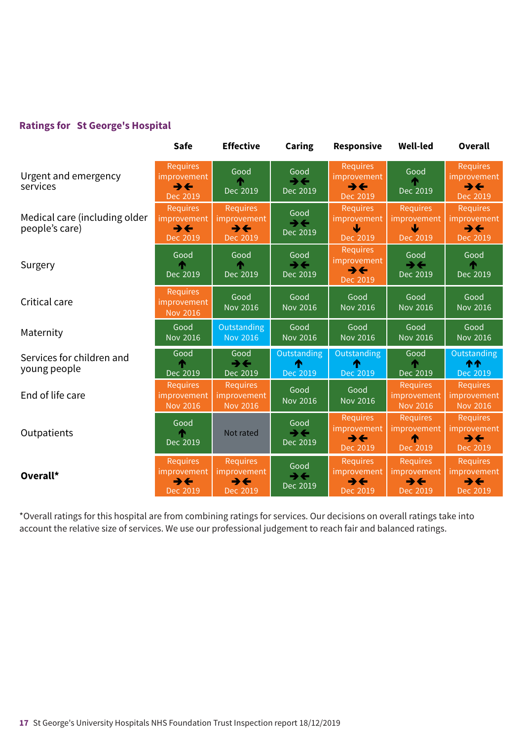## Ratings for St George's Hospital

| | Safe | Effective | Caring | Responsive | Well-led | Overall |
|---|---|---|---|---|---|---|
| Urgent and emergency services | Requires improvement ➔➔ Dec 2019 | Good ↑ Dec 2019 | Good ➔➔ Dec 2019 | Requires improvement ➔➔ Dec 2019 | Good ↑ Dec 2019 | Requires improvement ➔➔ Dec 2019 |
| Medical care (including older people's care) | Requires improvement ➔➔ Dec 2019 | Requires improvement ➔➔ Dec 2019 | Good ➔➔ Dec 2019 | Requires improvement ↓ Dec 2019 | Requires improvement ↓ Dec 2019 | Requires improvement ➔➔ Dec 2019 |
| Surgery | Good ↑ Dec 2019 | Good ↑ Dec 2019 | Good ➔➔ Dec 2019 | Requires improvement ➔➔ Dec 2019 | Good ➔➔ Dec 2019 | Good ↑ Dec 2019 |
| Critical care | Requires improvement Nov 2016 | Good Nov 2016 | Good Nov 2016 | Good Nov 2016 | Good Nov 2016 | Good Nov 2016 |
| Maternity | Good Nov 2016 | Outstanding Nov 2016 | Good Nov 2016 | Good Nov 2016 | Good Nov 2016 | Good Nov 2016 |
| Services for children and young people | Good ↑ Dec 2019 | Good ➔➔ Dec 2019 | Outstanding ↑ Dec 2019 | Outstanding ↑ Dec 2019 | Good ↑ Dec 2019 | Outstanding ↑↑ Dec 2019 |
| End of life care | Requires improvement Nov 2016 | Requires improvement Nov 2016 | Good Nov 2016 | Good Nov 2016 | Requires improvement Nov 2016 | Requires improvement Nov 2016 |
| Outpatients | Good ↑ Dec 2019 | Not rated | Good ➔➔ Dec 2019 | Requires improvement ➔➔ Dec 2019 | Requires improvement ↑ Dec 2019 | Requires improvement ➔➔ Dec 2019 |
| **Overall*** | Requires improvement ➔➔ Dec 2019 | Requires improvement ➔➔ Dec 2019 | Good ➔➔ Dec 2019 | Requires improvement ➔➔ Dec 2019 | Requires improvement ➔➔ Dec 2019 | Requires improvement ➔➔ Dec 2019 |

*Overall ratings for this hospital are from combining ratings for services. Our decisions on overall ratings take into account the relative size of services. We use our professional judgement to reach fair and balanced ratings.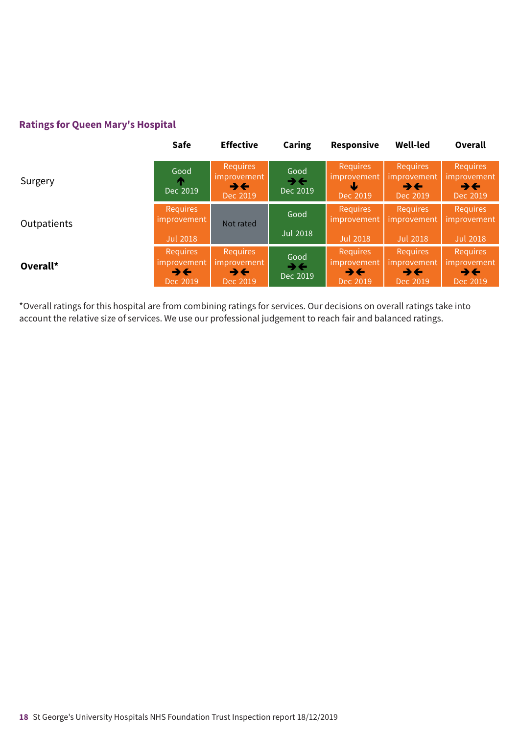### Ratings for Queen Mary's Hospital

| | Safe | Effective | Caring | Responsive | Well-led | Overall |
|---|---|---|---|---|---|---|
| Surgery | Good ↑ Dec 2019 | Requires improvement →← Dec 2019 | Good →← Dec 2019 | Requires improvement ↓ Dec 2019 | Requires improvement →← Dec 2019 | Requires improvement →← Dec 2019 |
| Outpatients | Requires improvement Jul 2018 | Not rated | Good Jul 2018 | Requires improvement Jul 2018 | Requires improvement Jul 2018 | Requires improvement Jul 2018 |
| **Overall*** | Requires improvement →← Dec 2019 | Requires improvement →← Dec 2019 | Good →← Dec 2019 | Requires improvement →← Dec 2019 | Requires improvement →← Dec 2019 | Requires improvement →← Dec 2019 |

*Overall ratings for this hospital are from combining ratings for services. Our decisions on overall ratings take into account the relative size of services. We use our professional judgement to reach fair and balanced ratings.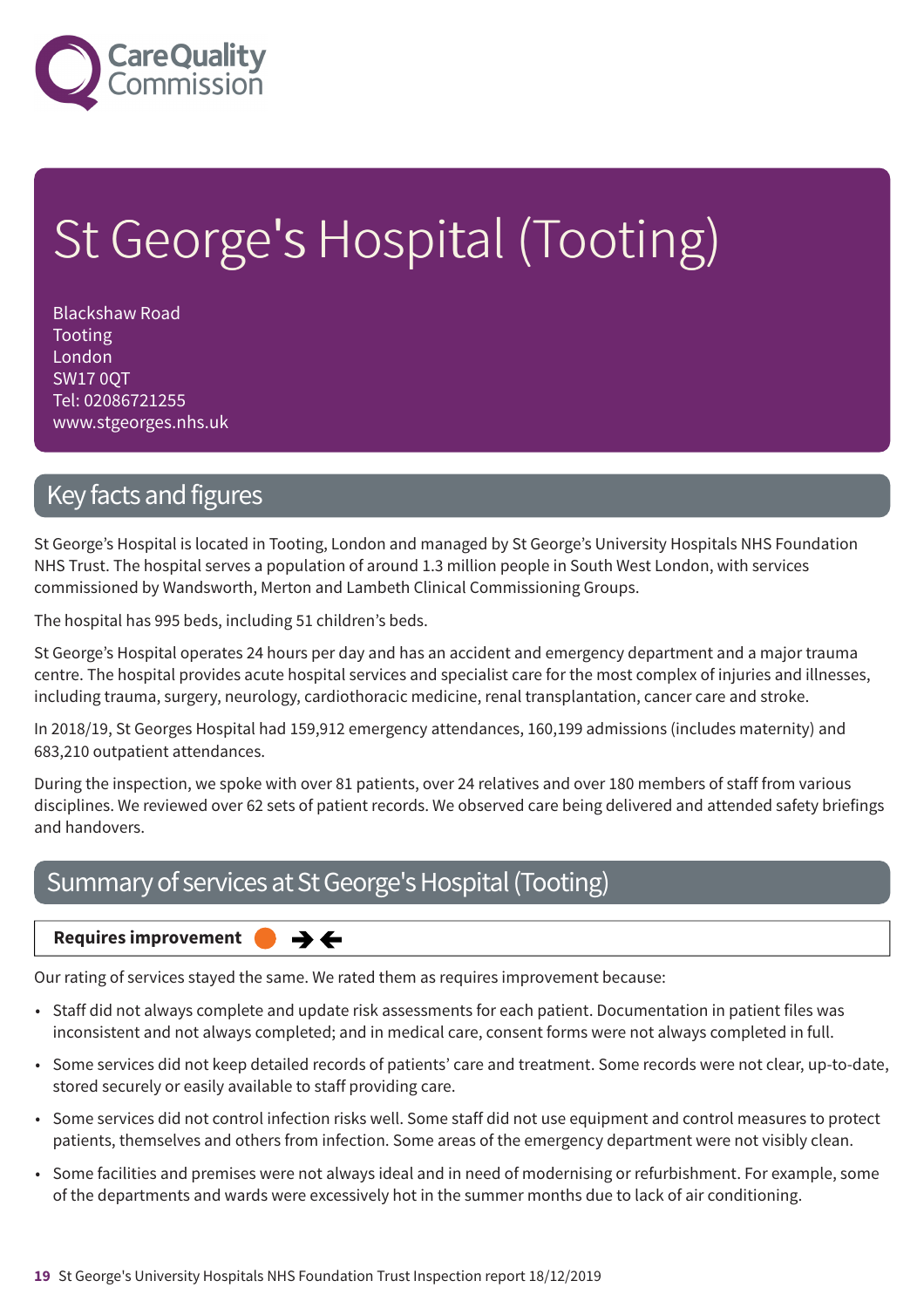# St George's Hospital (Tooting)

Blackshaw Road
Tooting
London
SW17 0QT
Tel: 02086721255
www.stgeorges.nhs.uk

## Key facts and figures

St George's Hospital is located in Tooting, London and managed by St George's University Hospitals NHS Foundation NHS Trust. The hospital serves a population of around 1.3 million people in South West London, with services commissioned by Wandsworth, Merton and Lambeth Clinical Commissioning Groups.

The hospital has 995 beds, including 51 children's beds.

St George's Hospital operates 24 hours per day and has an accident and emergency department and a major trauma centre. The hospital provides acute hospital services and specialist care for the most complex of injuries and illnesses, including trauma, surgery, neurology, cardiothoracic medicine, renal transplantation, cancer care and stroke.

In 2018/19, St Georges Hospital had 159,912 emergency attendances, 160,199 admissions (includes maternity) and 683,210 outpatient attendances.

During the inspection, we spoke with over 81 patients, over 24 relatives and over 180 members of staff from various disciplines. We reviewed over 62 sets of patient records. We observed care being delivered and attended safety briefings and handovers.

## Summary of services at St George's Hospital (Tooting)

**Requires improvement** ➔➔

Our rating of services stayed the same. We rated them as requires improvement because:

- Staff did not always complete and update risk assessments for each patient. Documentation in patient files was inconsistent and not always completed; and in medical care, consent forms were not always completed in full.
- Some services did not keep detailed records of patients' care and treatment. Some records were not clear, up-to-date, stored securely or easily available to staff providing care.
- Some services did not control infection risks well. Some staff did not use equipment and control measures to protect patients, themselves and others from infection. Some areas of the emergency department were not visibly clean.
- Some facilities and premises were not always ideal and in need of modernising or refurbishment. For example, some of the departments and wards were excessively hot in the summer months due to lack of air conditioning.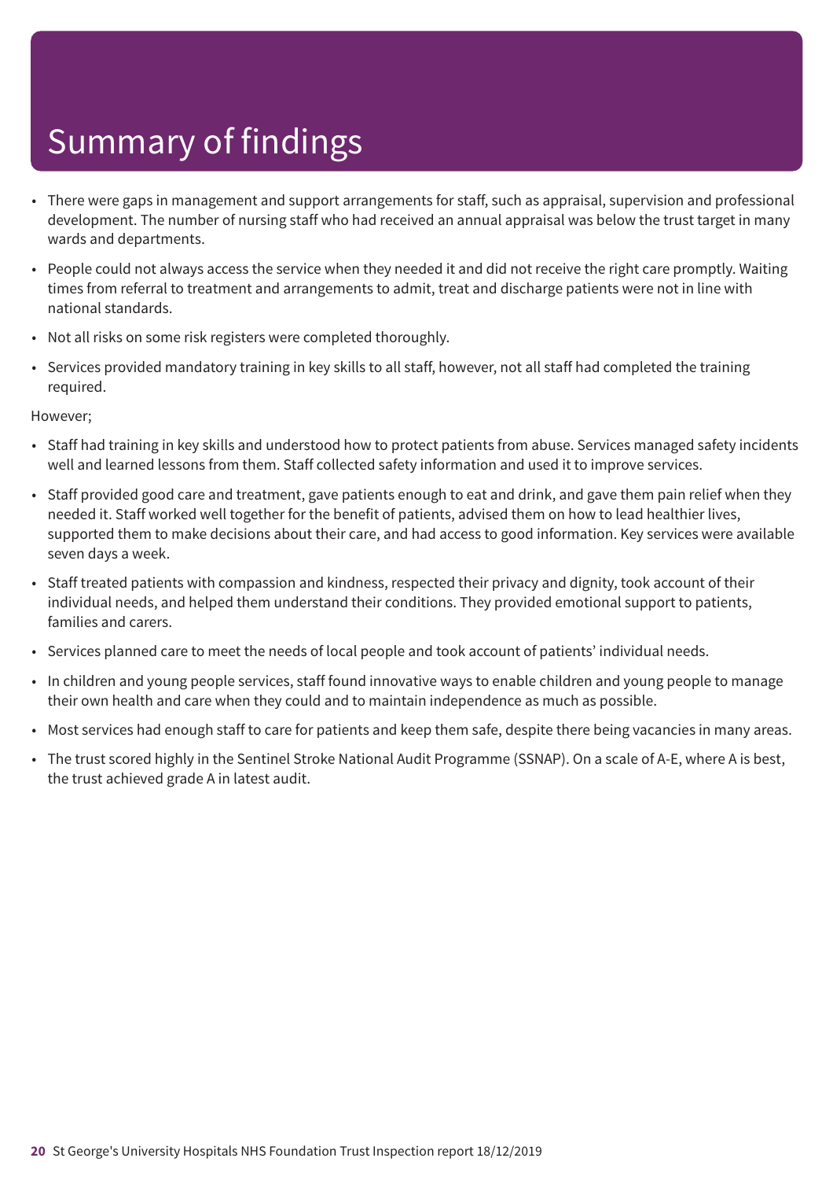# Summary of findings

- There were gaps in management and support arrangements for staff, such as appraisal, supervision and professional development. The number of nursing staff who had received an annual appraisal was below the trust target in many wards and departments.
- People could not always access the service when they needed it and did not receive the right care promptly. Waiting times from referral to treatment and arrangements to admit, treat and discharge patients were not in line with national standards.
- Not all risks on some risk registers were completed thoroughly.
- Services provided mandatory training in key skills to all staff, however, not all staff had completed the training required.

However;

- Staff had training in key skills and understood how to protect patients from abuse. Services managed safety incidents well and learned lessons from them. Staff collected safety information and used it to improve services.
- Staff provided good care and treatment, gave patients enough to eat and drink, and gave them pain relief when they needed it. Staff worked well together for the benefit of patients, advised them on how to lead healthier lives, supported them to make decisions about their care, and had access to good information. Key services were available seven days a week.
- Staff treated patients with compassion and kindness, respected their privacy and dignity, took account of their individual needs, and helped them understand their conditions. They provided emotional support to patients, families and carers.
- Services planned care to meet the needs of local people and took account of patients' individual needs.
- In children and young people services, staff found innovative ways to enable children and young people to manage their own health and care when they could and to maintain independence as much as possible.
- Most services had enough staff to care for patients and keep them safe, despite there being vacancies in many areas.
- The trust scored highly in the Sentinel Stroke National Audit Programme (SSNAP). On a scale of A-E, where A is best, the trust achieved grade A in latest audit.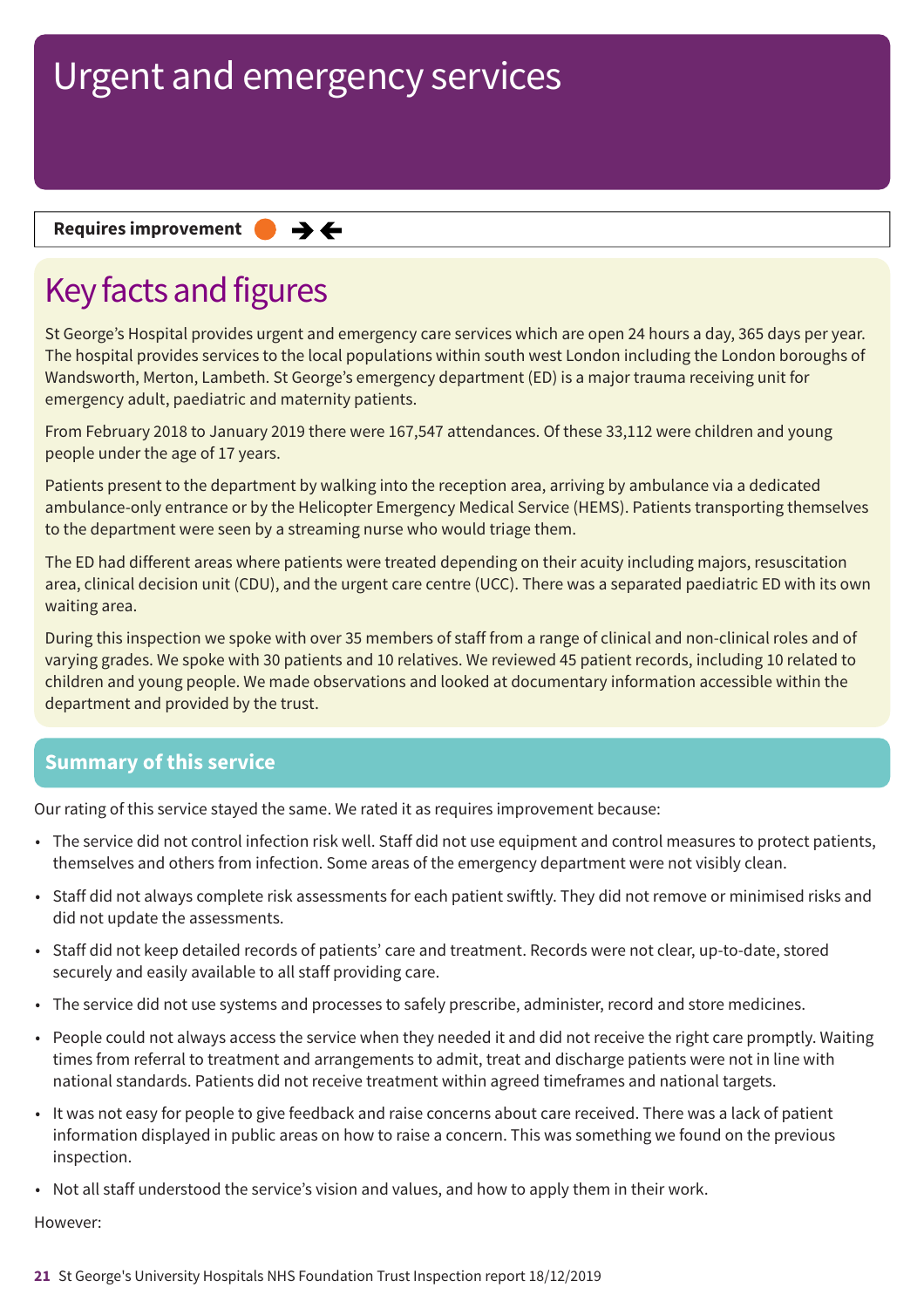# Urgent and emergency services

**Requires improvement** ➔➔

## Key facts and figures

St George's Hospital provides urgent and emergency care services which are open 24 hours a day, 365 days per year. The hospital provides services to the local populations within south west London including the London boroughs of Wandsworth, Merton, Lambeth. St George's emergency department (ED) is a major trauma receiving unit for emergency adult, paediatric and maternity patients.

From February 2018 to January 2019 there were 167,547 attendances. Of these 33,112 were children and young people under the age of 17 years.

Patients present to the department by walking into the reception area, arriving by ambulance via a dedicated ambulance-only entrance or by the Helicopter Emergency Medical Service (HEMS). Patients transporting themselves to the department were seen by a streaming nurse who would triage them.

The ED had different areas where patients were treated depending on their acuity including majors, resuscitation area, clinical decision unit (CDU), and the urgent care centre (UCC). There was a separated paediatric ED with its own waiting area.

During this inspection we spoke with over 35 members of staff from a range of clinical and non-clinical roles and of varying grades. We spoke with 30 patients and 10 relatives. We reviewed 45 patient records, including 10 related to children and young people. We made observations and looked at documentary information accessible within the department and provided by the trust.

## Summary of this service

Our rating of this service stayed the same. We rated it as requires improvement because:

- The service did not control infection risk well. Staff did not use equipment and control measures to protect patients, themselves and others from infection. Some areas of the emergency department were not visibly clean.
- Staff did not always complete risk assessments for each patient swiftly. They did not remove or minimised risks and did not update the assessments.
- Staff did not keep detailed records of patients' care and treatment. Records were not clear, up-to-date, stored securely and easily available to all staff providing care.
- The service did not use systems and processes to safely prescribe, administer, record and store medicines.
- People could not always access the service when they needed it and did not receive the right care promptly. Waiting times from referral to treatment and arrangements to admit, treat and discharge patients were not in line with national standards. Patients did not receive treatment within agreed timeframes and national targets.
- It was not easy for people to give feedback and raise concerns about care received. There was a lack of patient information displayed in public areas on how to raise a concern. This was something we found on the previous inspection.
- Not all staff understood the service's vision and values, and how to apply them in their work.

However: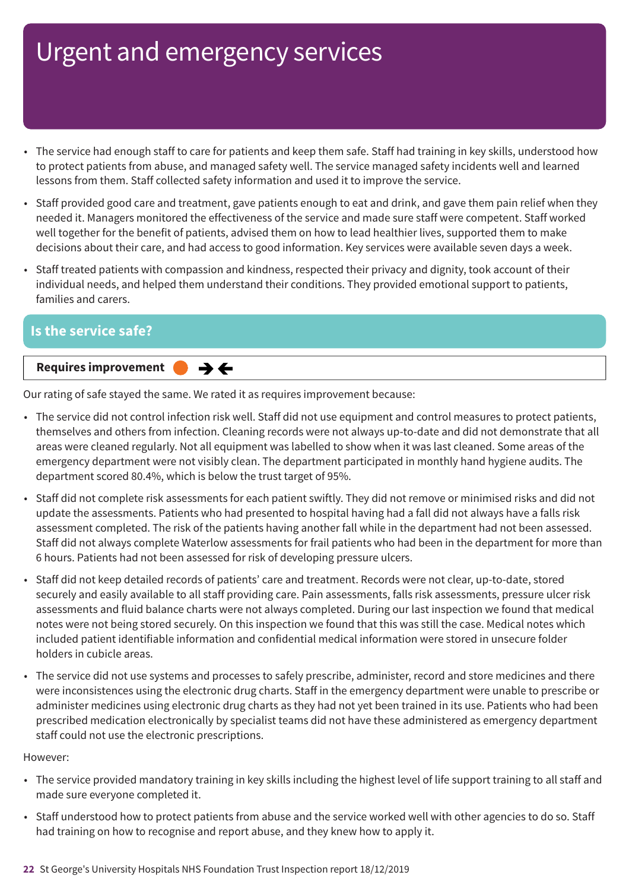# Urgent and emergency services

- The service had enough staff to care for patients and keep them safe. Staff had training in key skills, understood how to protect patients from abuse, and managed safety well. The service managed safety incidents well and learned lessons from them. Staff collected safety information and used it to improve the service.
- Staff provided good care and treatment, gave patients enough to eat and drink, and gave them pain relief when they needed it. Managers monitored the effectiveness of the service and made sure staff were competent. Staff worked well together for the benefit of patients, advised them on how to lead healthier lives, supported them to make decisions about their care, and had access to good information. Key services were available seven days a week.
- Staff treated patients with compassion and kindness, respected their privacy and dignity, took account of their individual needs, and helped them understand their conditions. They provided emotional support to patients, families and carers.

## Is the service safe?

**Requires improvement** ● →←

Our rating of safe stayed the same. We rated it as requires improvement because:

- The service did not control infection risk well. Staff did not use equipment and control measures to protect patients, themselves and others from infection. Cleaning records were not always up-to-date and did not demonstrate that all areas were cleaned regularly. Not all equipment was labelled to show when it was last cleaned. Some areas of the emergency department were not visibly clean. The department participated in monthly hand hygiene audits. The department scored 80.4%, which is below the trust target of 95%.
- Staff did not complete risk assessments for each patient swiftly. They did not remove or minimised risks and did not update the assessments. Patients who had presented to hospital having had a fall did not always have a falls risk assessment completed. The risk of the patients having another fall while in the department had not been assessed. Staff did not always complete Waterlow assessments for frail patients who had been in the department for more than 6 hours. Patients had not been assessed for risk of developing pressure ulcers.
- Staff did not keep detailed records of patients' care and treatment. Records were not clear, up-to-date, stored securely and easily available to all staff providing care. Pain assessments, falls risk assessments, pressure ulcer risk assessments and fluid balance charts were not always completed. During our last inspection we found that medical notes were not being stored securely. On this inspection we found that this was still the case. Medical notes which included patient identifiable information and confidential medical information were stored in unsecure folder holders in cubicle areas.
- The service did not use systems and processes to safely prescribe, administer, record and store medicines and there were inconsistences using the electronic drug charts. Staff in the emergency department were unable to prescribe or administer medicines using electronic drug charts as they had not yet been trained in its use. Patients who had been prescribed medication electronically by specialist teams did not have these administered as emergency department staff could not use the electronic prescriptions.

However:

- The service provided mandatory training in key skills including the highest level of life support training to all staff and made sure everyone completed it.
- Staff understood how to protect patients from abuse and the service worked well with other agencies to do so. Staff had training on how to recognise and report abuse, and they knew how to apply it.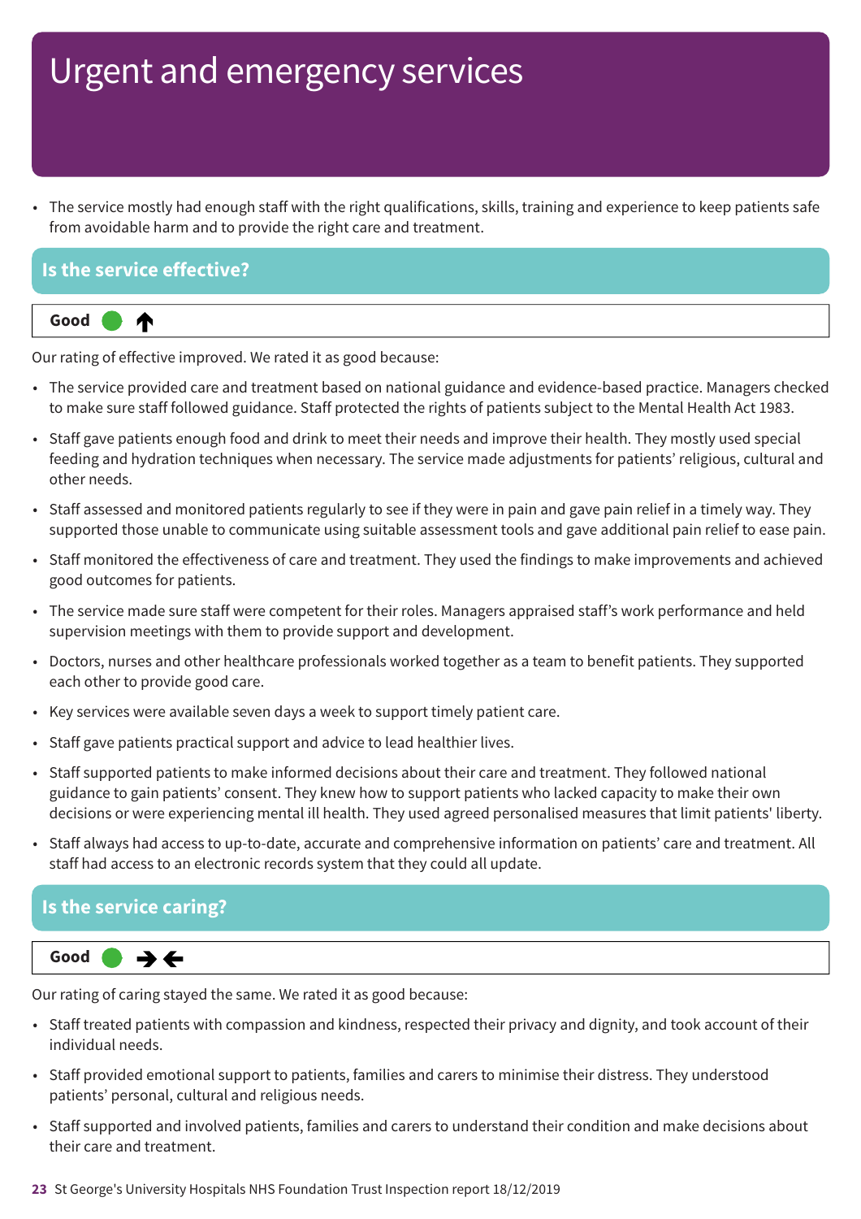# Urgent and emergency services

- The service mostly had enough staff with the right qualifications, skills, training and experience to keep patients safe from avoidable harm and to provide the right care and treatment.

## Is the service effective?

**Good** ↑

Our rating of effective improved. We rated it as good because:

- The service provided care and treatment based on national guidance and evidence-based practice. Managers checked to make sure staff followed guidance. Staff protected the rights of patients subject to the Mental Health Act 1983.
- Staff gave patients enough food and drink to meet their needs and improve their health. They mostly used special feeding and hydration techniques when necessary. The service made adjustments for patients' religious, cultural and other needs.
- Staff assessed and monitored patients regularly to see if they were in pain and gave pain relief in a timely way. They supported those unable to communicate using suitable assessment tools and gave additional pain relief to ease pain.
- Staff monitored the effectiveness of care and treatment. They used the findings to make improvements and achieved good outcomes for patients.
- The service made sure staff were competent for their roles. Managers appraised staff's work performance and held supervision meetings with them to provide support and development.
- Doctors, nurses and other healthcare professionals worked together as a team to benefit patients. They supported each other to provide good care.
- Key services were available seven days a week to support timely patient care.
- Staff gave patients practical support and advice to lead healthier lives.
- Staff supported patients to make informed decisions about their care and treatment. They followed national guidance to gain patients' consent. They knew how to support patients who lacked capacity to make their own decisions or were experiencing mental ill health. They used agreed personalised measures that limit patients' liberty.
- Staff always had access to up-to-date, accurate and comprehensive information on patients' care and treatment. All staff had access to an electronic records system that they could all update.

## Is the service caring?

**Good** →←

Our rating of caring stayed the same. We rated it as good because:

- Staff treated patients with compassion and kindness, respected their privacy and dignity, and took account of their individual needs.
- Staff provided emotional support to patients, families and carers to minimise their distress. They understood patients' personal, cultural and religious needs.
- Staff supported and involved patients, families and carers to understand their condition and make decisions about their care and treatment.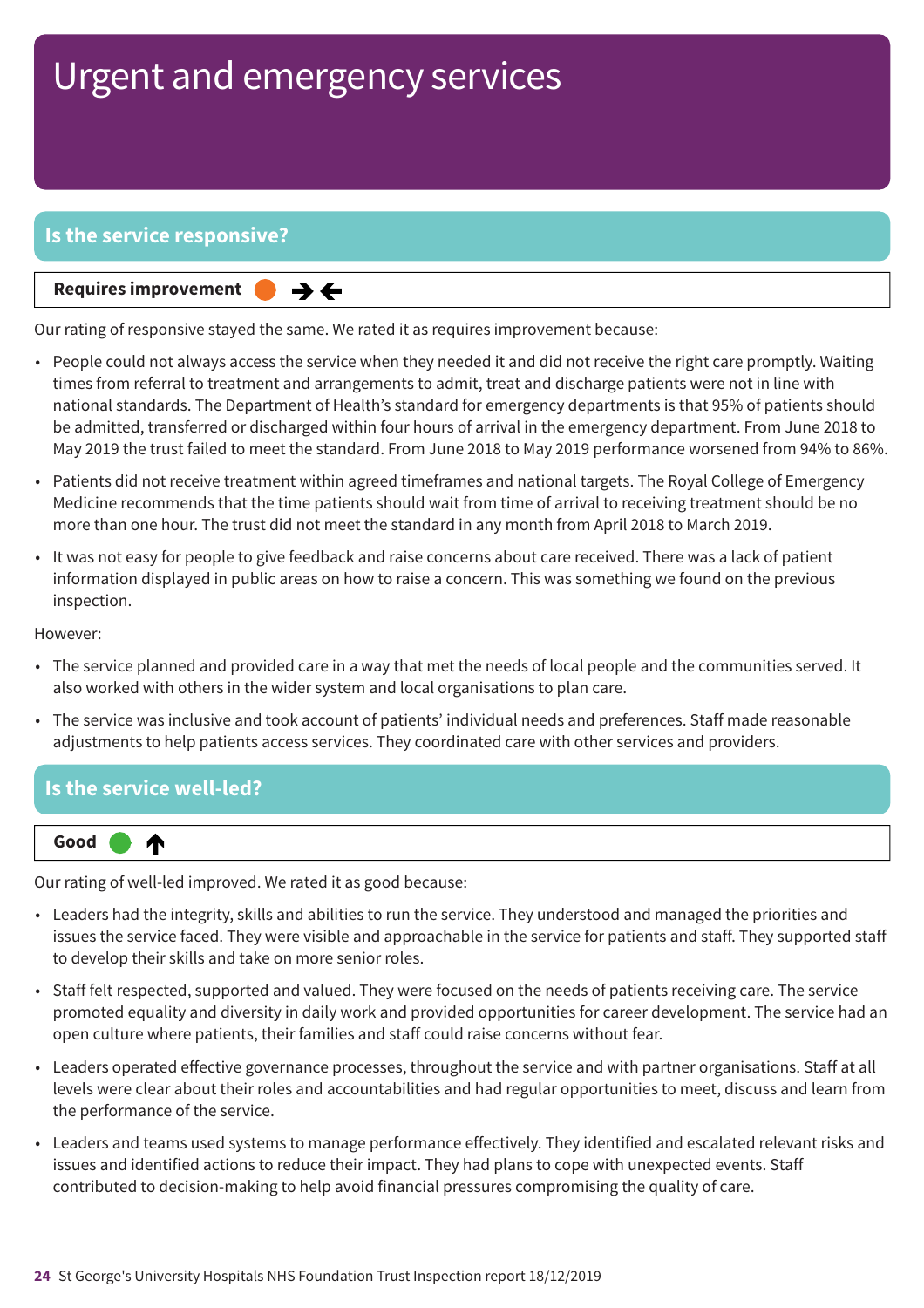# Urgent and emergency services

## Is the service responsive?

**Requires improvement** ● →←

Our rating of responsive stayed the same. We rated it as requires improvement because:

- People could not always access the service when they needed it and did not receive the right care promptly. Waiting times from referral to treatment and arrangements to admit, treat and discharge patients were not in line with national standards. The Department of Health's standard for emergency departments is that 95% of patients should be admitted, transferred or discharged within four hours of arrival in the emergency department. From June 2018 to May 2019 the trust failed to meet the standard. From June 2018 to May 2019 performance worsened from 94% to 86%.
- Patients did not receive treatment within agreed timeframes and national targets. The Royal College of Emergency Medicine recommends that the time patients should wait from time of arrival to receiving treatment should be no more than one hour. The trust did not meet the standard in any month from April 2018 to March 2019.
- It was not easy for people to give feedback and raise concerns about care received. There was a lack of patient information displayed in public areas on how to raise a concern. This was something we found on the previous inspection.

However:

- The service planned and provided care in a way that met the needs of local people and the communities served. It also worked with others in the wider system and local organisations to plan care.
- The service was inclusive and took account of patients' individual needs and preferences. Staff made reasonable adjustments to help patients access services. They coordinated care with other services and providers.

## Is the service well-led?

**Good** ● ↑

Our rating of well-led improved. We rated it as good because:

- Leaders had the integrity, skills and abilities to run the service. They understood and managed the priorities and issues the service faced. They were visible and approachable in the service for patients and staff. They supported staff to develop their skills and take on more senior roles.
- Staff felt respected, supported and valued. They were focused on the needs of patients receiving care. The service promoted equality and diversity in daily work and provided opportunities for career development. The service had an open culture where patients, their families and staff could raise concerns without fear.
- Leaders operated effective governance processes, throughout the service and with partner organisations. Staff at all levels were clear about their roles and accountabilities and had regular opportunities to meet, discuss and learn from the performance of the service.
- Leaders and teams used systems to manage performance effectively. They identified and escalated relevant risks and issues and identified actions to reduce their impact. They had plans to cope with unexpected events. Staff contributed to decision-making to help avoid financial pressures compromising the quality of care.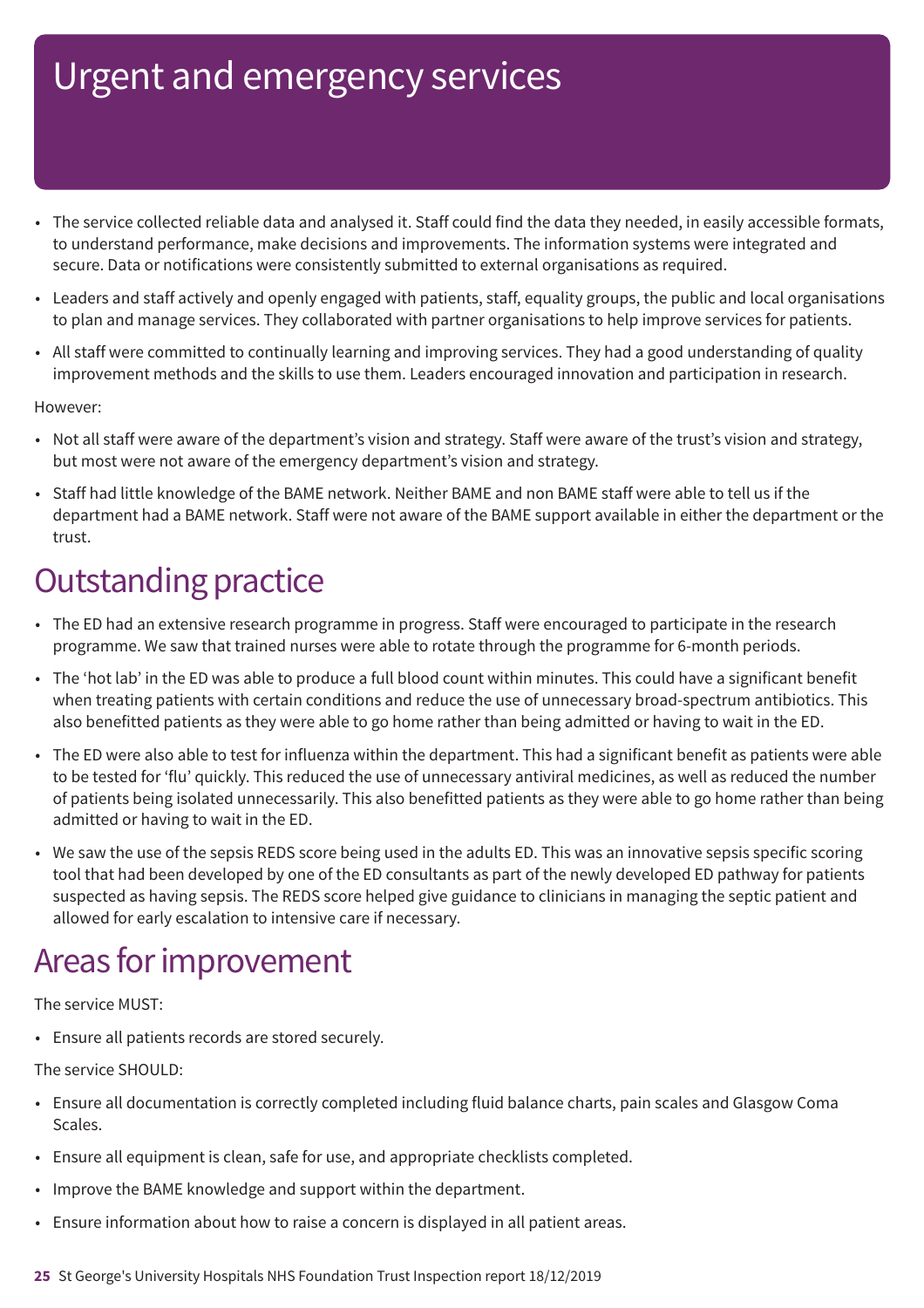# Urgent and emergency services

- The service collected reliable data and analysed it. Staff could find the data they needed, in easily accessible formats, to understand performance, make decisions and improvements. The information systems were integrated and secure. Data or notifications were consistently submitted to external organisations as required.
- Leaders and staff actively and openly engaged with patients, staff, equality groups, the public and local organisations to plan and manage services. They collaborated with partner organisations to help improve services for patients.
- All staff were committed to continually learning and improving services. They had a good understanding of quality improvement methods and the skills to use them. Leaders encouraged innovation and participation in research.

However:

- Not all staff were aware of the department's vision and strategy. Staff were aware of the trust's vision and strategy, but most were not aware of the emergency department's vision and strategy.
- Staff had little knowledge of the BAME network. Neither BAME and non BAME staff were able to tell us if the department had a BAME network. Staff were not aware of the BAME support available in either the department or the trust.

## Outstanding practice

- The ED had an extensive research programme in progress. Staff were encouraged to participate in the research programme. We saw that trained nurses were able to rotate through the programme for 6-month periods.
- The 'hot lab' in the ED was able to produce a full blood count within minutes. This could have a significant benefit when treating patients with certain conditions and reduce the use of unnecessary broad-spectrum antibiotics. This also benefitted patients as they were able to go home rather than being admitted or having to wait in the ED.
- The ED were also able to test for influenza within the department. This had a significant benefit as patients were able to be tested for 'flu' quickly. This reduced the use of unnecessary antiviral medicines, as well as reduced the number of patients being isolated unnecessarily. This also benefitted patients as they were able to go home rather than being admitted or having to wait in the ED.
- We saw the use of the sepsis REDS score being used in the adults ED. This was an innovative sepsis specific scoring tool that had been developed by one of the ED consultants as part of the newly developed ED pathway for patients suspected as having sepsis. The REDS score helped give guidance to clinicians in managing the septic patient and allowed for early escalation to intensive care if necessary.

## Areas for improvement

The service MUST:

- Ensure all patients records are stored securely.

The service SHOULD:

- Ensure all documentation is correctly completed including fluid balance charts, pain scales and Glasgow Coma Scales.
- Ensure all equipment is clean, safe for use, and appropriate checklists completed.
- Improve the BAME knowledge and support within the department.
- Ensure information about how to raise a concern is displayed in all patient areas.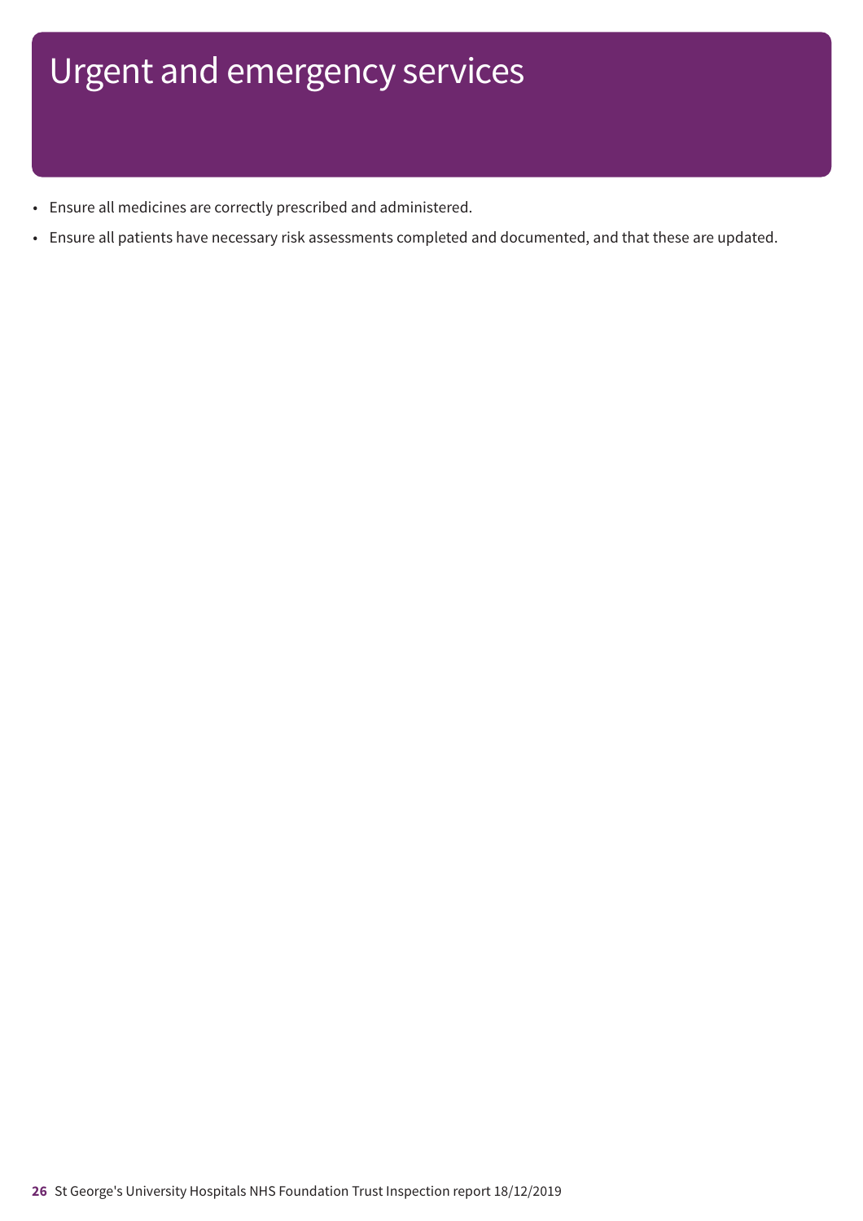# Urgent and emergency services

- Ensure all medicines are correctly prescribed and administered.
- Ensure all patients have necessary risk assessments completed and documented, and that these are updated.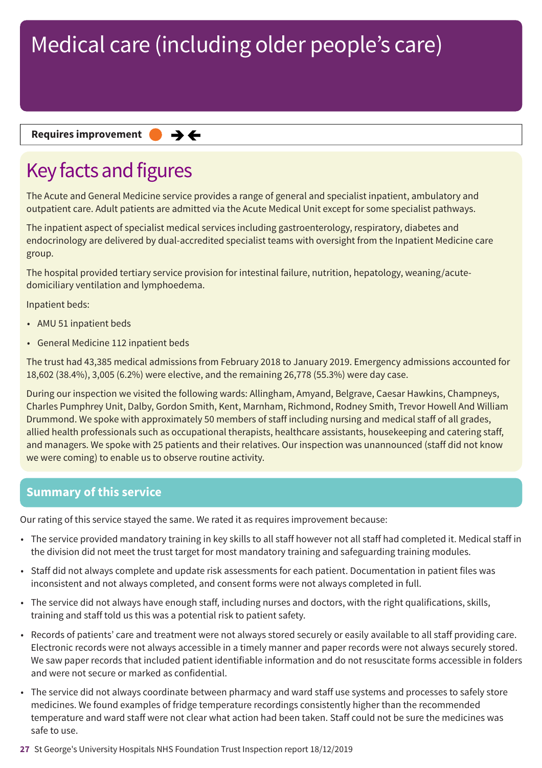# Medical care (including older people's care)

**Requires improvement** ● → ←

## Key facts and figures

The Acute and General Medicine service provides a range of general and specialist inpatient, ambulatory and outpatient care. Adult patients are admitted via the Acute Medical Unit except for some specialist pathways.

The inpatient aspect of specialist medical services including gastroenterology, respiratory, diabetes and endocrinology are delivered by dual-accredited specialist teams with oversight from the Inpatient Medicine care group.

The hospital provided tertiary service provision for intestinal failure, nutrition, hepatology, weaning/acute-domiciliary ventilation and lymphoedema.

Inpatient beds:

- AMU 51 inpatient beds
- General Medicine 112 inpatient beds

The trust had 43,385 medical admissions from February 2018 to January 2019. Emergency admissions accounted for 18,602 (38.4%), 3,005 (6.2%) were elective, and the remaining 26,778 (55.3%) were day case.

During our inspection we visited the following wards: Allingham, Amyand, Belgrave, Caesar Hawkins, Champneys, Charles Pumphrey Unit, Dalby, Gordon Smith, Kent, Marnham, Richmond, Rodney Smith, Trevor Howell And William Drummond. We spoke with approximately 50 members of staff including nursing and medical staff of all grades, allied health professionals such as occupational therapists, healthcare assistants, housekeeping and catering staff, and managers. We spoke with 25 patients and their relatives. Our inspection was unannounced (staff did not know we were coming) to enable us to observe routine activity.

## Summary of this service

Our rating of this service stayed the same. We rated it as requires improvement because:

- The service provided mandatory training in key skills to all staff however not all staff had completed it. Medical staff in the division did not meet the trust target for most mandatory training and safeguarding training modules.
- Staff did not always complete and update risk assessments for each patient. Documentation in patient files was inconsistent and not always completed, and consent forms were not always completed in full.
- The service did not always have enough staff, including nurses and doctors, with the right qualifications, skills, training and staff told us this was a potential risk to patient safety.
- Records of patients' care and treatment were not always stored securely or easily available to all staff providing care. Electronic records were not always accessible in a timely manner and paper records were not always securely stored. We saw paper records that included patient identifiable information and do not resuscitate forms accessible in folders and were not secure or marked as confidential.
- The service did not always coordinate between pharmacy and ward staff use systems and processes to safely store medicines. We found examples of fridge temperature recordings consistently higher than the recommended temperature and ward staff were not clear what action had been taken. Staff could not be sure the medicines was safe to use.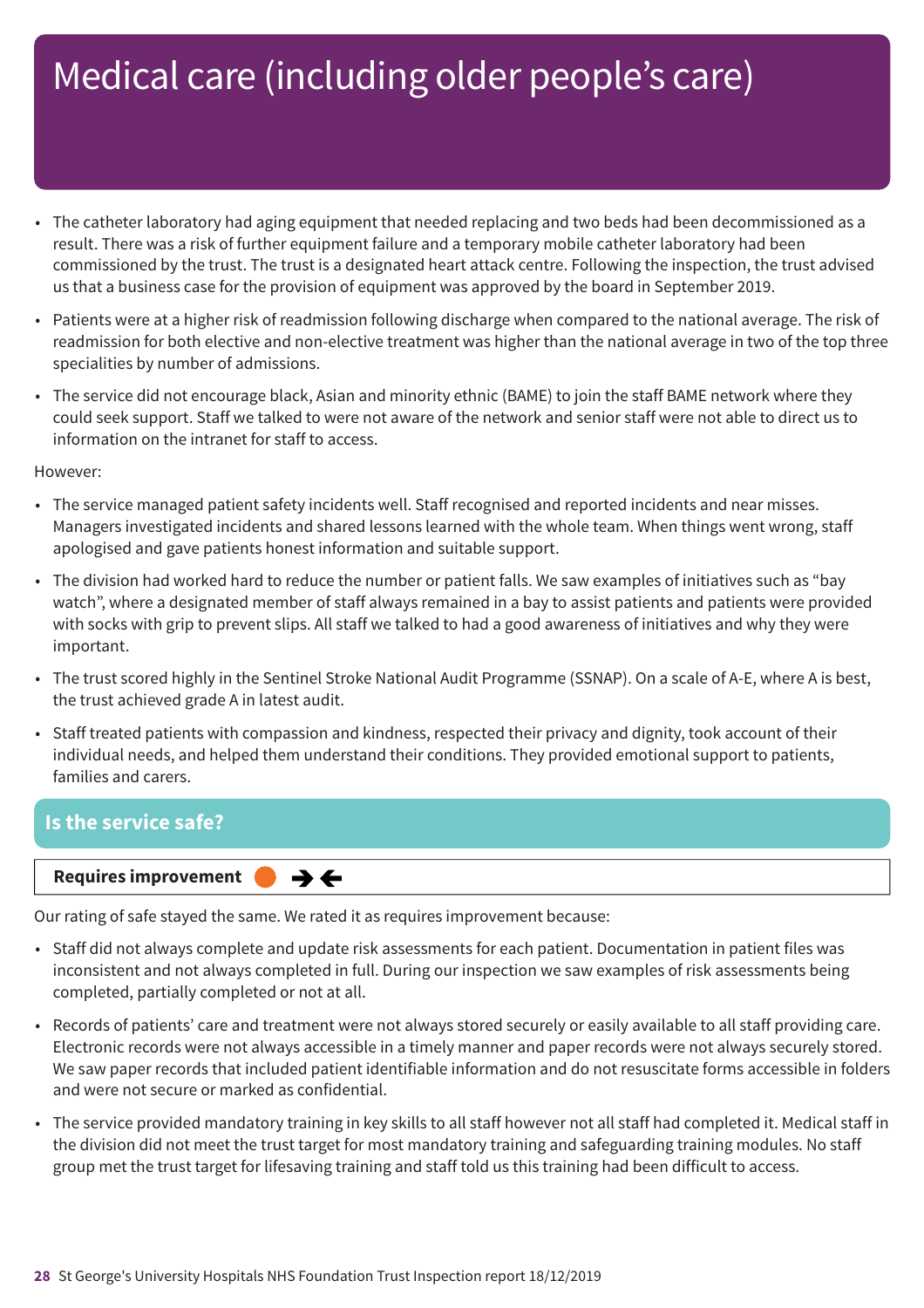# Medical care (including older people's care)

- The catheter laboratory had aging equipment that needed replacing and two beds had been decommissioned as a result. There was a risk of further equipment failure and a temporary mobile catheter laboratory had been commissioned by the trust. The trust is a designated heart attack centre. Following the inspection, the trust advised us that a business case for the provision of equipment was approved by the board in September 2019.
- Patients were at a higher risk of readmission following discharge when compared to the national average. The risk of readmission for both elective and non-elective treatment was higher than the national average in two of the top three specialities by number of admissions.
- The service did not encourage black, Asian and minority ethnic (BAME) to join the staff BAME network where they could seek support. Staff we talked to were not aware of the network and senior staff were not able to direct us to information on the intranet for staff to access.

However:

- The service managed patient safety incidents well. Staff recognised and reported incidents and near misses. Managers investigated incidents and shared lessons learned with the whole team. When things went wrong, staff apologised and gave patients honest information and suitable support.
- The division had worked hard to reduce the number or patient falls. We saw examples of initiatives such as "bay watch", where a designated member of staff always remained in a bay to assist patients and patients were provided with socks with grip to prevent slips. All staff we talked to had a good awareness of initiatives and why they were important.
- The trust scored highly in the Sentinel Stroke National Audit Programme (SSNAP). On a scale of A-E, where A is best, the trust achieved grade A in latest audit.
- Staff treated patients with compassion and kindness, respected their privacy and dignity, took account of their individual needs, and helped them understand their conditions. They provided emotional support to patients, families and carers.

## Is the service safe?

**Requires improvement**

Our rating of safe stayed the same. We rated it as requires improvement because:

- Staff did not always complete and update risk assessments for each patient. Documentation in patient files was inconsistent and not always completed in full. During our inspection we saw examples of risk assessments being completed, partially completed or not at all.
- Records of patients' care and treatment were not always stored securely or easily available to all staff providing care. Electronic records were not always accessible in a timely manner and paper records were not always securely stored. We saw paper records that included patient identifiable information and do not resuscitate forms accessible in folders and were not secure or marked as confidential.
- The service provided mandatory training in key skills to all staff however not all staff had completed it. Medical staff in the division did not meet the trust target for most mandatory training and safeguarding training modules. No staff group met the trust target for lifesaving training and staff told us this training had been difficult to access.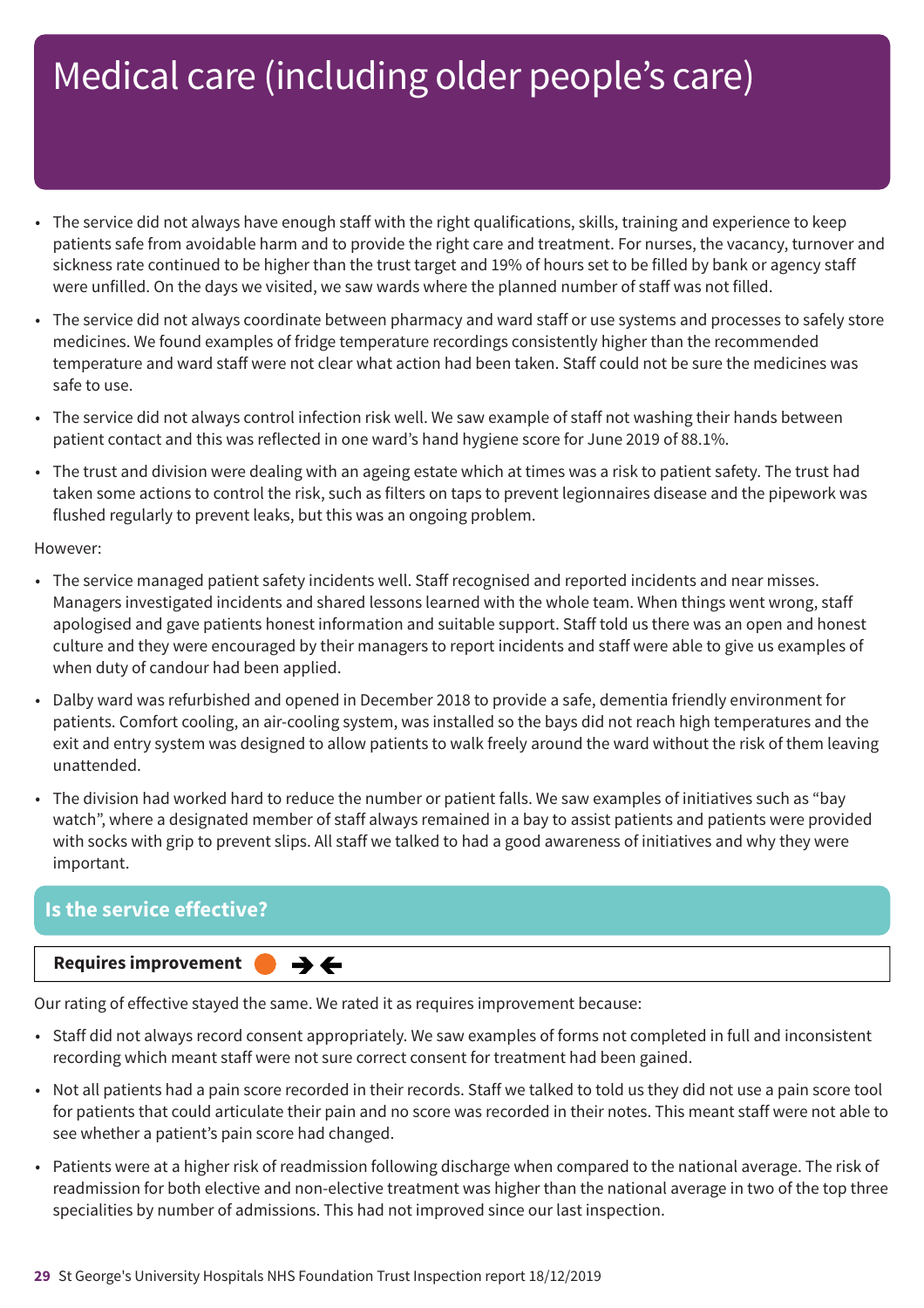# Medical care (including older people's care)

- The service did not always have enough staff with the right qualifications, skills, training and experience to keep patients safe from avoidable harm and to provide the right care and treatment. For nurses, the vacancy, turnover and sickness rate continued to be higher than the trust target and 19% of hours set to be filled by bank or agency staff were unfilled. On the days we visited, we saw wards where the planned number of staff was not filled.
- The service did not always coordinate between pharmacy and ward staff or use systems and processes to safely store medicines. We found examples of fridge temperature recordings consistently higher than the recommended temperature and ward staff were not clear what action had been taken. Staff could not be sure the medicines was safe to use.
- The service did not always control infection risk well. We saw example of staff not washing their hands between patient contact and this was reflected in one ward's hand hygiene score for June 2019 of 88.1%.
- The trust and division were dealing with an ageing estate which at times was a risk to patient safety. The trust had taken some actions to control the risk, such as filters on taps to prevent legionnaires disease and the pipework was flushed regularly to prevent leaks, but this was an ongoing problem.

However:

- The service managed patient safety incidents well. Staff recognised and reported incidents and near misses. Managers investigated incidents and shared lessons learned with the whole team. When things went wrong, staff apologised and gave patients honest information and suitable support. Staff told us there was an open and honest culture and they were encouraged by their managers to report incidents and staff were able to give us examples of when duty of candour had been applied.
- Dalby ward was refurbished and opened in December 2018 to provide a safe, dementia friendly environment for patients. Comfort cooling, an air-cooling system, was installed so the bays did not reach high temperatures and the exit and entry system was designed to allow patients to walk freely around the ward without the risk of them leaving unattended.
- The division had worked hard to reduce the number or patient falls. We saw examples of initiatives such as "bay watch", where a designated member of staff always remained in a bay to assist patients and patients were provided with socks with grip to prevent slips. All staff we talked to had a good awareness of initiatives and why they were important.

## Is the service effective?

**Requires improvement**

Our rating of effective stayed the same. We rated it as requires improvement because:

- Staff did not always record consent appropriately. We saw examples of forms not completed in full and inconsistent recording which meant staff were not sure correct consent for treatment had been gained.
- Not all patients had a pain score recorded in their records. Staff we talked to told us they did not use a pain score tool for patients that could articulate their pain and no score was recorded in their notes. This meant staff were not able to see whether a patient's pain score had changed.
- Patients were at a higher risk of readmission following discharge when compared to the national average. The risk of readmission for both elective and non-elective treatment was higher than the national average in two of the top three specialities by number of admissions. This had not improved since our last inspection.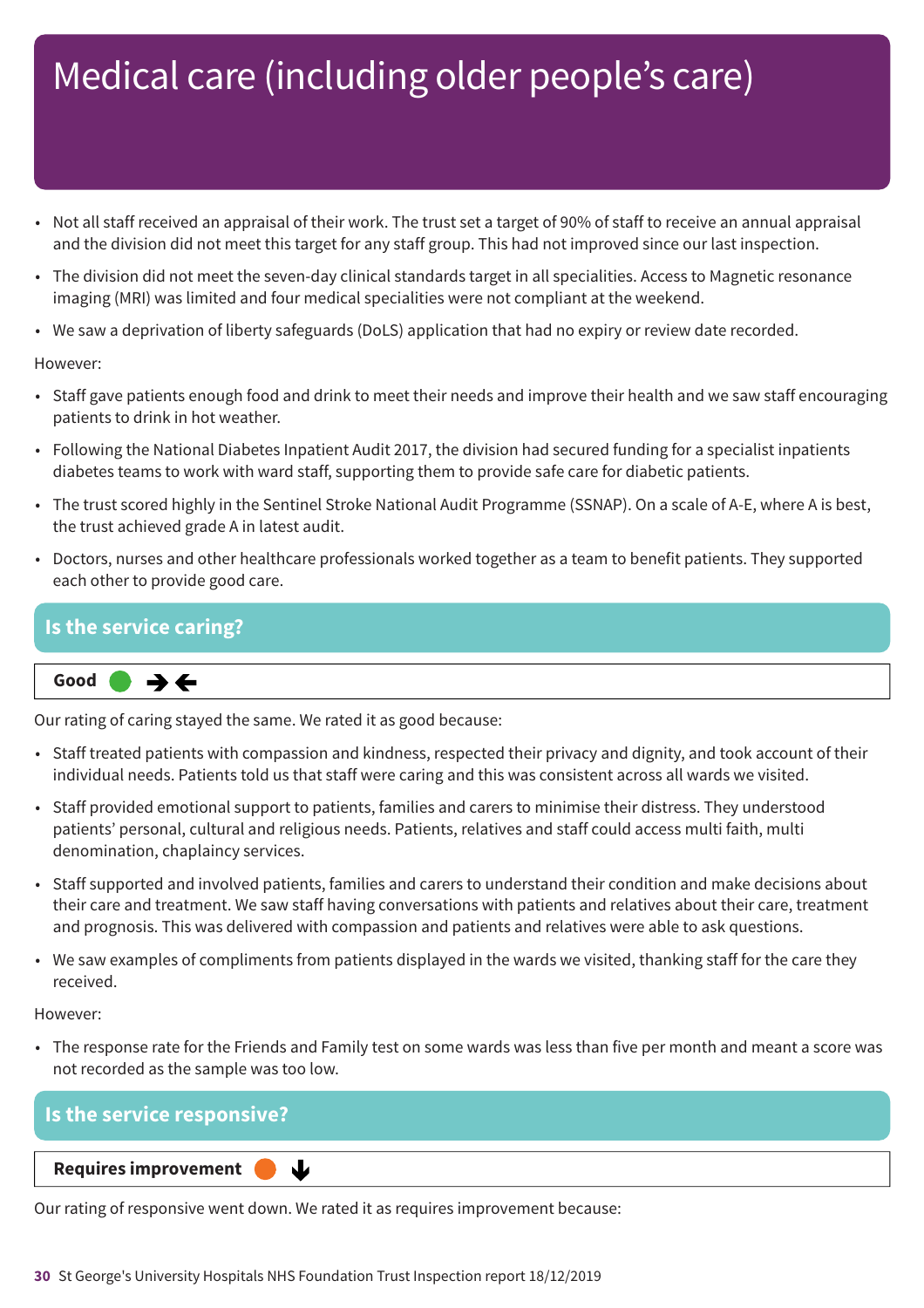# Medical care (including older people's care)

- Not all staff received an appraisal of their work. The trust set a target of 90% of staff to receive an annual appraisal and the division did not meet this target for any staff group. This had not improved since our last inspection.
- The division did not meet the seven-day clinical standards target in all specialities. Access to Magnetic resonance imaging (MRI) was limited and four medical specialities were not compliant at the weekend.
- We saw a deprivation of liberty safeguards (DoLS) application that had no expiry or review date recorded.

However:

- Staff gave patients enough food and drink to meet their needs and improve their health and we saw staff encouraging patients to drink in hot weather.
- Following the National Diabetes Inpatient Audit 2017, the division had secured funding for a specialist inpatients diabetes teams to work with ward staff, supporting them to provide safe care for diabetic patients.
- The trust scored highly in the Sentinel Stroke National Audit Programme (SSNAP). On a scale of A-E, where A is best, the trust achieved grade A in latest audit.
- Doctors, nurses and other healthcare professionals worked together as a team to benefit patients. They supported each other to provide good care.

## Is the service caring?

**Good**

Our rating of caring stayed the same. We rated it as good because:

- Staff treated patients with compassion and kindness, respected their privacy and dignity, and took account of their individual needs. Patients told us that staff were caring and this was consistent across all wards we visited.
- Staff provided emotional support to patients, families and carers to minimise their distress. They understood patients' personal, cultural and religious needs. Patients, relatives and staff could access multi faith, multi denomination, chaplaincy services.
- Staff supported and involved patients, families and carers to understand their condition and make decisions about their care and treatment. We saw staff having conversations with patients and relatives about their care, treatment and prognosis. This was delivered with compassion and patients and relatives were able to ask questions.
- We saw examples of compliments from patients displayed in the wards we visited, thanking staff for the care they received.

However:

- The response rate for the Friends and Family test on some wards was less than five per month and meant a score was not recorded as the sample was too low.

## Is the service responsive?

**Requires improvement**

Our rating of responsive went down. We rated it as requires improvement because: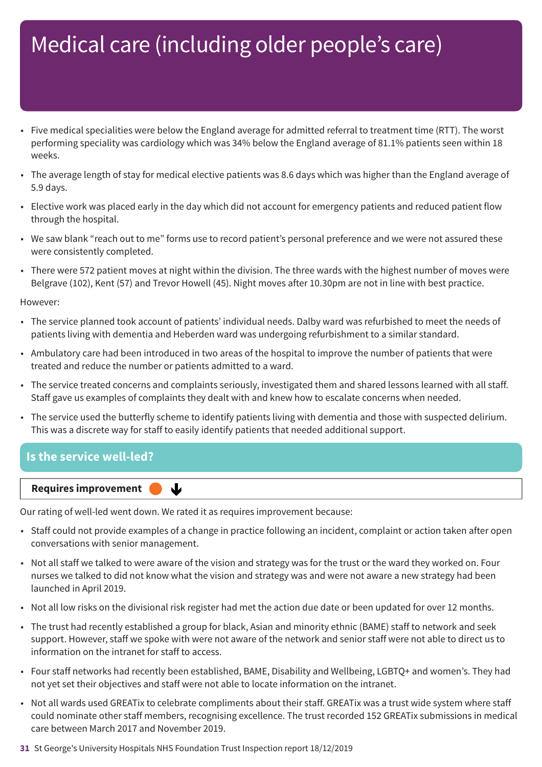# Medical care (including older people's care)

- Five medical specialities were below the England average for admitted referral to treatment time (RTT). The worst performing speciality was cardiology which was 34% below the England average of 81.1% patients seen within 18 weeks.
- The average length of stay for medical elective patients was 8.6 days which was higher than the England average of 5.9 days.
- Elective work was placed early in the day which did not account for emergency patients and reduced patient flow through the hospital.
- We saw blank "reach out to me" forms use to record patient's personal preference and we were not assured these were consistently completed.
- There were 572 patient moves at night within the division. The three wards with the highest number of moves were Belgrave (102), Kent (57) and Trevor Howell (45). Night moves after 10.30pm are not in line with best practice.

However:

- The service planned took account of patients' individual needs. Dalby ward was refurbished to meet the needs of patients living with dementia and Heberden ward was undergoing refurbishment to a similar standard.
- Ambulatory care had been introduced in two areas of the hospital to improve the number of patients that were treated and reduce the number or patients admitted to a ward.
- The service treated concerns and complaints seriously, investigated them and shared lessons learned with all staff. Staff gave us examples of complaints they dealt with and knew how to escalate concerns when needed.
- The service used the butterfly scheme to identify patients living with dementia and those with suspected delirium. This was a discrete way for staff to easily identify patients that needed additional support.

## Is the service well-led?

**Requires improvement** ↓

Our rating of well-led went down. We rated it as requires improvement because:

- Staff could not provide examples of a change in practice following an incident, complaint or action taken after open conversations with senior management.
- Not all staff we talked to were aware of the vision and strategy was for the trust or the ward they worked on. Four nurses we talked to did not know what the vision and strategy was and were not aware a new strategy had been launched in April 2019.
- Not all low risks on the divisional risk register had met the action due date or been updated for over 12 months.
- The trust had recently established a group for black, Asian and minority ethnic (BAME) staff to network and seek support. However, staff we spoke with were not aware of the network and senior staff were not able to direct us to information on the intranet for staff to access.
- Four staff networks had recently been established, BAME, Disability and Wellbeing, LGBTQ+ and women's. They had not yet set their objectives and staff were not able to locate information on the intranet.
- Not all wards used GREATix to celebrate compliments about their staff. GREATix was a trust wide system where staff could nominate other staff members, recognising excellence. The trust recorded 152 GREATix submissions in medical care between March 2017 and November 2019.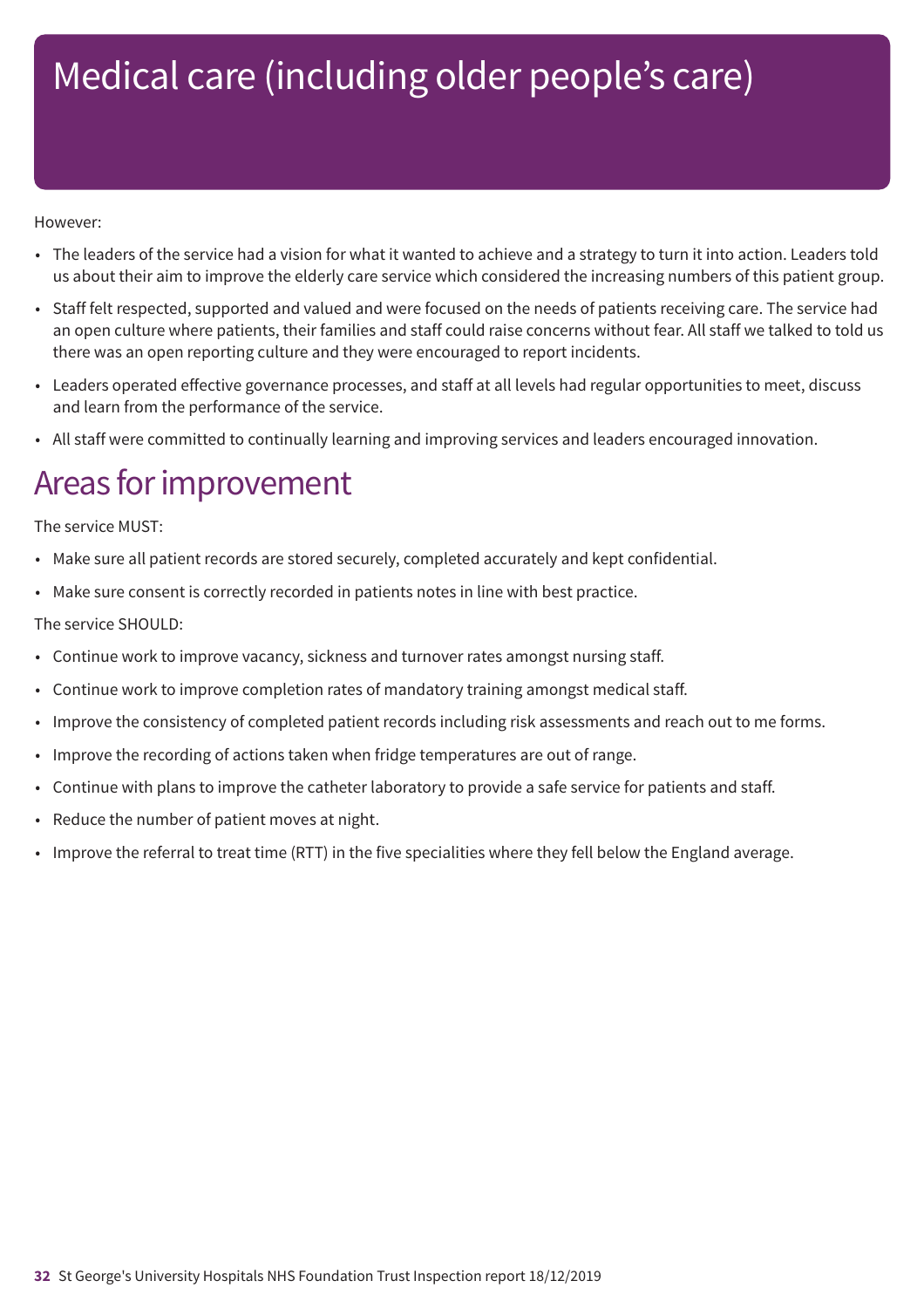# Medical care (including older people's care)

However:

- The leaders of the service had a vision for what it wanted to achieve and a strategy to turn it into action. Leaders told us about their aim to improve the elderly care service which considered the increasing numbers of this patient group.
- Staff felt respected, supported and valued and were focused on the needs of patients receiving care. The service had an open culture where patients, their families and staff could raise concerns without fear. All staff we talked to told us there was an open reporting culture and they were encouraged to report incidents.
- Leaders operated effective governance processes, and staff at all levels had regular opportunities to meet, discuss and learn from the performance of the service.
- All staff were committed to continually learning and improving services and leaders encouraged innovation.

## Areas for improvement

The service MUST:

- Make sure all patient records are stored securely, completed accurately and kept confidential.
- Make sure consent is correctly recorded in patients notes in line with best practice.

The service SHOULD:

- Continue work to improve vacancy, sickness and turnover rates amongst nursing staff.
- Continue work to improve completion rates of mandatory training amongst medical staff.
- Improve the consistency of completed patient records including risk assessments and reach out to me forms.
- Improve the recording of actions taken when fridge temperatures are out of range.
- Continue with plans to improve the catheter laboratory to provide a safe service for patients and staff.
- Reduce the number of patient moves at night.
- Improve the referral to treat time (RTT) in the five specialities where they fell below the England average.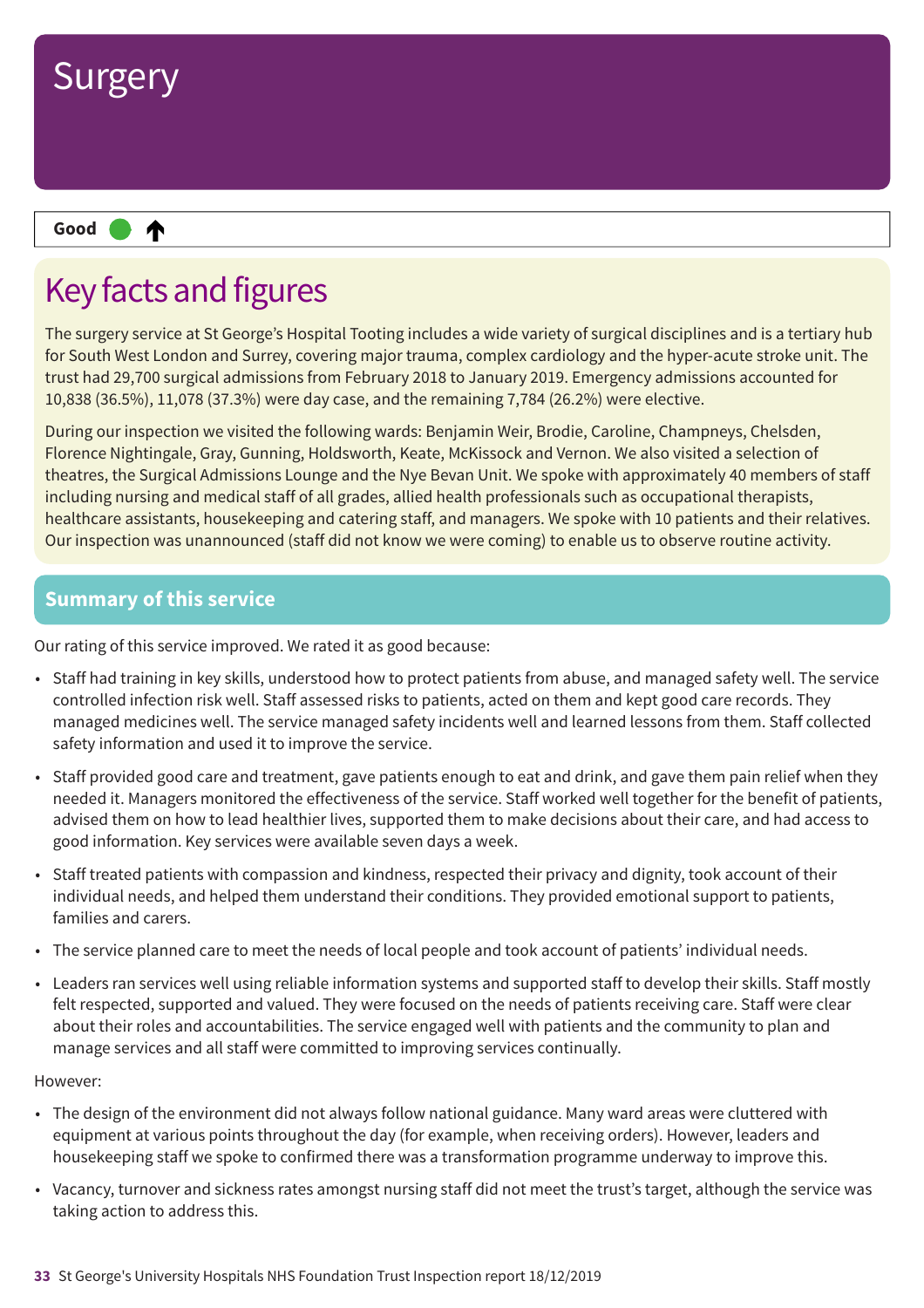# Surgery

**Good** ● ↑

## Key facts and figures

The surgery service at St George's Hospital Tooting includes a wide variety of surgical disciplines and is a tertiary hub for South West London and Surrey, covering major trauma, complex cardiology and the hyper-acute stroke unit. The trust had 29,700 surgical admissions from February 2018 to January 2019. Emergency admissions accounted for 10,838 (36.5%), 11,078 (37.3%) were day case, and the remaining 7,784 (26.2%) were elective.

During our inspection we visited the following wards: Benjamin Weir, Brodie, Caroline, Champneys, Chelsden, Florence Nightingale, Gray, Gunning, Holdsworth, Keate, McKissock and Vernon. We also visited a selection of theatres, the Surgical Admissions Lounge and the Nye Bevan Unit. We spoke with approximately 40 members of staff including nursing and medical staff of all grades, allied health professionals such as occupational therapists, healthcare assistants, housekeeping and catering staff, and managers. We spoke with 10 patients and their relatives. Our inspection was unannounced (staff did not know we were coming) to enable us to observe routine activity.

## Summary of this service

Our rating of this service improved. We rated it as good because:

- Staff had training in key skills, understood how to protect patients from abuse, and managed safety well. The service controlled infection risk well. Staff assessed risks to patients, acted on them and kept good care records. They managed medicines well. The service managed safety incidents well and learned lessons from them. Staff collected safety information and used it to improve the service.
- Staff provided good care and treatment, gave patients enough to eat and drink, and gave them pain relief when they needed it. Managers monitored the effectiveness of the service. Staff worked well together for the benefit of patients, advised them on how to lead healthier lives, supported them to make decisions about their care, and had access to good information. Key services were available seven days a week.
- Staff treated patients with compassion and kindness, respected their privacy and dignity, took account of their individual needs, and helped them understand their conditions. They provided emotional support to patients, families and carers.
- The service planned care to meet the needs of local people and took account of patients' individual needs.
- Leaders ran services well using reliable information systems and supported staff to develop their skills. Staff mostly felt respected, supported and valued. They were focused on the needs of patients receiving care. Staff were clear about their roles and accountabilities. The service engaged well with patients and the community to plan and manage services and all staff were committed to improving services continually.

However:

- The design of the environment did not always follow national guidance. Many ward areas were cluttered with equipment at various points throughout the day (for example, when receiving orders). However, leaders and housekeeping staff we spoke to confirmed there was a transformation programme underway to improve this.
- Vacancy, turnover and sickness rates amongst nursing staff did not meet the trust's target, although the service was taking action to address this.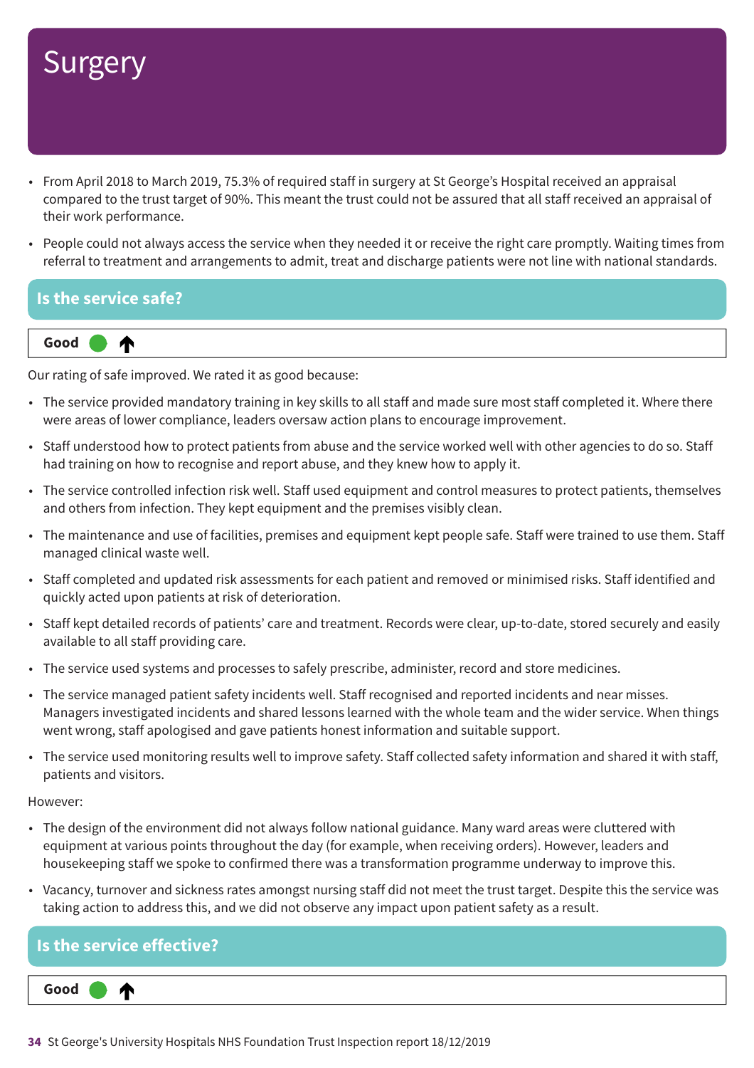# Surgery

- From April 2018 to March 2019, 75.3% of required staff in surgery at St George's Hospital received an appraisal compared to the trust target of 90%. This meant the trust could not be assured that all staff received an appraisal of their work performance.
- People could not always access the service when they needed it or receive the right care promptly. Waiting times from referral to treatment and arrangements to admit, treat and discharge patients were not line with national standards.

## Is the service safe?

**Good** ⬆

Our rating of safe improved. We rated it as good because:

- The service provided mandatory training in key skills to all staff and made sure most staff completed it. Where there were areas of lower compliance, leaders oversaw action plans to encourage improvement.
- Staff understood how to protect patients from abuse and the service worked well with other agencies to do so. Staff had training on how to recognise and report abuse, and they knew how to apply it.
- The service controlled infection risk well. Staff used equipment and control measures to protect patients, themselves and others from infection. They kept equipment and the premises visibly clean.
- The maintenance and use of facilities, premises and equipment kept people safe. Staff were trained to use them. Staff managed clinical waste well.
- Staff completed and updated risk assessments for each patient and removed or minimised risks. Staff identified and quickly acted upon patients at risk of deterioration.
- Staff kept detailed records of patients' care and treatment. Records were clear, up-to-date, stored securely and easily available to all staff providing care.
- The service used systems and processes to safely prescribe, administer, record and store medicines.
- The service managed patient safety incidents well. Staff recognised and reported incidents and near misses. Managers investigated incidents and shared lessons learned with the whole team and the wider service. When things went wrong, staff apologised and gave patients honest information and suitable support.
- The service used monitoring results well to improve safety. Staff collected safety information and shared it with staff, patients and visitors.

However:

- The design of the environment did not always follow national guidance. Many ward areas were cluttered with equipment at various points throughout the day (for example, when receiving orders). However, leaders and housekeeping staff we spoke to confirmed there was a transformation programme underway to improve this.
- Vacancy, turnover and sickness rates amongst nursing staff did not meet the trust target. Despite this the service was taking action to address this, and we did not observe any impact upon patient safety as a result.

## Is the service effective?

**Good** ⬆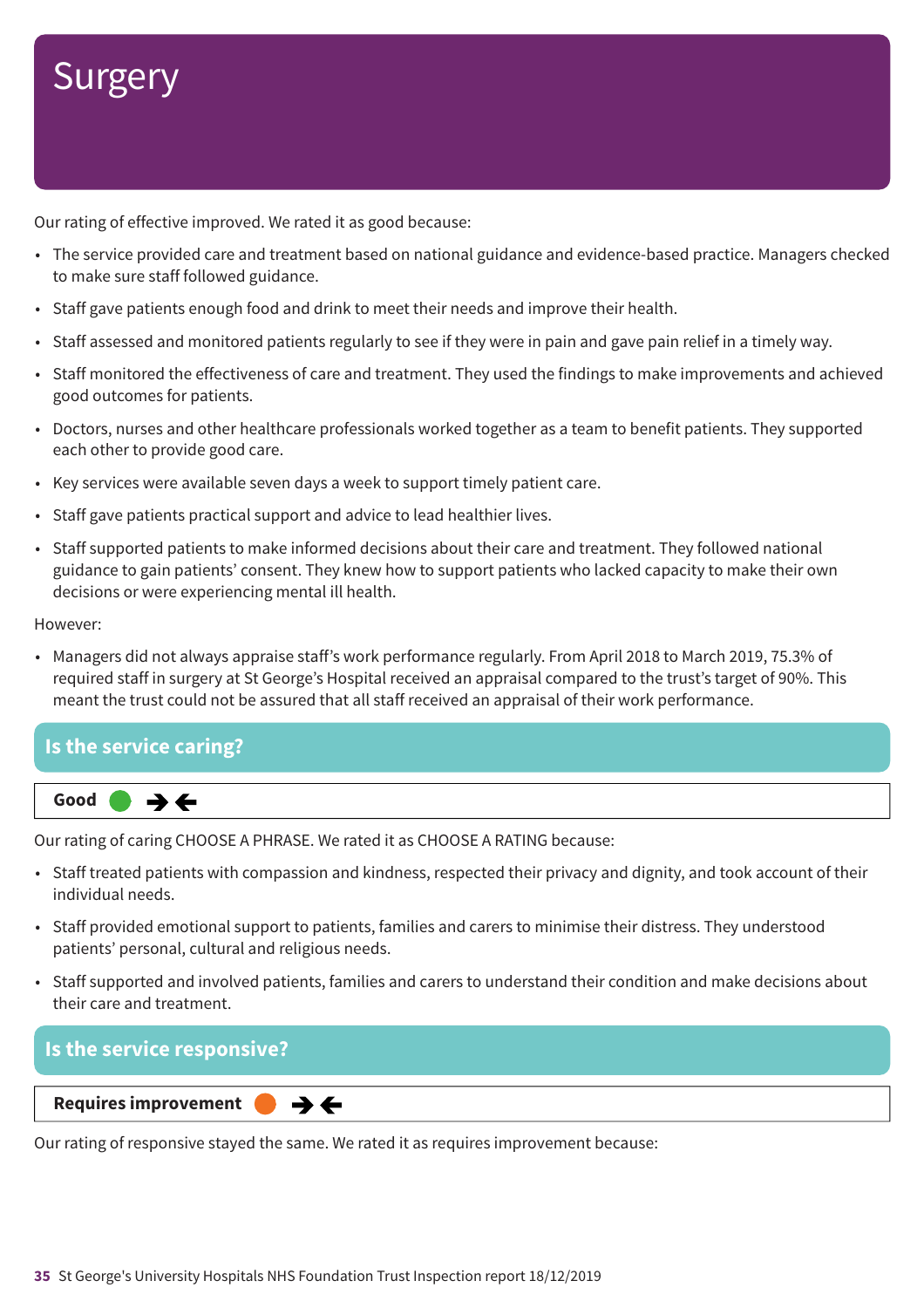# Surgery

Our rating of effective improved. We rated it as good because:

- The service provided care and treatment based on national guidance and evidence-based practice. Managers checked to make sure staff followed guidance.
- Staff gave patients enough food and drink to meet their needs and improve their health.
- Staff assessed and monitored patients regularly to see if they were in pain and gave pain relief in a timely way.
- Staff monitored the effectiveness of care and treatment. They used the findings to make improvements and achieved good outcomes for patients.
- Doctors, nurses and other healthcare professionals worked together as a team to benefit patients. They supported each other to provide good care.
- Key services were available seven days a week to support timely patient care.
- Staff gave patients practical support and advice to lead healthier lives.
- Staff supported patients to make informed decisions about their care and treatment. They followed national guidance to gain patients' consent. They knew how to support patients who lacked capacity to make their own decisions or were experiencing mental ill health.

However:

- Managers did not always appraise staff's work performance regularly. From April 2018 to March 2019, 75.3% of required staff in surgery at St George's Hospital received an appraisal compared to the trust's target of 90%. This meant the trust could not be assured that all staff received an appraisal of their work performance.

## Is the service caring?

**Good** ➔←

Our rating of caring CHOOSE A PHRASE. We rated it as CHOOSE A RATING because:

- Staff treated patients with compassion and kindness, respected their privacy and dignity, and took account of their individual needs.
- Staff provided emotional support to patients, families and carers to minimise their distress. They understood patients' personal, cultural and religious needs.
- Staff supported and involved patients, families and carers to understand their condition and make decisions about their care and treatment.

## Is the service responsive?

**Requires improvement** ➔←

Our rating of responsive stayed the same. We rated it as requires improvement because: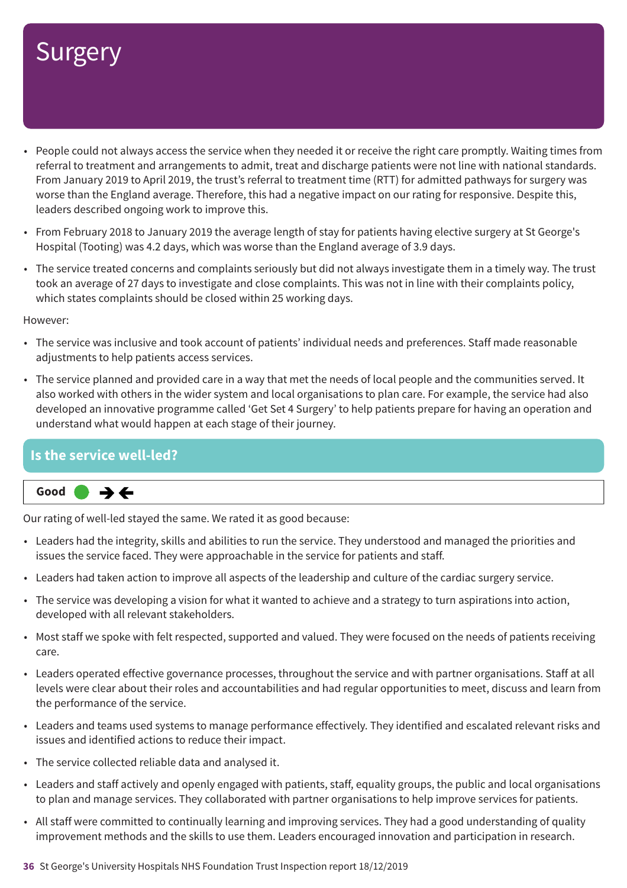# Surgery

- People could not always access the service when they needed it or receive the right care promptly. Waiting times from referral to treatment and arrangements to admit, treat and discharge patients were not line with national standards. From January 2019 to April 2019, the trust's referral to treatment time (RTT) for admitted pathways for surgery was worse than the England average. Therefore, this had a negative impact on our rating for responsive. Despite this, leaders described ongoing work to improve this.
- From February 2018 to January 2019 the average length of stay for patients having elective surgery at St George's Hospital (Tooting) was 4.2 days, which was worse than the England average of 3.9 days.
- The service treated concerns and complaints seriously but did not always investigate them in a timely way. The trust took an average of 27 days to investigate and close complaints. This was not in line with their complaints policy, which states complaints should be closed within 25 working days.

However:

- The service was inclusive and took account of patients' individual needs and preferences. Staff made reasonable adjustments to help patients access services.
- The service planned and provided care in a way that met the needs of local people and the communities served. It also worked with others in the wider system and local organisations to plan care. For example, the service had also developed an innovative programme called 'Get Set 4 Surgery' to help patients prepare for having an operation and understand what would happen at each stage of their journey.

## Is the service well-led?

**Good** ● →←

Our rating of well-led stayed the same. We rated it as good because:

- Leaders had the integrity, skills and abilities to run the service. They understood and managed the priorities and issues the service faced. They were approachable in the service for patients and staff.
- Leaders had taken action to improve all aspects of the leadership and culture of the cardiac surgery service.
- The service was developing a vision for what it wanted to achieve and a strategy to turn aspirations into action, developed with all relevant stakeholders.
- Most staff we spoke with felt respected, supported and valued. They were focused on the needs of patients receiving care.
- Leaders operated effective governance processes, throughout the service and with partner organisations. Staff at all levels were clear about their roles and accountabilities and had regular opportunities to meet, discuss and learn from the performance of the service.
- Leaders and teams used systems to manage performance effectively. They identified and escalated relevant risks and issues and identified actions to reduce their impact.
- The service collected reliable data and analysed it.
- Leaders and staff actively and openly engaged with patients, staff, equality groups, the public and local organisations to plan and manage services. They collaborated with partner organisations to help improve services for patients.
- All staff were committed to continually learning and improving services. They had a good understanding of quality improvement methods and the skills to use them. Leaders encouraged innovation and participation in research.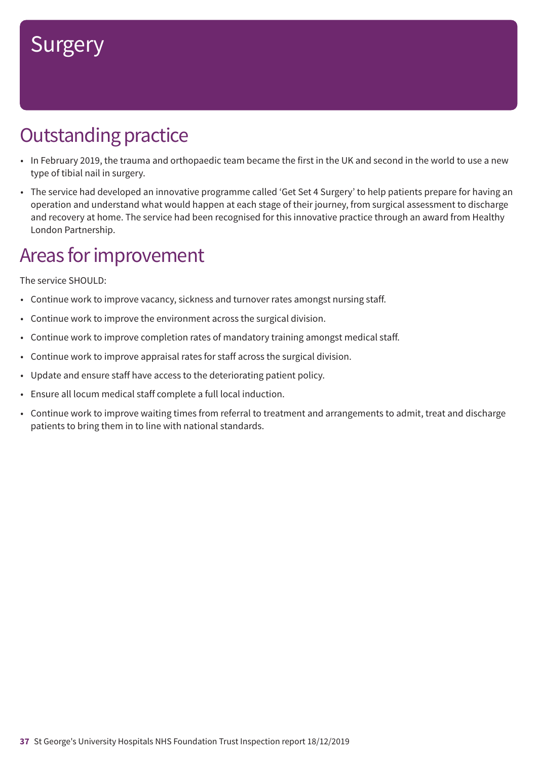# Surgery

## Outstanding practice

- In February 2019, the trauma and orthopaedic team became the first in the UK and second in the world to use a new type of tibial nail in surgery.
- The service had developed an innovative programme called 'Get Set 4 Surgery' to help patients prepare for having an operation and understand what would happen at each stage of their journey, from surgical assessment to discharge and recovery at home. The service had been recognised for this innovative practice through an award from Healthy London Partnership.

## Areas for improvement

The service SHOULD:

- Continue work to improve vacancy, sickness and turnover rates amongst nursing staff.
- Continue work to improve the environment across the surgical division.
- Continue work to improve completion rates of mandatory training amongst medical staff.
- Continue work to improve appraisal rates for staff across the surgical division.
- Update and ensure staff have access to the deteriorating patient policy.
- Ensure all locum medical staff complete a full local induction.
- Continue work to improve waiting times from referral to treatment and arrangements to admit, treat and discharge patients to bring them in to line with national standards.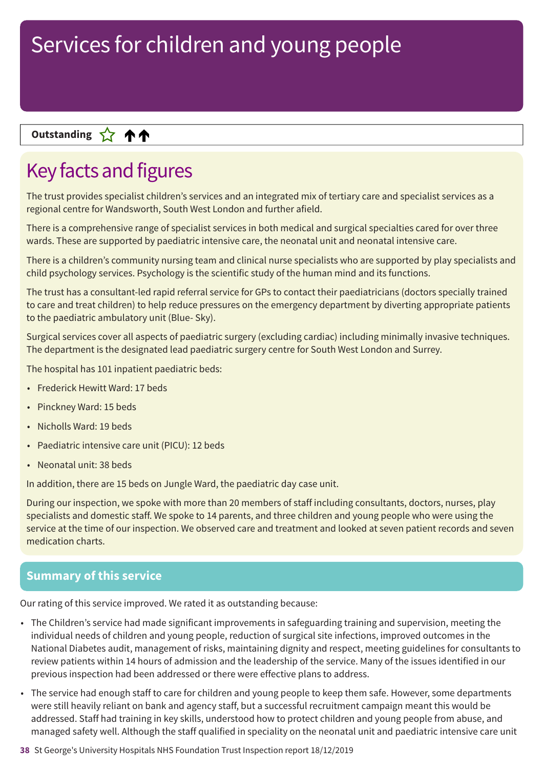# Services for children and young people

**Outstanding** ☆ ↑↑

## Key facts and figures

The trust provides specialist children's services and an integrated mix of tertiary care and specialist services as a regional centre for Wandsworth, South West London and further afield.

There is a comprehensive range of specialist services in both medical and surgical specialties cared for over three wards. These are supported by paediatric intensive care, the neonatal unit and neonatal intensive care.

There is a children's community nursing team and clinical nurse specialists who are supported by play specialists and child psychology services. Psychology is the scientific study of the human mind and its functions.

The trust has a consultant-led rapid referral service for GPs to contact their paediatricians (doctors specially trained to care and treat children) to help reduce pressures on the emergency department by diverting appropriate patients to the paediatric ambulatory unit (Blue- Sky).

Surgical services cover all aspects of paediatric surgery (excluding cardiac) including minimally invasive techniques. The department is the designated lead paediatric surgery centre for South West London and Surrey.

The hospital has 101 inpatient paediatric beds:

- Frederick Hewitt Ward: 17 beds
- Pinckney Ward: 15 beds
- Nicholls Ward: 19 beds
- Paediatric intensive care unit (PICU): 12 beds
- Neonatal unit: 38 beds

In addition, there are 15 beds on Jungle Ward, the paediatric day case unit.

During our inspection, we spoke with more than 20 members of staff including consultants, doctors, nurses, play specialists and domestic staff. We spoke to 14 parents, and three children and young people who were using the service at the time of our inspection. We observed care and treatment and looked at seven patient records and seven medication charts.

## Summary of this service

Our rating of this service improved. We rated it as outstanding because:

- The Children's service had made significant improvements in safeguarding training and supervision, meeting the individual needs of children and young people, reduction of surgical site infections, improved outcomes in the National Diabetes audit, management of risks, maintaining dignity and respect, meeting guidelines for consultants to review patients within 14 hours of admission and the leadership of the service. Many of the issues identified in our previous inspection had been addressed or there were effective plans to address.
- The service had enough staff to care for children and young people to keep them safe. However, some departments were still heavily reliant on bank and agency staff, but a successful recruitment campaign meant this would be addressed. Staff had training in key skills, understood how to protect children and young people from abuse, and managed safety well. Although the staff qualified in speciality on the neonatal unit and paediatric intensive care unit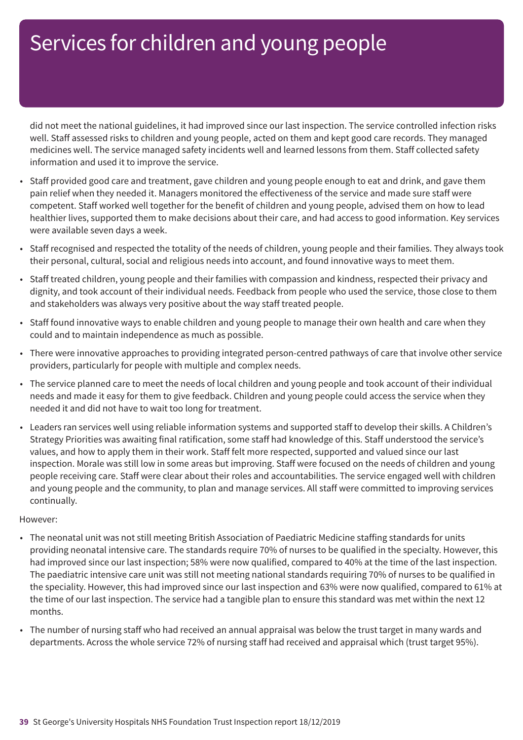# Services for children and young people

did not meet the national guidelines, it had improved since our last inspection. The service controlled infection risks well. Staff assessed risks to children and young people, acted on them and kept good care records. They managed medicines well. The service managed safety incidents well and learned lessons from them. Staff collected safety information and used it to improve the service.

- Staff provided good care and treatment, gave children and young people enough to eat and drink, and gave them pain relief when they needed it. Managers monitored the effectiveness of the service and made sure staff were competent. Staff worked well together for the benefit of children and young people, advised them on how to lead healthier lives, supported them to make decisions about their care, and had access to good information. Key services were available seven days a week.
- Staff recognised and respected the totality of the needs of children, young people and their families. They always took their personal, cultural, social and religious needs into account, and found innovative ways to meet them.
- Staff treated children, young people and their families with compassion and kindness, respected their privacy and dignity, and took account of their individual needs. Feedback from people who used the service, those close to them and stakeholders was always very positive about the way staff treated people.
- Staff found innovative ways to enable children and young people to manage their own health and care when they could and to maintain independence as much as possible.
- There were innovative approaches to providing integrated person-centred pathways of care that involve other service providers, particularly for people with multiple and complex needs.
- The service planned care to meet the needs of local children and young people and took account of their individual needs and made it easy for them to give feedback. Children and young people could access the service when they needed it and did not have to wait too long for treatment.
- Leaders ran services well using reliable information systems and supported staff to develop their skills. A Children's Strategy Priorities was awaiting final ratification, some staff had knowledge of this. Staff understood the service's values, and how to apply them in their work. Staff felt more respected, supported and valued since our last inspection. Morale was still low in some areas but improving. Staff were focused on the needs of children and young people receiving care. Staff were clear about their roles and accountabilities. The service engaged well with children and young people and the community, to plan and manage services. All staff were committed to improving services continually.

However:

- The neonatal unit was not still meeting British Association of Paediatric Medicine staffing standards for units providing neonatal intensive care. The standards require 70% of nurses to be qualified in the specialty. However, this had improved since our last inspection; 58% were now qualified, compared to 40% at the time of the last inspection. The paediatric intensive care unit was still not meeting national standards requiring 70% of nurses to be qualified in the speciality. However, this had improved since our last inspection and 63% were now qualified, compared to 61% at the time of our last inspection. The service had a tangible plan to ensure this standard was met within the next 12 months.
- The number of nursing staff who had received an annual appraisal was below the trust target in many wards and departments. Across the whole service 72% of nursing staff had received and appraisal which (trust target 95%).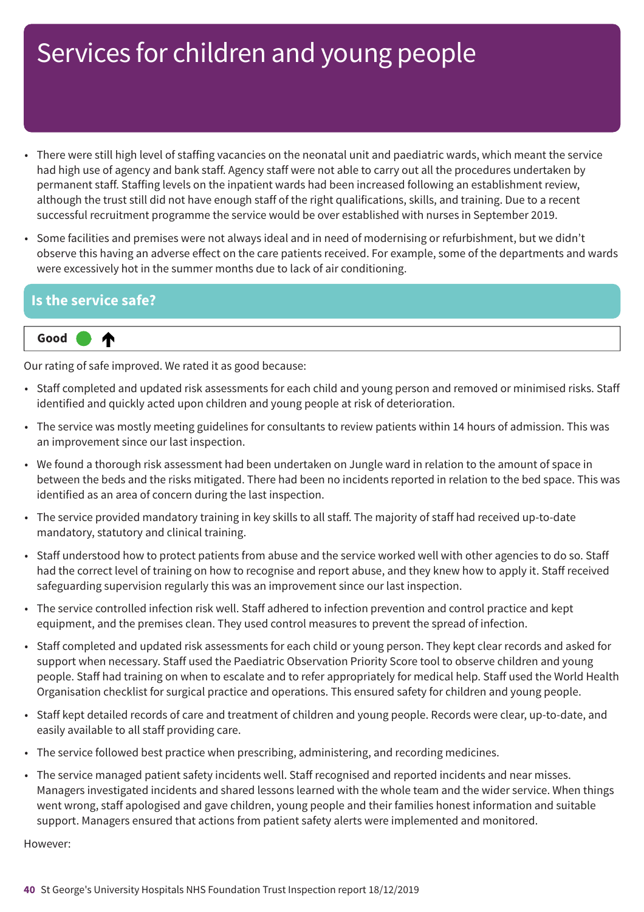# Services for children and young people

- There were still high level of staffing vacancies on the neonatal unit and paediatric wards, which meant the service had high use of agency and bank staff. Agency staff were not able to carry out all the procedures undertaken by permanent staff. Staffing levels on the inpatient wards had been increased following an establishment review, although the trust still did not have enough staff of the right qualifications, skills, and training. Due to a recent successful recruitment programme the service would be over established with nurses in September 2019.
- Some facilities and premises were not always ideal and in need of modernising or refurbishment, but we didn't observe this having an adverse effect on the care patients received. For example, some of the departments and wards were excessively hot in the summer months due to lack of air conditioning.

## Is the service safe?

**Good** ↑

Our rating of safe improved. We rated it as good because:

- Staff completed and updated risk assessments for each child and young person and removed or minimised risks. Staff identified and quickly acted upon children and young people at risk of deterioration.
- The service was mostly meeting guidelines for consultants to review patients within 14 hours of admission. This was an improvement since our last inspection.
- We found a thorough risk assessment had been undertaken on Jungle ward in relation to the amount of space in between the beds and the risks mitigated. There had been no incidents reported in relation to the bed space. This was identified as an area of concern during the last inspection.
- The service provided mandatory training in key skills to all staff. The majority of staff had received up-to-date mandatory, statutory and clinical training.
- Staff understood how to protect patients from abuse and the service worked well with other agencies to do so. Staff had the correct level of training on how to recognise and report abuse, and they knew how to apply it. Staff received safeguarding supervision regularly this was an improvement since our last inspection.
- The service controlled infection risk well. Staff adhered to infection prevention and control practice and kept equipment, and the premises clean. They used control measures to prevent the spread of infection.
- Staff completed and updated risk assessments for each child or young person. They kept clear records and asked for support when necessary. Staff used the Paediatric Observation Priority Score tool to observe children and young people. Staff had training on when to escalate and to refer appropriately for medical help. Staff used the World Health Organisation checklist for surgical practice and operations. This ensured safety for children and young people.
- Staff kept detailed records of care and treatment of children and young people. Records were clear, up-to-date, and easily available to all staff providing care.
- The service followed best practice when prescribing, administering, and recording medicines.
- The service managed patient safety incidents well. Staff recognised and reported incidents and near misses. Managers investigated incidents and shared lessons learned with the whole team and the wider service. When things went wrong, staff apologised and gave children, young people and their families honest information and suitable support. Managers ensured that actions from patient safety alerts were implemented and monitored.

However: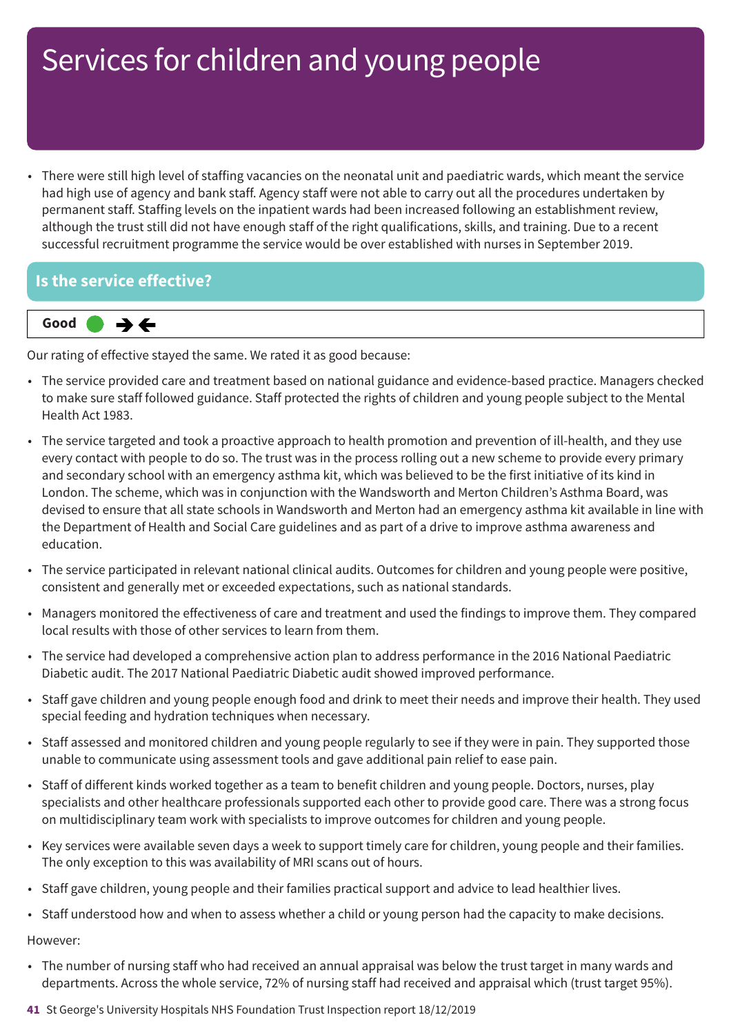# Services for children and young people

- There were still high level of staffing vacancies on the neonatal unit and paediatric wards, which meant the service had high use of agency and bank staff. Agency staff were not able to carry out all the procedures undertaken by permanent staff. Staffing levels on the inpatient wards had been increased following an establishment review, although the trust still did not have enough staff of the right qualifications, skills, and training. Due to a recent successful recruitment programme the service would be over established with nurses in September 2019.

## Is the service effective?

**Good** ● →←

Our rating of effective stayed the same. We rated it as good because:

- The service provided care and treatment based on national guidance and evidence-based practice. Managers checked to make sure staff followed guidance. Staff protected the rights of children and young people subject to the Mental Health Act 1983.
- The service targeted and took a proactive approach to health promotion and prevention of ill-health, and they use every contact with people to do so. The trust was in the process rolling out a new scheme to provide every primary and secondary school with an emergency asthma kit, which was believed to be the first initiative of its kind in London. The scheme, which was in conjunction with the Wandsworth and Merton Children's Asthma Board, was devised to ensure that all state schools in Wandsworth and Merton had an emergency asthma kit available in line with the Department of Health and Social Care guidelines and as part of a drive to improve asthma awareness and education.
- The service participated in relevant national clinical audits. Outcomes for children and young people were positive, consistent and generally met or exceeded expectations, such as national standards.
- Managers monitored the effectiveness of care and treatment and used the findings to improve them. They compared local results with those of other services to learn from them.
- The service had developed a comprehensive action plan to address performance in the 2016 National Paediatric Diabetic audit. The 2017 National Paediatric Diabetic audit showed improved performance.
- Staff gave children and young people enough food and drink to meet their needs and improve their health. They used special feeding and hydration techniques when necessary.
- Staff assessed and monitored children and young people regularly to see if they were in pain. They supported those unable to communicate using assessment tools and gave additional pain relief to ease pain.
- Staff of different kinds worked together as a team to benefit children and young people. Doctors, nurses, play specialists and other healthcare professionals supported each other to provide good care. There was a strong focus on multidisciplinary team work with specialists to improve outcomes for children and young people.
- Key services were available seven days a week to support timely care for children, young people and their families. The only exception to this was availability of MRI scans out of hours.
- Staff gave children, young people and their families practical support and advice to lead healthier lives.
- Staff understood how and when to assess whether a child or young person had the capacity to make decisions.

However:

- The number of nursing staff who had received an annual appraisal was below the trust target in many wards and departments. Across the whole service, 72% of nursing staff had received and appraisal which (trust target 95%).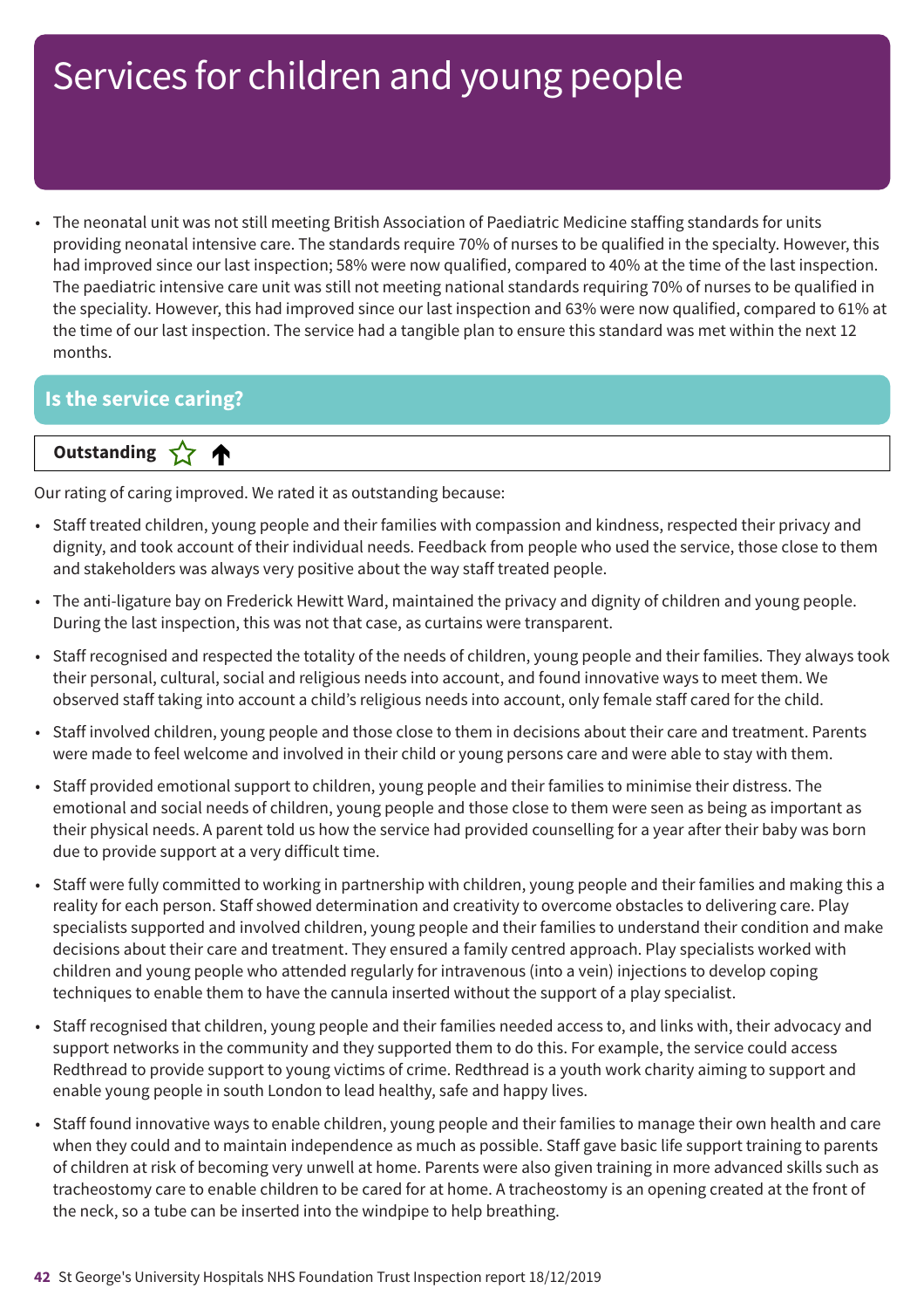# Services for children and young people

- The neonatal unit was not still meeting British Association of Paediatric Medicine staffing standards for units providing neonatal intensive care. The standards require 70% of nurses to be qualified in the specialty. However, this had improved since our last inspection; 58% were now qualified, compared to 40% at the time of the last inspection. The paediatric intensive care unit was still not meeting national standards requiring 70% of nurses to be qualified in the speciality. However, this had improved since our last inspection and 63% were now qualified, compared to 61% at the time of our last inspection. The service had a tangible plan to ensure this standard was met within the next 12 months.

## Is the service caring?

**Outstanding** ☆ ↑

Our rating of caring improved. We rated it as outstanding because:

- Staff treated children, young people and their families with compassion and kindness, respected their privacy and dignity, and took account of their individual needs. Feedback from people who used the service, those close to them and stakeholders was always very positive about the way staff treated people.
- The anti-ligature bay on Frederick Hewitt Ward, maintained the privacy and dignity of children and young people. During the last inspection, this was not that case, as curtains were transparent.
- Staff recognised and respected the totality of the needs of children, young people and their families. They always took their personal, cultural, social and religious needs into account, and found innovative ways to meet them. We observed staff taking into account a child's religious needs into account, only female staff cared for the child.
- Staff involved children, young people and those close to them in decisions about their care and treatment. Parents were made to feel welcome and involved in their child or young persons care and were able to stay with them.
- Staff provided emotional support to children, young people and their families to minimise their distress. The emotional and social needs of children, young people and those close to them were seen as being as important as their physical needs. A parent told us how the service had provided counselling for a year after their baby was born due to provide support at a very difficult time.
- Staff were fully committed to working in partnership with children, young people and their families and making this a reality for each person. Staff showed determination and creativity to overcome obstacles to delivering care. Play specialists supported and involved children, young people and their families to understand their condition and make decisions about their care and treatment. They ensured a family centred approach. Play specialists worked with children and young people who attended regularly for intravenous (into a vein) injections to develop coping techniques to enable them to have the cannula inserted without the support of a play specialist.
- Staff recognised that children, young people and their families needed access to, and links with, their advocacy and support networks in the community and they supported them to do this. For example, the service could access Redthread to provide support to young victims of crime. Redthread is a youth work charity aiming to support and enable young people in south London to lead healthy, safe and happy lives.
- Staff found innovative ways to enable children, young people and their families to manage their own health and care when they could and to maintain independence as much as possible. Staff gave basic life support training to parents of children at risk of becoming very unwell at home. Parents were also given training in more advanced skills such as tracheostomy care to enable children to be cared for at home. A tracheostomy is an opening created at the front of the neck, so a tube can be inserted into the windpipe to help breathing.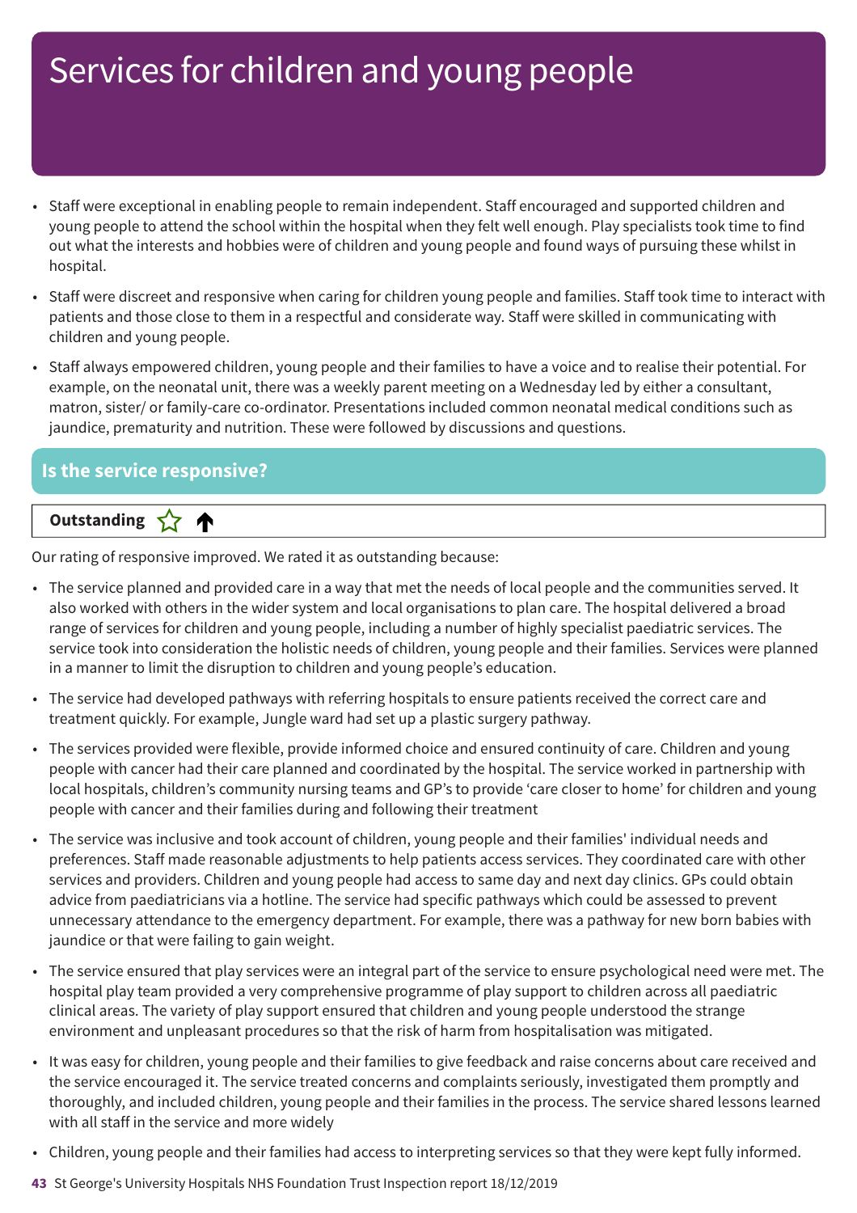# Services for children and young people

- Staff were exceptional in enabling people to remain independent. Staff encouraged and supported children and young people to attend the school within the hospital when they felt well enough. Play specialists took time to find out what the interests and hobbies were of children and young people and found ways of pursuing these whilst in hospital.
- Staff were discreet and responsive when caring for children young people and families. Staff took time to interact with patients and those close to them in a respectful and considerate way. Staff were skilled in communicating with children and young people.
- Staff always empowered children, young people and their families to have a voice and to realise their potential. For example, on the neonatal unit, there was a weekly parent meeting on a Wednesday led by either a consultant, matron, sister/ or family-care co-ordinator. Presentations included common neonatal medical conditions such as jaundice, prematurity and nutrition. These were followed by discussions and questions.

## Is the service responsive?

**Outstanding** ☆ ↑

Our rating of responsive improved. We rated it as outstanding because:

- The service planned and provided care in a way that met the needs of local people and the communities served. It also worked with others in the wider system and local organisations to plan care. The hospital delivered a broad range of services for children and young people, including a number of highly specialist paediatric services. The service took into consideration the holistic needs of children, young people and their families. Services were planned in a manner to limit the disruption to children and young people's education.
- The service had developed pathways with referring hospitals to ensure patients received the correct care and treatment quickly. For example, Jungle ward had set up a plastic surgery pathway.
- The services provided were flexible, provide informed choice and ensured continuity of care. Children and young people with cancer had their care planned and coordinated by the hospital. The service worked in partnership with local hospitals, children's community nursing teams and GP's to provide 'care closer to home' for children and young people with cancer and their families during and following their treatment
- The service was inclusive and took account of children, young people and their families' individual needs and preferences. Staff made reasonable adjustments to help patients access services. They coordinated care with other services and providers. Children and young people had access to same day and next day clinics. GPs could obtain advice from paediatricians via a hotline. The service had specific pathways which could be assessed to prevent unnecessary attendance to the emergency department. For example, there was a pathway for new born babies with jaundice or that were failing to gain weight.
- The service ensured that play services were an integral part of the service to ensure psychological need were met. The hospital play team provided a very comprehensive programme of play support to children across all paediatric clinical areas. The variety of play support ensured that children and young people understood the strange environment and unpleasant procedures so that the risk of harm from hospitalisation was mitigated.
- It was easy for children, young people and their families to give feedback and raise concerns about care received and the service encouraged it. The service treated concerns and complaints seriously, investigated them promptly and thoroughly, and included children, young people and their families in the process. The service shared lessons learned with all staff in the service and more widely
- Children, young people and their families had access to interpreting services so that they were kept fully informed.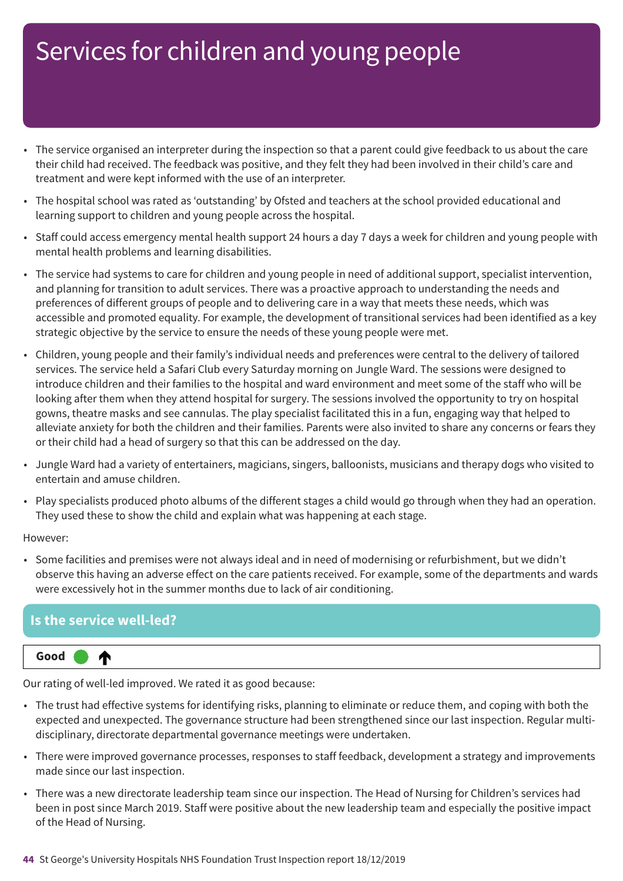# Services for children and young people

- The service organised an interpreter during the inspection so that a parent could give feedback to us about the care their child had received. The feedback was positive, and they felt they had been involved in their child's care and treatment and were kept informed with the use of an interpreter.
- The hospital school was rated as 'outstanding' by Ofsted and teachers at the school provided educational and learning support to children and young people across the hospital.
- Staff could access emergency mental health support 24 hours a day 7 days a week for children and young people with mental health problems and learning disabilities.
- The service had systems to care for children and young people in need of additional support, specialist intervention, and planning for transition to adult services. There was a proactive approach to understanding the needs and preferences of different groups of people and to delivering care in a way that meets these needs, which was accessible and promoted equality. For example, the development of transitional services had been identified as a key strategic objective by the service to ensure the needs of these young people were met.
- Children, young people and their family's individual needs and preferences were central to the delivery of tailored services. The service held a Safari Club every Saturday morning on Jungle Ward. The sessions were designed to introduce children and their families to the hospital and ward environment and meet some of the staff who will be looking after them when they attend hospital for surgery. The sessions involved the opportunity to try on hospital gowns, theatre masks and see cannulas. The play specialist facilitated this in a fun, engaging way that helped to alleviate anxiety for both the children and their families. Parents were also invited to share any concerns or fears they or their child had a head of surgery so that this can be addressed on the day.
- Jungle Ward had a variety of entertainers, magicians, singers, balloonists, musicians and therapy dogs who visited to entertain and amuse children.
- Play specialists produced photo albums of the different stages a child would go through when they had an operation. They used these to show the child and explain what was happening at each stage.

However:

- Some facilities and premises were not always ideal and in need of modernising or refurbishment, but we didn't observe this having an adverse effect on the care patients received. For example, some of the departments and wards were excessively hot in the summer months due to lack of air conditioning.

## Is the service well-led?

**Good** ↑

Our rating of well-led improved. We rated it as good because:

- The trust had effective systems for identifying risks, planning to eliminate or reduce them, and coping with both the expected and unexpected. The governance structure had been strengthened since our last inspection. Regular multi-disciplinary, directorate departmental governance meetings were undertaken.
- There were improved governance processes, responses to staff feedback, development a strategy and improvements made since our last inspection.
- There was a new directorate leadership team since our inspection. The Head of Nursing for Children's services had been in post since March 2019. Staff were positive about the new leadership team and especially the positive impact of the Head of Nursing.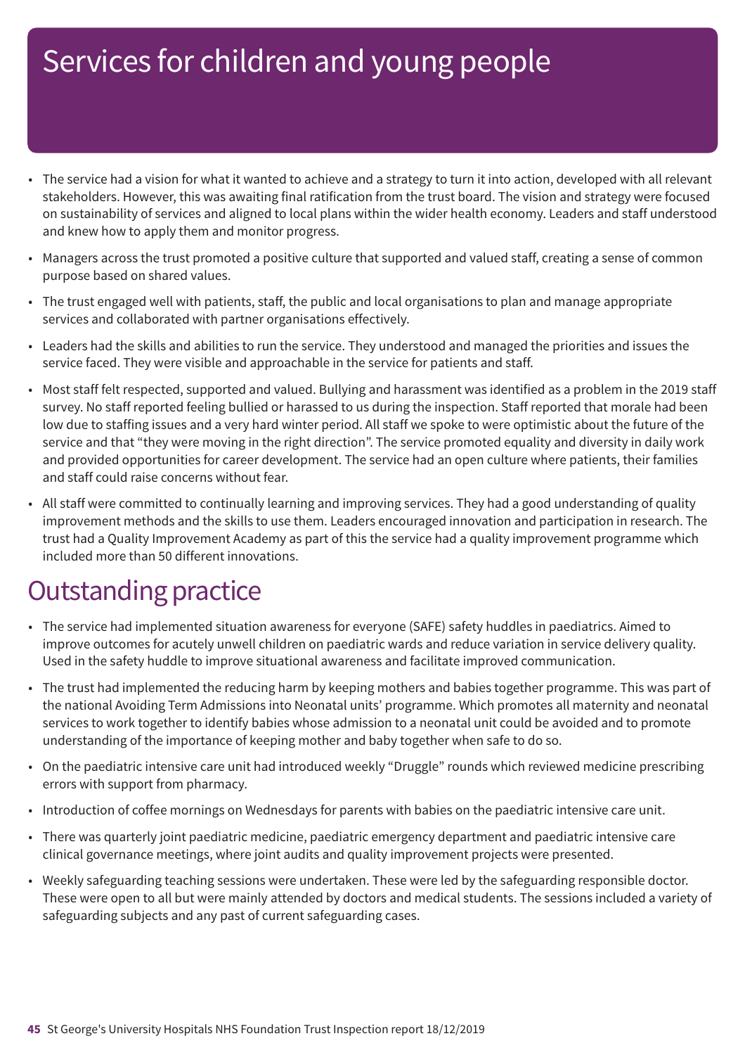# Services for children and young people

- The service had a vision for what it wanted to achieve and a strategy to turn it into action, developed with all relevant stakeholders. However, this was awaiting final ratification from the trust board. The vision and strategy were focused on sustainability of services and aligned to local plans within the wider health economy. Leaders and staff understood and knew how to apply them and monitor progress.
- Managers across the trust promoted a positive culture that supported and valued staff, creating a sense of common purpose based on shared values.
- The trust engaged well with patients, staff, the public and local organisations to plan and manage appropriate services and collaborated with partner organisations effectively.
- Leaders had the skills and abilities to run the service. They understood and managed the priorities and issues the service faced. They were visible and approachable in the service for patients and staff.
- Most staff felt respected, supported and valued. Bullying and harassment was identified as a problem in the 2019 staff survey. No staff reported feeling bullied or harassed to us during the inspection. Staff reported that morale had been low due to staffing issues and a very hard winter period. All staff we spoke to were optimistic about the future of the service and that "they were moving in the right direction". The service promoted equality and diversity in daily work and provided opportunities for career development. The service had an open culture where patients, their families and staff could raise concerns without fear.
- All staff were committed to continually learning and improving services. They had a good understanding of quality improvement methods and the skills to use them. Leaders encouraged innovation and participation in research. The trust had a Quality Improvement Academy as part of this the service had a quality improvement programme which included more than 50 different innovations.

## Outstanding practice

- The service had implemented situation awareness for everyone (SAFE) safety huddles in paediatrics. Aimed to improve outcomes for acutely unwell children on paediatric wards and reduce variation in service delivery quality. Used in the safety huddle to improve situational awareness and facilitate improved communication.
- The trust had implemented the reducing harm by keeping mothers and babies together programme. This was part of the national Avoiding Term Admissions into Neonatal units' programme. Which promotes all maternity and neonatal services to work together to identify babies whose admission to a neonatal unit could be avoided and to promote understanding of the importance of keeping mother and baby together when safe to do so.
- On the paediatric intensive care unit had introduced weekly "Druggle" rounds which reviewed medicine prescribing errors with support from pharmacy.
- Introduction of coffee mornings on Wednesdays for parents with babies on the paediatric intensive care unit.
- There was quarterly joint paediatric medicine, paediatric emergency department and paediatric intensive care clinical governance meetings, where joint audits and quality improvement projects were presented.
- Weekly safeguarding teaching sessions were undertaken. These were led by the safeguarding responsible doctor. These were open to all but were mainly attended by doctors and medical students. The sessions included a variety of safeguarding subjects and any past of current safeguarding cases.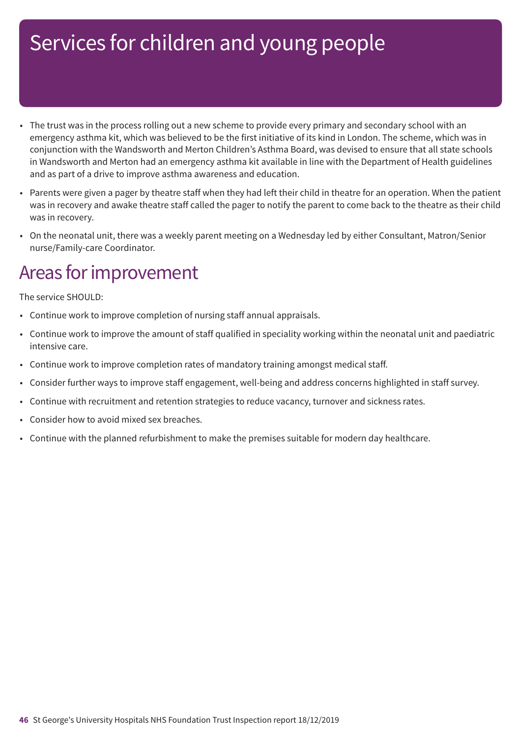# Services for children and young people

- The trust was in the process rolling out a new scheme to provide every primary and secondary school with an emergency asthma kit, which was believed to be the first initiative of its kind in London. The scheme, which was in conjunction with the Wandsworth and Merton Children's Asthma Board, was devised to ensure that all state schools in Wandsworth and Merton had an emergency asthma kit available in line with the Department of Health guidelines and as part of a drive to improve asthma awareness and education.
- Parents were given a pager by theatre staff when they had left their child in theatre for an operation. When the patient was in recovery and awake theatre staff called the pager to notify the parent to come back to the theatre as their child was in recovery.
- On the neonatal unit, there was a weekly parent meeting on a Wednesday led by either Consultant, Matron/Senior nurse/Family-care Coordinator.

## Areas for improvement

The service SHOULD:

- Continue work to improve completion of nursing staff annual appraisals.
- Continue work to improve the amount of staff qualified in speciality working within the neonatal unit and paediatric intensive care.
- Continue work to improve completion rates of mandatory training amongst medical staff.
- Consider further ways to improve staff engagement, well-being and address concerns highlighted in staff survey.
- Continue with recruitment and retention strategies to reduce vacancy, turnover and sickness rates.
- Consider how to avoid mixed sex breaches.
- Continue with the planned refurbishment to make the premises suitable for modern day healthcare.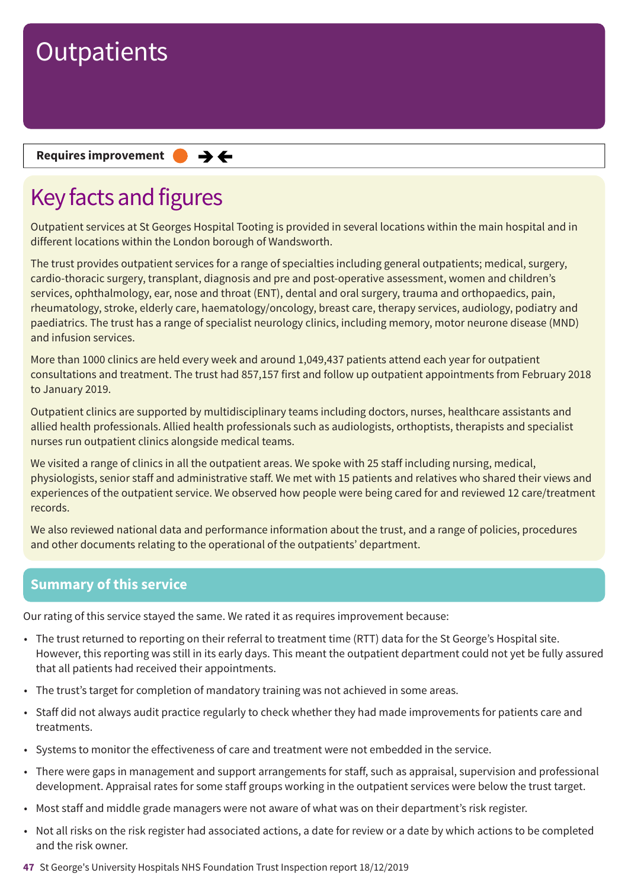# Outpatients

**Requires improvement** ● ➔ ←

## Key facts and figures

Outpatient services at St Georges Hospital Tooting is provided in several locations within the main hospital and in different locations within the London borough of Wandsworth.

The trust provides outpatient services for a range of specialties including general outpatients; medical, surgery, cardio-thoracic surgery, transplant, diagnosis and pre and post-operative assessment, women and children's services, ophthalmology, ear, nose and throat (ENT), dental and oral surgery, trauma and orthopaedics, pain, rheumatology, stroke, elderly care, haematology/oncology, breast care, therapy services, audiology, podiatry and paediatrics. The trust has a range of specialist neurology clinics, including memory, motor neurone disease (MND) and infusion services.

More than 1000 clinics are held every week and around 1,049,437 patients attend each year for outpatient consultations and treatment. The trust had 857,157 first and follow up outpatient appointments from February 2018 to January 2019.

Outpatient clinics are supported by multidisciplinary teams including doctors, nurses, healthcare assistants and allied health professionals. Allied health professionals such as audiologists, orthoptists, therapists and specialist nurses run outpatient clinics alongside medical teams.

We visited a range of clinics in all the outpatient areas. We spoke with 25 staff including nursing, medical, physiologists, senior staff and administrative staff. We met with 15 patients and relatives who shared their views and experiences of the outpatient service. We observed how people were being cared for and reviewed 12 care/treatment records.

We also reviewed national data and performance information about the trust, and a range of policies, procedures and other documents relating to the operational of the outpatients' department.

## Summary of this service

Our rating of this service stayed the same. We rated it as requires improvement because:

- The trust returned to reporting on their referral to treatment time (RTT) data for the St George's Hospital site. However, this reporting was still in its early days. This meant the outpatient department could not yet be fully assured that all patients had received their appointments.
- The trust's target for completion of mandatory training was not achieved in some areas.
- Staff did not always audit practice regularly to check whether they had made improvements for patients care and treatments.
- Systems to monitor the effectiveness of care and treatment were not embedded in the service.
- There were gaps in management and support arrangements for staff, such as appraisal, supervision and professional development. Appraisal rates for some staff groups working in the outpatient services were below the trust target.
- Most staff and middle grade managers were not aware of what was on their department's risk register.
- Not all risks on the risk register had associated actions, a date for review or a date by which actions to be completed and the risk owner.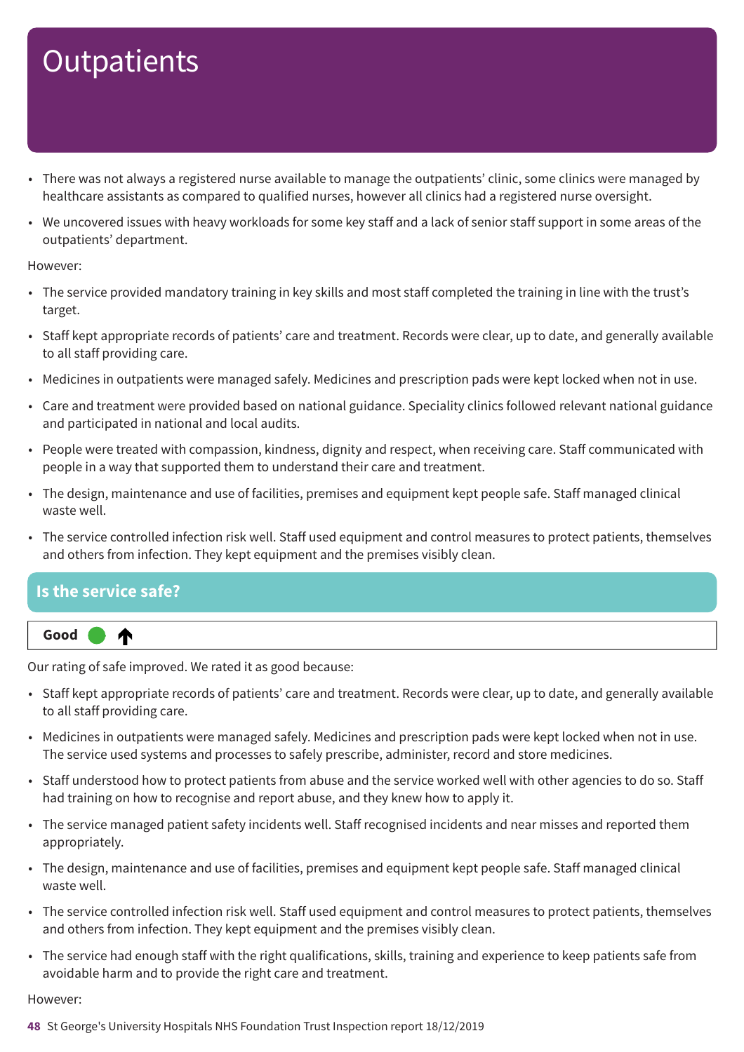# Outpatients

- There was not always a registered nurse available to manage the outpatients' clinic, some clinics were managed by healthcare assistants as compared to qualified nurses, however all clinics had a registered nurse oversight.
- We uncovered issues with heavy workloads for some key staff and a lack of senior staff support in some areas of the outpatients' department.

However:

- The service provided mandatory training in key skills and most staff completed the training in line with the trust's target.
- Staff kept appropriate records of patients' care and treatment. Records were clear, up to date, and generally available to all staff providing care.
- Medicines in outpatients were managed safely. Medicines and prescription pads were kept locked when not in use.
- Care and treatment were provided based on national guidance. Speciality clinics followed relevant national guidance and participated in national and local audits.
- People were treated with compassion, kindness, dignity and respect, when receiving care. Staff communicated with people in a way that supported them to understand their care and treatment.
- The design, maintenance and use of facilities, premises and equipment kept people safe. Staff managed clinical waste well.
- The service controlled infection risk well. Staff used equipment and control measures to protect patients, themselves and others from infection. They kept equipment and the premises visibly clean.

## Is the service safe?

**Good** ↑

Our rating of safe improved. We rated it as good because:

- Staff kept appropriate records of patients' care and treatment. Records were clear, up to date, and generally available to all staff providing care.
- Medicines in outpatients were managed safely. Medicines and prescription pads were kept locked when not in use. The service used systems and processes to safely prescribe, administer, record and store medicines.
- Staff understood how to protect patients from abuse and the service worked well with other agencies to do so. Staff had training on how to recognise and report abuse, and they knew how to apply it.
- The service managed patient safety incidents well. Staff recognised incidents and near misses and reported them appropriately.
- The design, maintenance and use of facilities, premises and equipment kept people safe. Staff managed clinical waste well.
- The service controlled infection risk well. Staff used equipment and control measures to protect patients, themselves and others from infection. They kept equipment and the premises visibly clean.
- The service had enough staff with the right qualifications, skills, training and experience to keep patients safe from avoidable harm and to provide the right care and treatment.

However: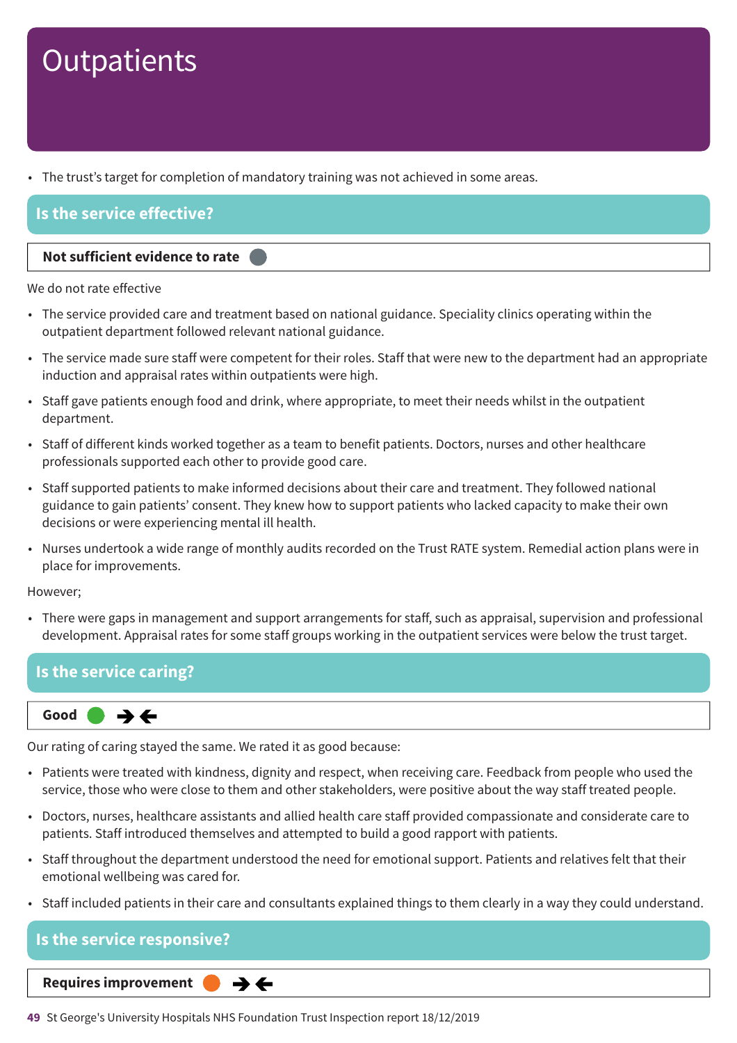# Outpatients

- The trust's target for completion of mandatory training was not achieved in some areas.

## Is the service effective?

**Not sufficient evidence to rate**

We do not rate effective

- The service provided care and treatment based on national guidance. Speciality clinics operating within the outpatient department followed relevant national guidance.
- The service made sure staff were competent for their roles. Staff that were new to the department had an appropriate induction and appraisal rates within outpatients were high.
- Staff gave patients enough food and drink, where appropriate, to meet their needs whilst in the outpatient department.
- Staff of different kinds worked together as a team to benefit patients. Doctors, nurses and other healthcare professionals supported each other to provide good care.
- Staff supported patients to make informed decisions about their care and treatment. They followed national guidance to gain patients' consent. They knew how to support patients who lacked capacity to make their own decisions or were experiencing mental ill health.
- Nurses undertook a wide range of monthly audits recorded on the Trust RATE system. Remedial action plans were in place for improvements.

However;

- There were gaps in management and support arrangements for staff, such as appraisal, supervision and professional development. Appraisal rates for some staff groups working in the outpatient services were below the trust target.

## Is the service caring?

**Good** → ←

Our rating of caring stayed the same. We rated it as good because:

- Patients were treated with kindness, dignity and respect, when receiving care. Feedback from people who used the service, those who were close to them and other stakeholders, were positive about the way staff treated people.
- Doctors, nurses, healthcare assistants and allied health care staff provided compassionate and considerate care to patients. Staff introduced themselves and attempted to build a good rapport with patients.
- Staff throughout the department understood the need for emotional support. Patients and relatives felt that their emotional wellbeing was cared for.
- Staff included patients in their care and consultants explained things to them clearly in a way they could understand.

## Is the service responsive?

**Requires improvement** → ←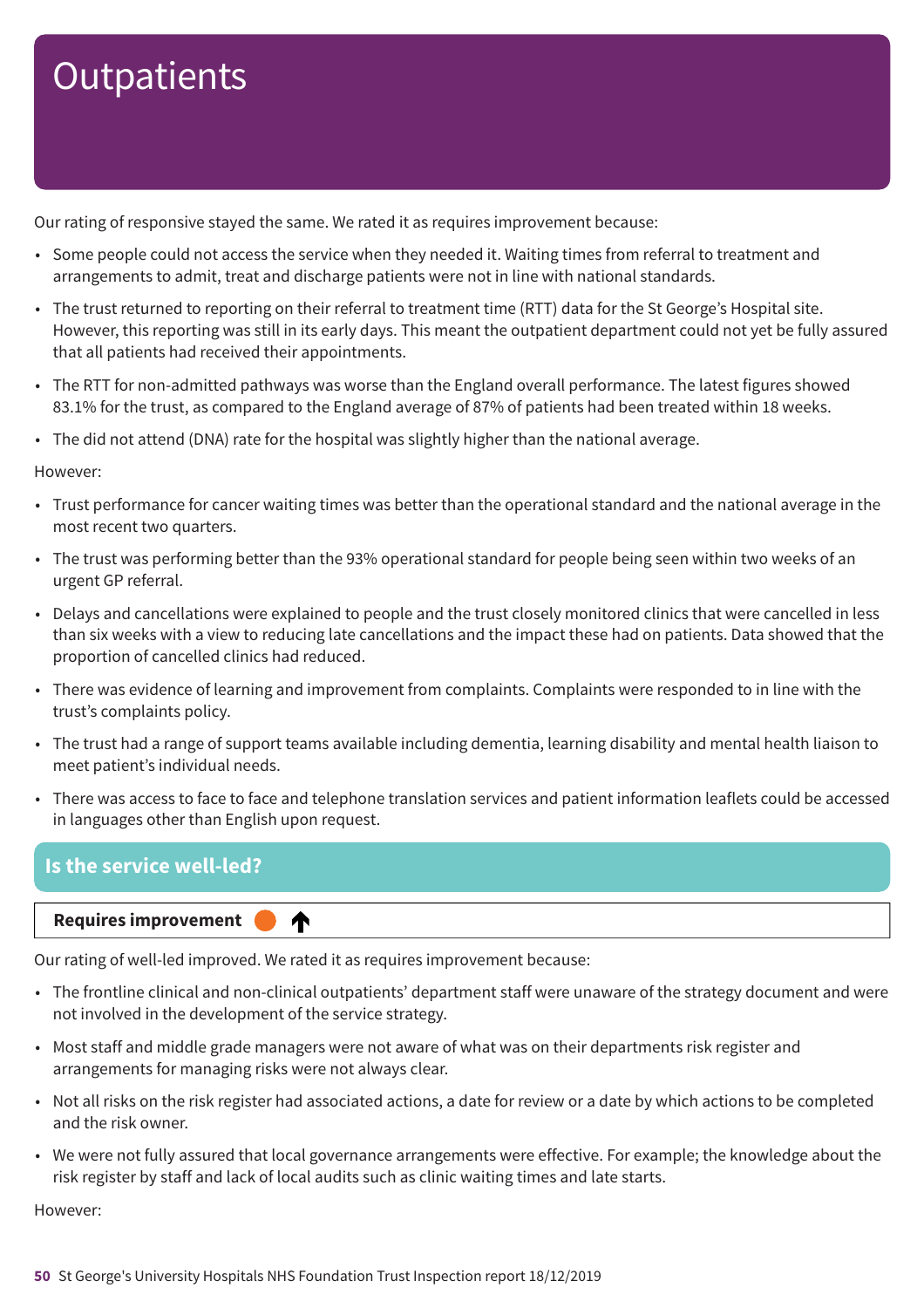# Outpatients

Our rating of responsive stayed the same. We rated it as requires improvement because:

- Some people could not access the service when they needed it. Waiting times from referral to treatment and arrangements to admit, treat and discharge patients were not in line with national standards.
- The trust returned to reporting on their referral to treatment time (RTT) data for the St George's Hospital site. However, this reporting was still in its early days. This meant the outpatient department could not yet be fully assured that all patients had received their appointments.
- The RTT for non-admitted pathways was worse than the England overall performance. The latest figures showed 83.1% for the trust, as compared to the England average of 87% of patients had been treated within 18 weeks.
- The did not attend (DNA) rate for the hospital was slightly higher than the national average.

However:

- Trust performance for cancer waiting times was better than the operational standard and the national average in the most recent two quarters.
- The trust was performing better than the 93% operational standard for people being seen within two weeks of an urgent GP referral.
- Delays and cancellations were explained to people and the trust closely monitored clinics that were cancelled in less than six weeks with a view to reducing late cancellations and the impact these had on patients. Data showed that the proportion of cancelled clinics had reduced.
- There was evidence of learning and improvement from complaints. Complaints were responded to in line with the trust's complaints policy.
- The trust had a range of support teams available including dementia, learning disability and mental health liaison to meet patient's individual needs.
- There was access to face to face and telephone translation services and patient information leaflets could be accessed in languages other than English upon request.

## Is the service well-led?

**Requires improvement** ↑

Our rating of well-led improved. We rated it as requires improvement because:

- The frontline clinical and non-clinical outpatients' department staff were unaware of the strategy document and were not involved in the development of the service strategy.
- Most staff and middle grade managers were not aware of what was on their departments risk register and arrangements for managing risks were not always clear.
- Not all risks on the risk register had associated actions, a date for review or a date by which actions to be completed and the risk owner.
- We were not fully assured that local governance arrangements were effective. For example; the knowledge about the risk register by staff and lack of local audits such as clinic waiting times and late starts.

However: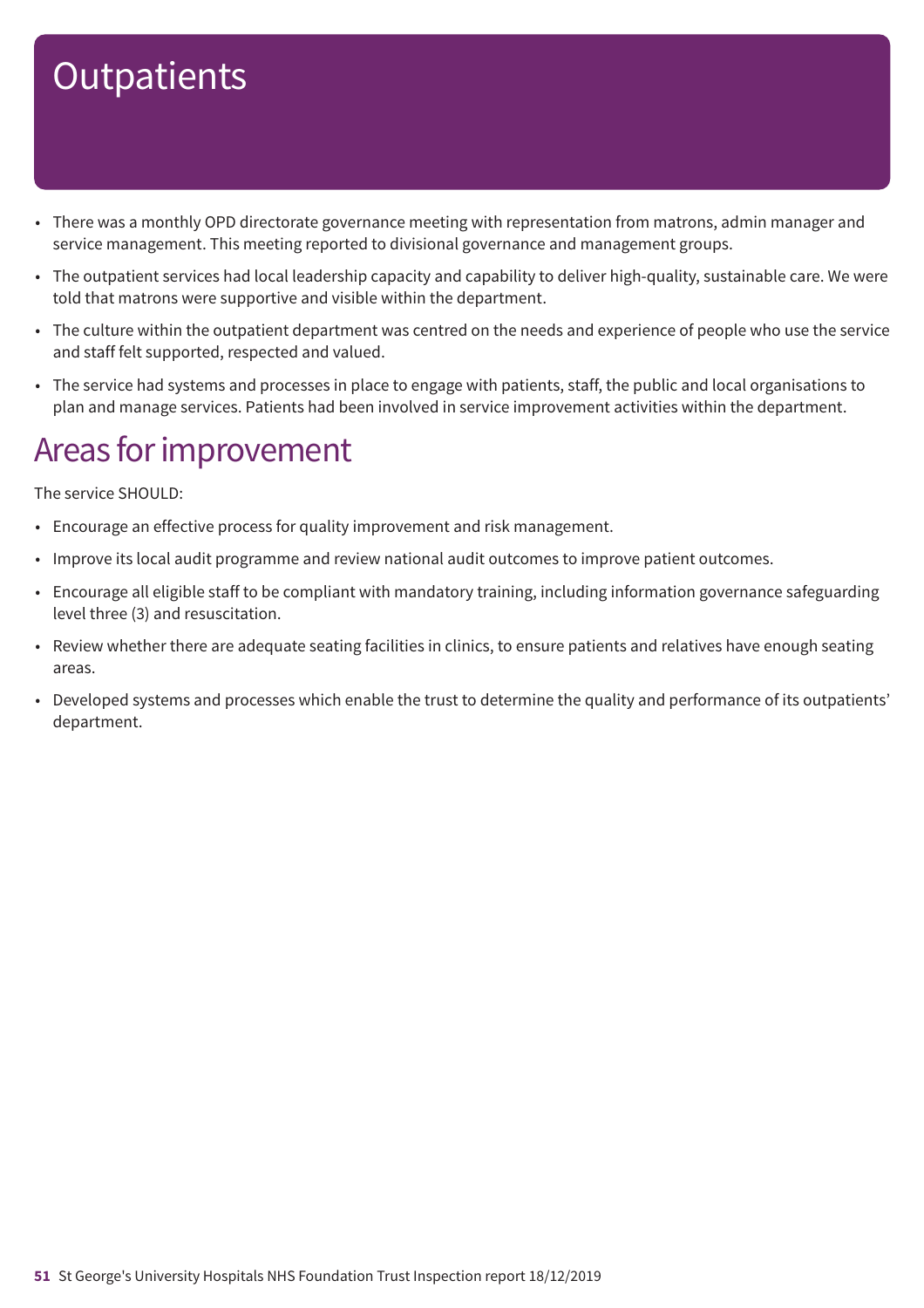# Outpatients

- There was a monthly OPD directorate governance meeting with representation from matrons, admin manager and service management. This meeting reported to divisional governance and management groups.
- The outpatient services had local leadership capacity and capability to deliver high-quality, sustainable care. We were told that matrons were supportive and visible within the department.
- The culture within the outpatient department was centred on the needs and experience of people who use the service and staff felt supported, respected and valued.
- The service had systems and processes in place to engage with patients, staff, the public and local organisations to plan and manage services. Patients had been involved in service improvement activities within the department.

## Areas for improvement

The service SHOULD:

- Encourage an effective process for quality improvement and risk management.
- Improve its local audit programme and review national audit outcomes to improve patient outcomes.
- Encourage all eligible staff to be compliant with mandatory training, including information governance safeguarding level three (3) and resuscitation.
- Review whether there are adequate seating facilities in clinics, to ensure patients and relatives have enough seating areas.
- Developed systems and processes which enable the trust to determine the quality and performance of its outpatients' department.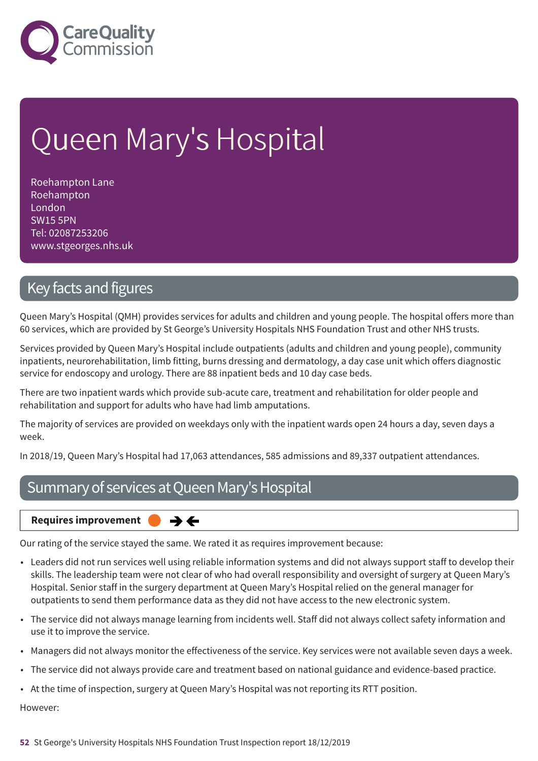# Queen Mary's Hospital

Roehampton Lane
Roehampton
London
SW15 5PN
Tel: 02087253206
www.stgeorges.nhs.uk

## Key facts and figures

Queen Mary's Hospital (QMH) provides services for adults and children and young people. The hospital offers more than 60 services, which are provided by St George's University Hospitals NHS Foundation Trust and other NHS trusts.

Services provided by Queen Mary's Hospital include outpatients (adults and children and young people), community inpatients, neurorehabilitation, limb fitting, burns dressing and dermatology, a day case unit which offers diagnostic service for endoscopy and urology. There are 88 inpatient beds and 10 day case beds.

There are two inpatient wards which provide sub-acute care, treatment and rehabilitation for older people and rehabilitation and support for adults who have had limb amputations.

The majority of services are provided on weekdays only with the inpatient wards open 24 hours a day, seven days a week.

In 2018/19, Queen Mary's Hospital had 17,063 attendances, 585 admissions and 89,337 outpatient attendances.

## Summary of services at Queen Mary's Hospital

**Requires improvement** ➔➔

Our rating of the service stayed the same. We rated it as requires improvement because:

- Leaders did not run services well using reliable information systems and did not always support staff to develop their skills. The leadership team were not clear of who had overall responsibility and oversight of surgery at Queen Mary's Hospital. Senior staff in the surgery department at Queen Mary's Hospital relied on the general manager for outpatients to send them performance data as they did not have access to the new electronic system.
- The service did not always manage learning from incidents well. Staff did not always collect safety information and use it to improve the service.
- Managers did not always monitor the effectiveness of the service. Key services were not available seven days a week.
- The service did not always provide care and treatment based on national guidance and evidence-based practice.
- At the time of inspection, surgery at Queen Mary's Hospital was not reporting its RTT position.

However: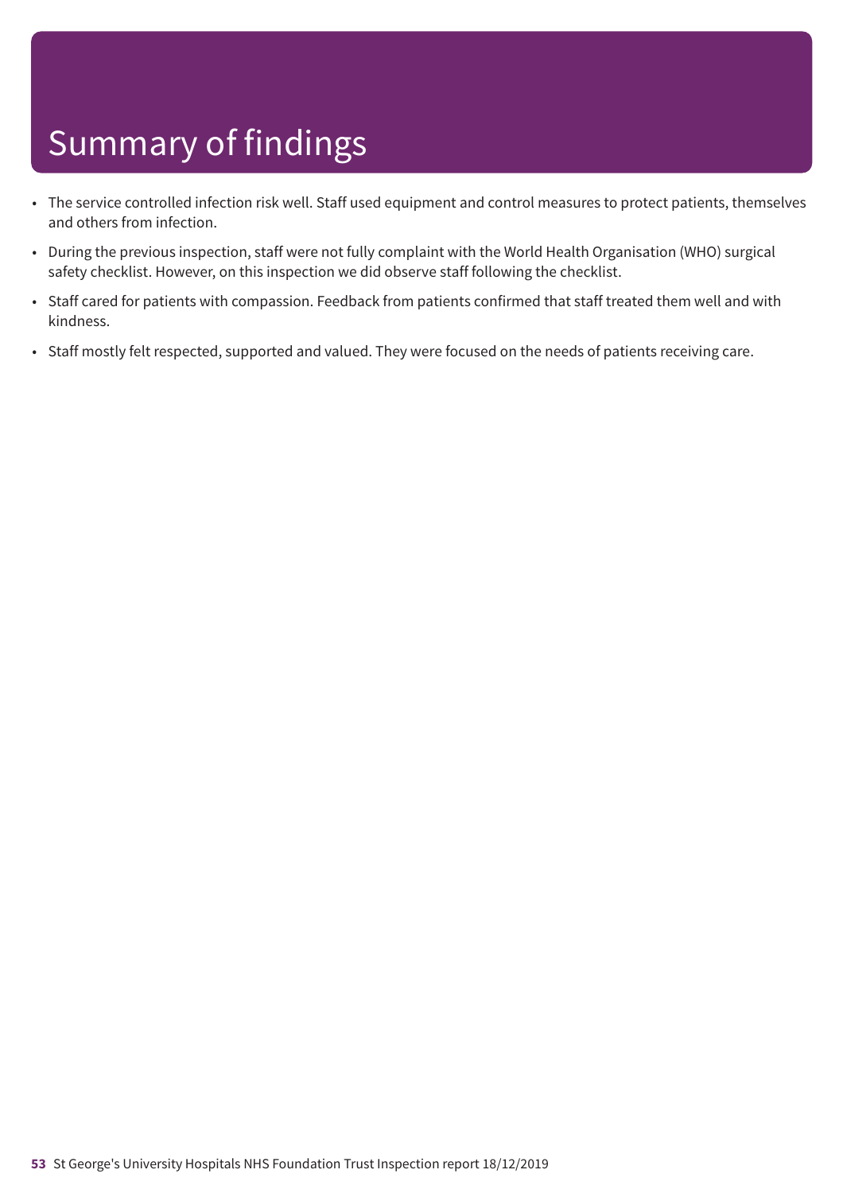# Summary of findings

- The service controlled infection risk well. Staff used equipment and control measures to protect patients, themselves and others from infection.
- During the previous inspection, staff were not fully complaint with the World Health Organisation (WHO) surgical safety checklist. However, on this inspection we did observe staff following the checklist.
- Staff cared for patients with compassion. Feedback from patients confirmed that staff treated them well and with kindness.
- Staff mostly felt respected, supported and valued. They were focused on the needs of patients receiving care.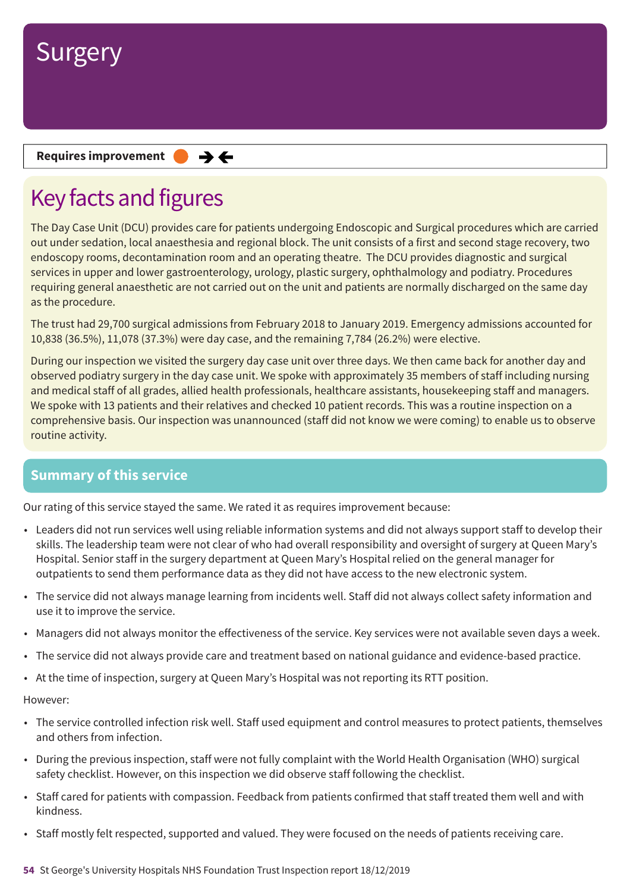# Surgery

**Requires improvement** ● ➔➔

## Key facts and figures

The Day Case Unit (DCU) provides care for patients undergoing Endoscopic and Surgical procedures which are carried out under sedation, local anaesthesia and regional block. The unit consists of a first and second stage recovery, two endoscopy rooms, decontamination room and an operating theatre. The DCU provides diagnostic and surgical services in upper and lower gastroenterology, urology, plastic surgery, ophthalmology and podiatry. Procedures requiring general anaesthetic are not carried out on the unit and patients are normally discharged on the same day as the procedure.

The trust had 29,700 surgical admissions from February 2018 to January 2019. Emergency admissions accounted for 10,838 (36.5%), 11,078 (37.3%) were day case, and the remaining 7,784 (26.2%) were elective.

During our inspection we visited the surgery day case unit over three days. We then came back for another day and observed podiatry surgery in the day case unit. We spoke with approximately 35 members of staff including nursing and medical staff of all grades, allied health professionals, healthcare assistants, housekeeping staff and managers. We spoke with 13 patients and their relatives and checked 10 patient records. This was a routine inspection on a comprehensive basis. Our inspection was unannounced (staff did not know we were coming) to enable us to observe routine activity.

## Summary of this service

Our rating of this service stayed the same. We rated it as requires improvement because:

- Leaders did not run services well using reliable information systems and did not always support staff to develop their skills. The leadership team were not clear of who had overall responsibility and oversight of surgery at Queen Mary's Hospital. Senior staff in the surgery department at Queen Mary's Hospital relied on the general manager for outpatients to send them performance data as they did not have access to the new electronic system.
- The service did not always manage learning from incidents well. Staff did not always collect safety information and use it to improve the service.
- Managers did not always monitor the effectiveness of the service. Key services were not available seven days a week.
- The service did not always provide care and treatment based on national guidance and evidence-based practice.
- At the time of inspection, surgery at Queen Mary's Hospital was not reporting its RTT position.

However:

- The service controlled infection risk well. Staff used equipment and control measures to protect patients, themselves and others from infection.
- During the previous inspection, staff were not fully complaint with the World Health Organisation (WHO) surgical safety checklist. However, on this inspection we did observe staff following the checklist.
- Staff cared for patients with compassion. Feedback from patients confirmed that staff treated them well and with kindness.
- Staff mostly felt respected, supported and valued. They were focused on the needs of patients receiving care.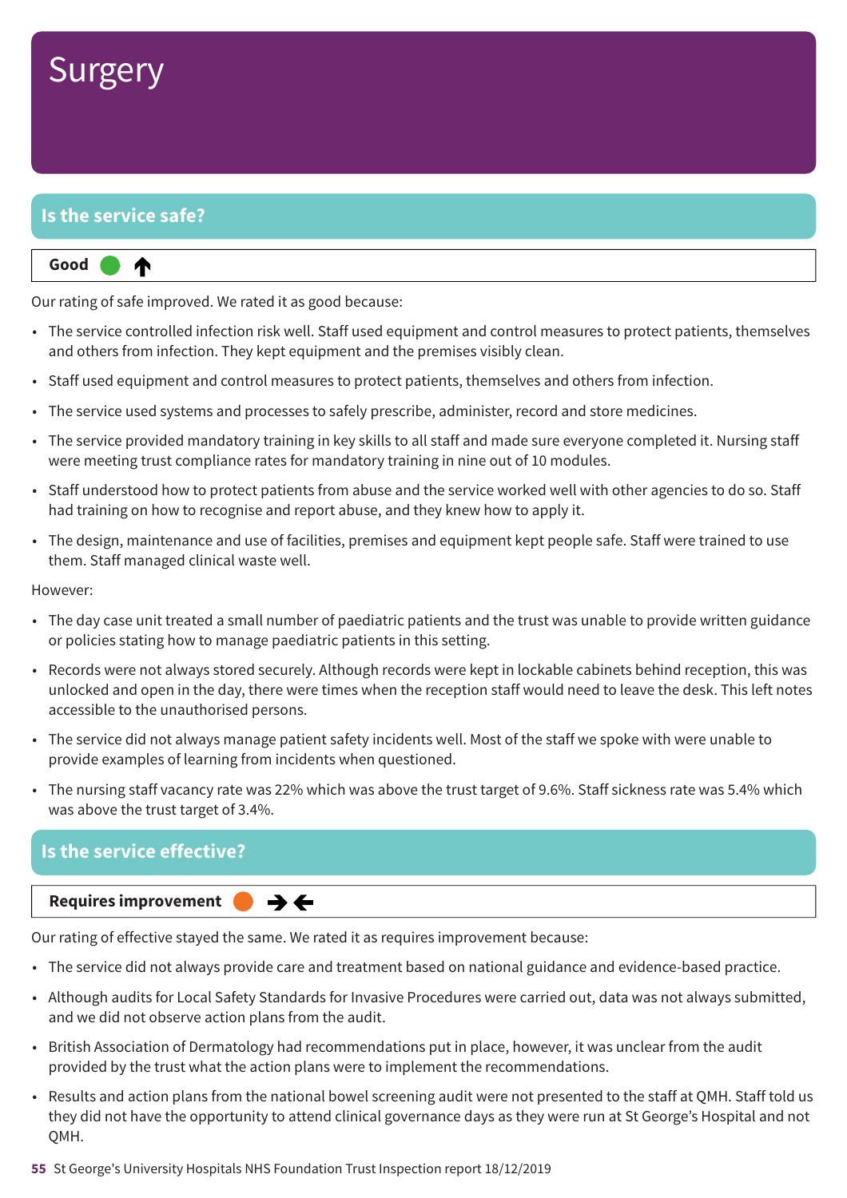# Surgery

## Is the service safe?

**Good** ● ↑

Our rating of safe improved. We rated it as good because:

- The service controlled infection risk well. Staff used equipment and control measures to protect patients, themselves and others from infection. They kept equipment and the premises visibly clean.
- Staff used equipment and control measures to protect patients, themselves and others from infection.
- The service used systems and processes to safely prescribe, administer, record and store medicines.
- The service provided mandatory training in key skills to all staff and made sure everyone completed it. Nursing staff were meeting trust compliance rates for mandatory training in nine out of 10 modules.
- Staff understood how to protect patients from abuse and the service worked well with other agencies to do so. Staff had training on how to recognise and report abuse, and they knew how to apply it.
- The design, maintenance and use of facilities, premises and equipment kept people safe. Staff were trained to use them. Staff managed clinical waste well.

However:

- The day case unit treated a small number of paediatric patients and the trust was unable to provide written guidance or policies stating how to manage paediatric patients in this setting.
- Records were not always stored securely. Although records were kept in lockable cabinets behind reception, this was unlocked and open in the day, there were times when the reception staff would need to leave the desk. This left notes accessible to the unauthorised persons.
- The service did not always manage patient safety incidents well. Most of the staff we spoke with were unable to provide examples of learning from incidents when questioned.
- The nursing staff vacancy rate was 22% which was above the trust target of 9.6%. Staff sickness rate was 5.4% which was above the trust target of 3.4%.

## Is the service effective?

**Requires improvement** ● →←

Our rating of effective stayed the same. We rated it as requires improvement because:

- The service did not always provide care and treatment based on national guidance and evidence-based practice.
- Although audits for Local Safety Standards for Invasive Procedures were carried out, data was not always submitted, and we did not observe action plans from the audit.
- British Association of Dermatology had recommendations put in place, however, it was unclear from the audit provided by the trust what the action plans were to implement the recommendations.
- Results and action plans from the national bowel screening audit were not presented to the staff at QMH. Staff told us they did not have the opportunity to attend clinical governance days as they were run at St George's Hospital and not QMH.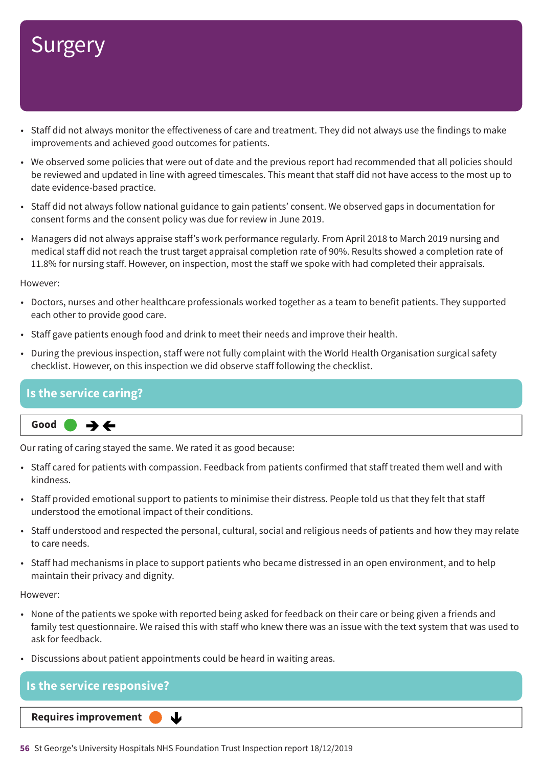# Surgery

- Staff did not always monitor the effectiveness of care and treatment. They did not always use the findings to make improvements and achieved good outcomes for patients.
- We observed some policies that were out of date and the previous report had recommended that all policies should be reviewed and updated in line with agreed timescales. This meant that staff did not have access to the most up to date evidence-based practice.
- Staff did not always follow national guidance to gain patients' consent. We observed gaps in documentation for consent forms and the consent policy was due for review in June 2019.
- Managers did not always appraise staff's work performance regularly. From April 2018 to March 2019 nursing and medical staff did not reach the trust target appraisal completion rate of 90%. Results showed a completion rate of 11.8% for nursing staff. However, on inspection, most the staff we spoke with had completed their appraisals.

However:

- Doctors, nurses and other healthcare professionals worked together as a team to benefit patients. They supported each other to provide good care.
- Staff gave patients enough food and drink to meet their needs and improve their health.
- During the previous inspection, staff were not fully complaint with the World Health Organisation surgical safety checklist. However, on this inspection we did observe staff following the checklist.

## Is the service caring?

**Good** ➔ ←

Our rating of caring stayed the same. We rated it as good because:

- Staff cared for patients with compassion. Feedback from patients confirmed that staff treated them well and with kindness.
- Staff provided emotional support to patients to minimise their distress. People told us that they felt that staff understood the emotional impact of their conditions.
- Staff understood and respected the personal, cultural, social and religious needs of patients and how they may relate to care needs.
- Staff had mechanisms in place to support patients who became distressed in an open environment, and to help maintain their privacy and dignity.

However:

- None of the patients we spoke with reported being asked for feedback on their care or being given a friends and family test questionnaire. We raised this with staff who knew there was an issue with the text system that was used to ask for feedback.
- Discussions about patient appointments could be heard in waiting areas.

## Is the service responsive?

**Requires improvement** ↓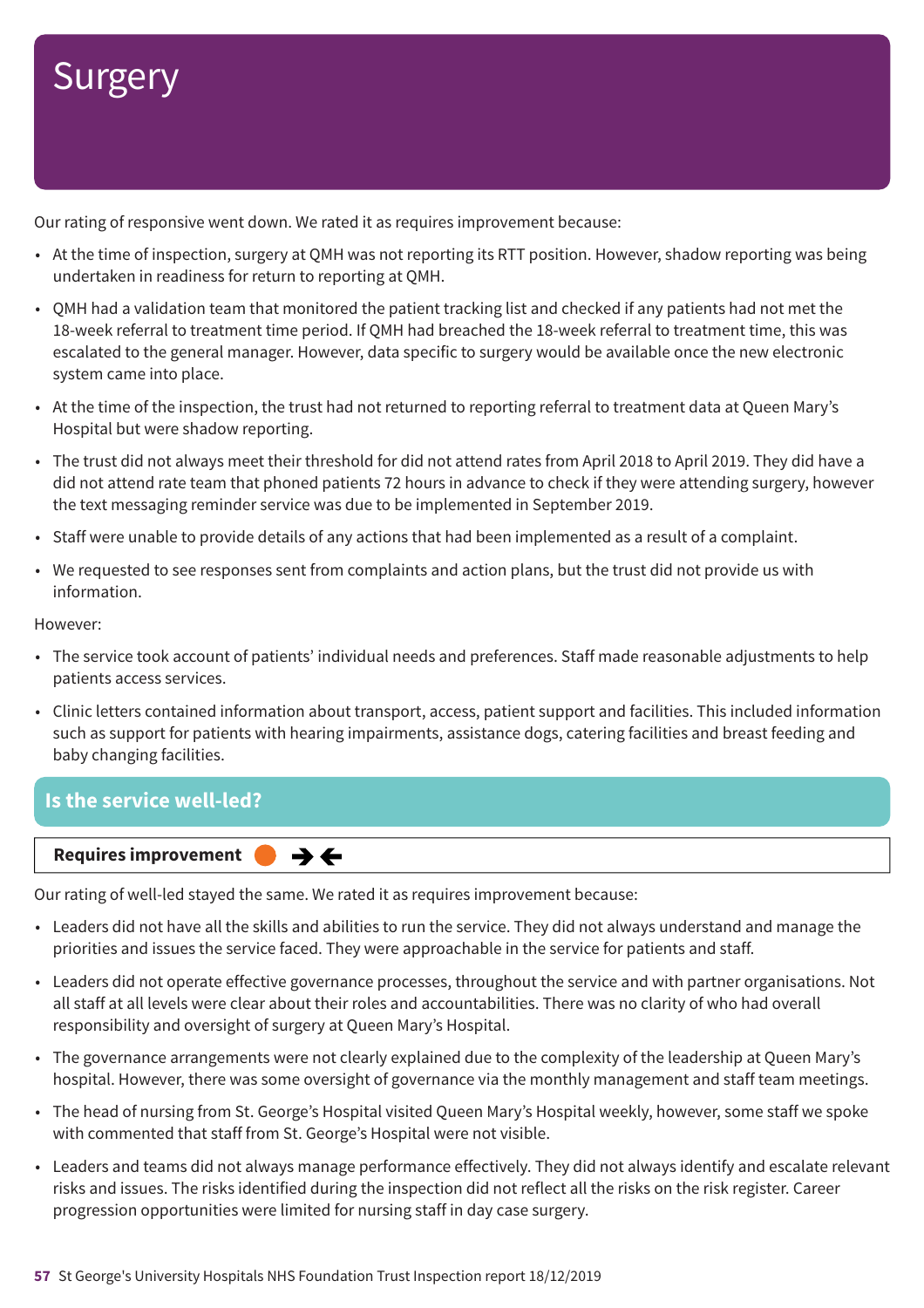# Surgery

Our rating of responsive went down. We rated it as requires improvement because:

- At the time of inspection, surgery at QMH was not reporting its RTT position. However, shadow reporting was being undertaken in readiness for return to reporting at QMH.
- QMH had a validation team that monitored the patient tracking list and checked if any patients had not met the 18-week referral to treatment time period. If QMH had breached the 18-week referral to treatment time, this was escalated to the general manager. However, data specific to surgery would be available once the new electronic system came into place.
- At the time of the inspection, the trust had not returned to reporting referral to treatment data at Queen Mary's Hospital but were shadow reporting.
- The trust did not always meet their threshold for did not attend rates from April 2018 to April 2019. They did have a did not attend rate team that phoned patients 72 hours in advance to check if they were attending surgery, however the text messaging reminder service was due to be implemented in September 2019.
- Staff were unable to provide details of any actions that had been implemented as a result of a complaint.
- We requested to see responses sent from complaints and action plans, but the trust did not provide us with information.

However:

- The service took account of patients' individual needs and preferences. Staff made reasonable adjustments to help patients access services.
- Clinic letters contained information about transport, access, patient support and facilities. This included information such as support for patients with hearing impairments, assistance dogs, catering facilities and breast feeding and baby changing facilities.

## Is the service well-led?

**Requires improvement** ● →←

Our rating of well-led stayed the same. We rated it as requires improvement because:

- Leaders did not have all the skills and abilities to run the service. They did not always understand and manage the priorities and issues the service faced. They were approachable in the service for patients and staff.
- Leaders did not operate effective governance processes, throughout the service and with partner organisations. Not all staff at all levels were clear about their roles and accountabilities. There was no clarity of who had overall responsibility and oversight of surgery at Queen Mary's Hospital.
- The governance arrangements were not clearly explained due to the complexity of the leadership at Queen Mary's hospital. However, there was some oversight of governance via the monthly management and staff team meetings.
- The head of nursing from St. George's Hospital visited Queen Mary's Hospital weekly, however, some staff we spoke with commented that staff from St. George's Hospital were not visible.
- Leaders and teams did not always manage performance effectively. They did not always identify and escalate relevant risks and issues. The risks identified during the inspection did not reflect all the risks on the risk register. Career progression opportunities were limited for nursing staff in day case surgery.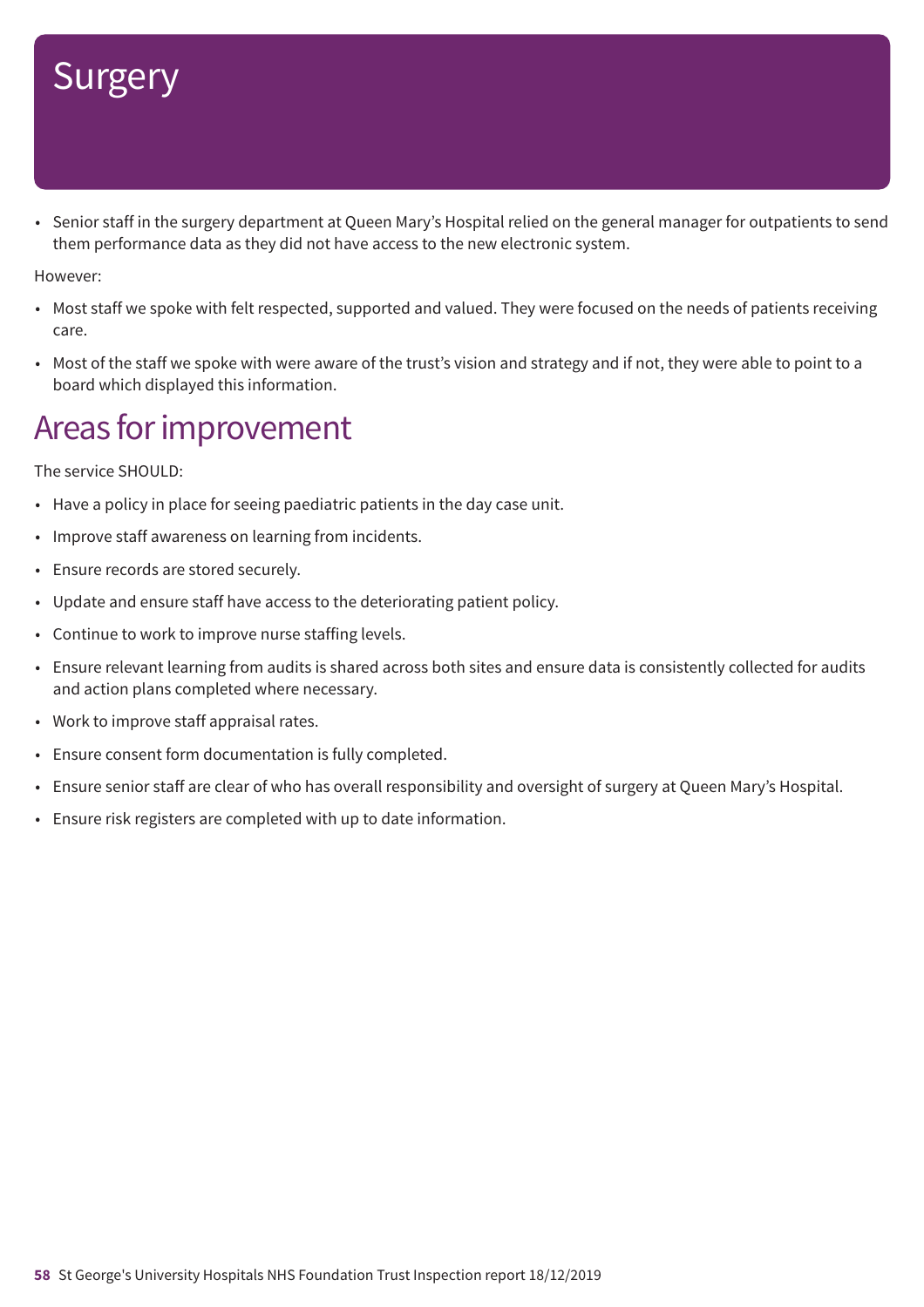# Surgery

- Senior staff in the surgery department at Queen Mary's Hospital relied on the general manager for outpatients to send them performance data as they did not have access to the new electronic system.

However:

- Most staff we spoke with felt respected, supported and valued. They were focused on the needs of patients receiving care.
- Most of the staff we spoke with were aware of the trust's vision and strategy and if not, they were able to point to a board which displayed this information.

## Areas for improvement

The service SHOULD:

- Have a policy in place for seeing paediatric patients in the day case unit.
- Improve staff awareness on learning from incidents.
- Ensure records are stored securely.
- Update and ensure staff have access to the deteriorating patient policy.
- Continue to work to improve nurse staffing levels.
- Ensure relevant learning from audits is shared across both sites and ensure data is consistently collected for audits and action plans completed where necessary.
- Work to improve staff appraisal rates.
- Ensure consent form documentation is fully completed.
- Ensure senior staff are clear of who has overall responsibility and oversight of surgery at Queen Mary's Hospital.
- Ensure risk registers are completed with up to date information.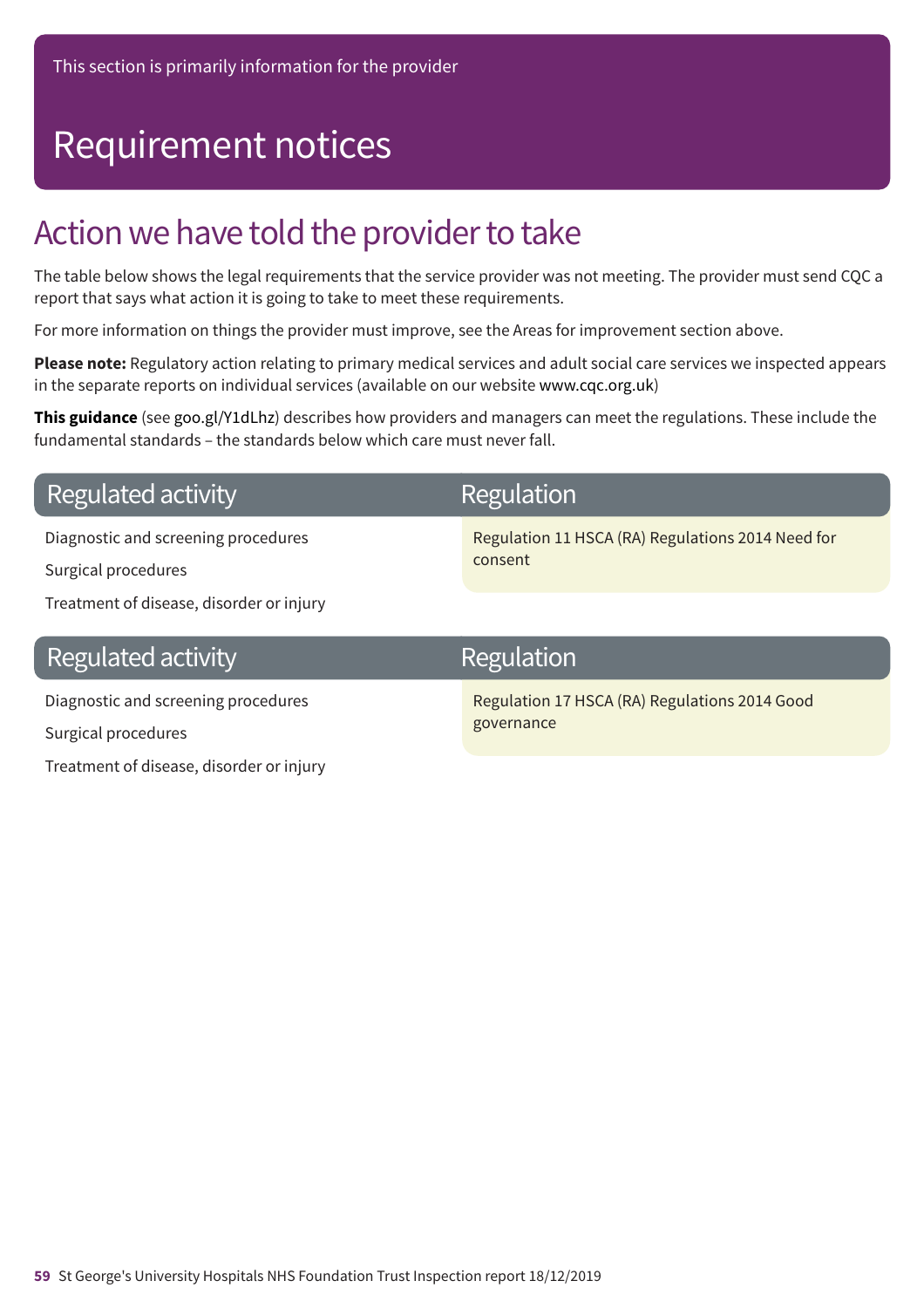This section is primarily information for the provider

# Requirement notices

## Action we have told the provider to take

The table below shows the legal requirements that the service provider was not meeting. The provider must send CQC a report that says what action it is going to take to meet these requirements.

For more information on things the provider must improve, see the Areas for improvement section above.

**Please note:** Regulatory action relating to primary medical services and adult social care services we inspected appears in the separate reports on individual services (available on our website www.cqc.org.uk)

**This guidance** (see goo.gl/Y1dLhz) describes how providers and managers can meet the regulations. These include the fundamental standards – the standards below which care must never fall.

| Regulated activity | Regulation |
|---|---|
| Diagnostic and screening procedures<br>Surgical procedures<br>Treatment of disease, disorder or injury | Regulation 11 HSCA (RA) Regulations 2014 Need for consent |

| Regulated activity | Regulation |
|---|---|
| Diagnostic and screening procedures<br>Surgical procedures<br>Treatment of disease, disorder or injury | Regulation 17 HSCA (RA) Regulations 2014 Good governance |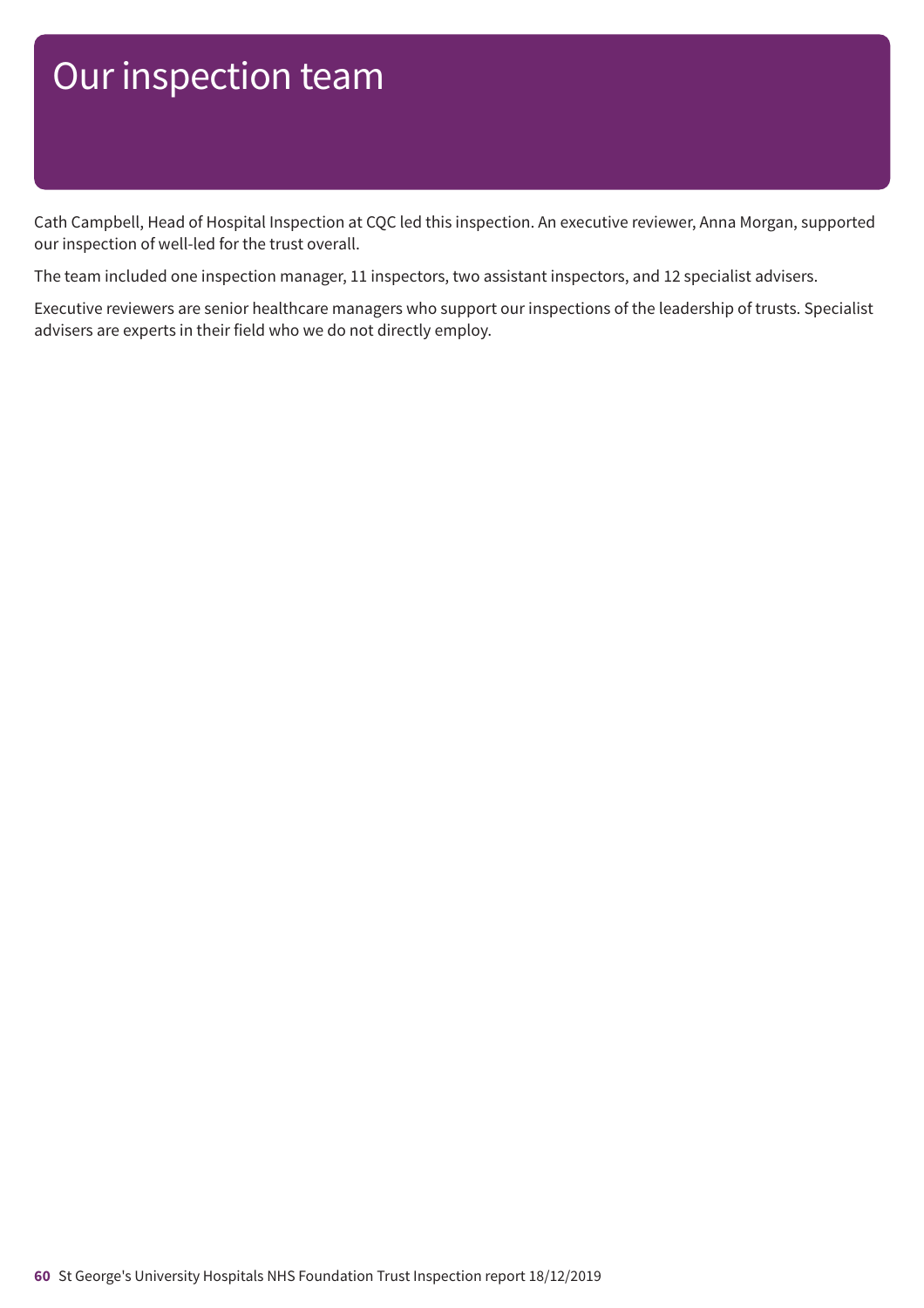# Our inspection team

Cath Campbell, Head of Hospital Inspection at CQC led this inspection. An executive reviewer, Anna Morgan, supported our inspection of well-led for the trust overall.

The team included one inspection manager, 11 inspectors, two assistant inspectors, and 12 specialist advisers.

Executive reviewers are senior healthcare managers who support our inspections of the leadership of trusts. Specialist advisers are experts in their field who we do not directly employ.